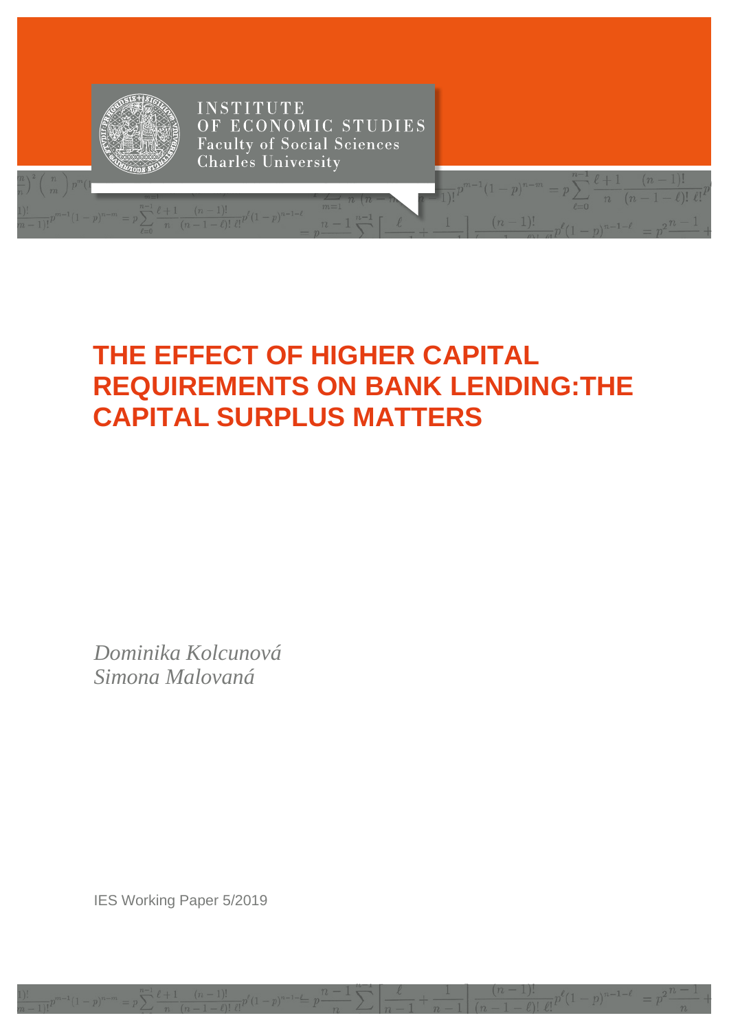INSTITUTE OF ECONOMIC STUDIES
Faculty of Social Sciences
Charles University

# THE EFFECT OF HIGHER CAPITAL REQUIREMENTS ON BANK LENDING:THE CAPITAL SURPLUS MATTERS

*Dominika Kolcunová*
*Simona Malovaná*

IES Working Paper 5/2019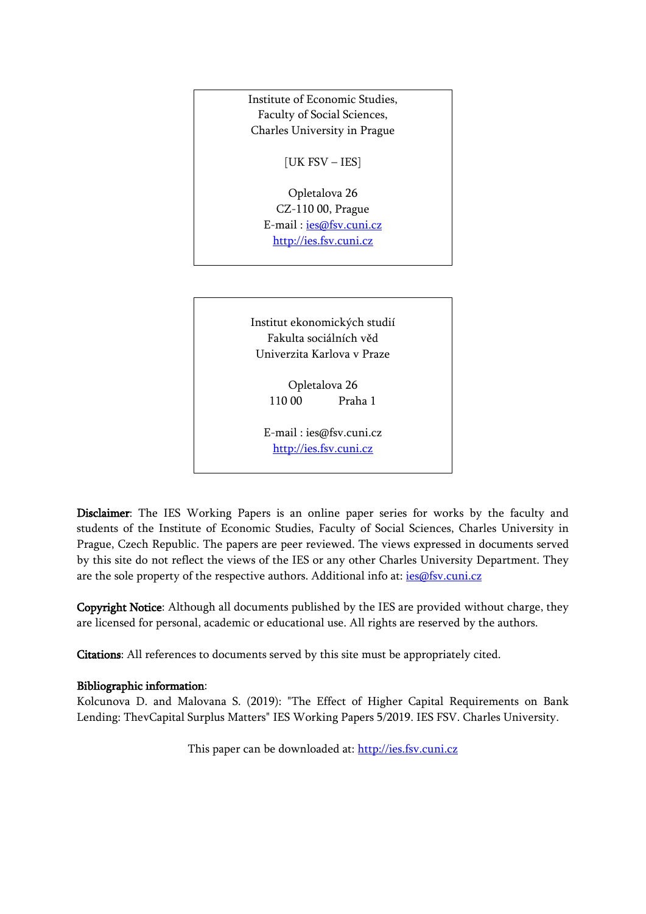Institute of Economic Studies,
Faculty of Social Sciences,
Charles University in Prague

[UK FSV – IES]

Opletalova 26
CZ-110 00, Prague
E-mail : ies@fsv.cuni.cz
http://ies.fsv.cuni.cz

Institut ekonomických studií
Fakulta sociálních věd
Univerzita Karlova v Praze

Opletalova 26
110 00 Praha 1

E-mail : ies@fsv.cuni.cz
http://ies.fsv.cuni.cz

**Disclaimer**: The IES Working Papers is an online paper series for works by the faculty and students of the Institute of Economic Studies, Faculty of Social Sciences, Charles University in Prague, Czech Republic. The papers are peer reviewed. The views expressed in documents served by this site do not reflect the views of the IES or any other Charles University Department. They are the sole property of the respective authors. Additional info at: ies@fsv.cuni.cz

**Copyright Notice**: Although all documents published by the IES are provided without charge, they are licensed for personal, academic or educational use. All rights are reserved by the authors.

**Citations**: All references to documents served by this site must be appropriately cited.

**Bibliographic information**:
Kolcunova D. and Malovana S. (2019): "The Effect of Higher Capital Requirements on Bank Lending: ThevCapital Surplus Matters" IES Working Papers 5/2019. IES FSV. Charles University.

This paper can be downloaded at: http://ies.fsv.cuni.cz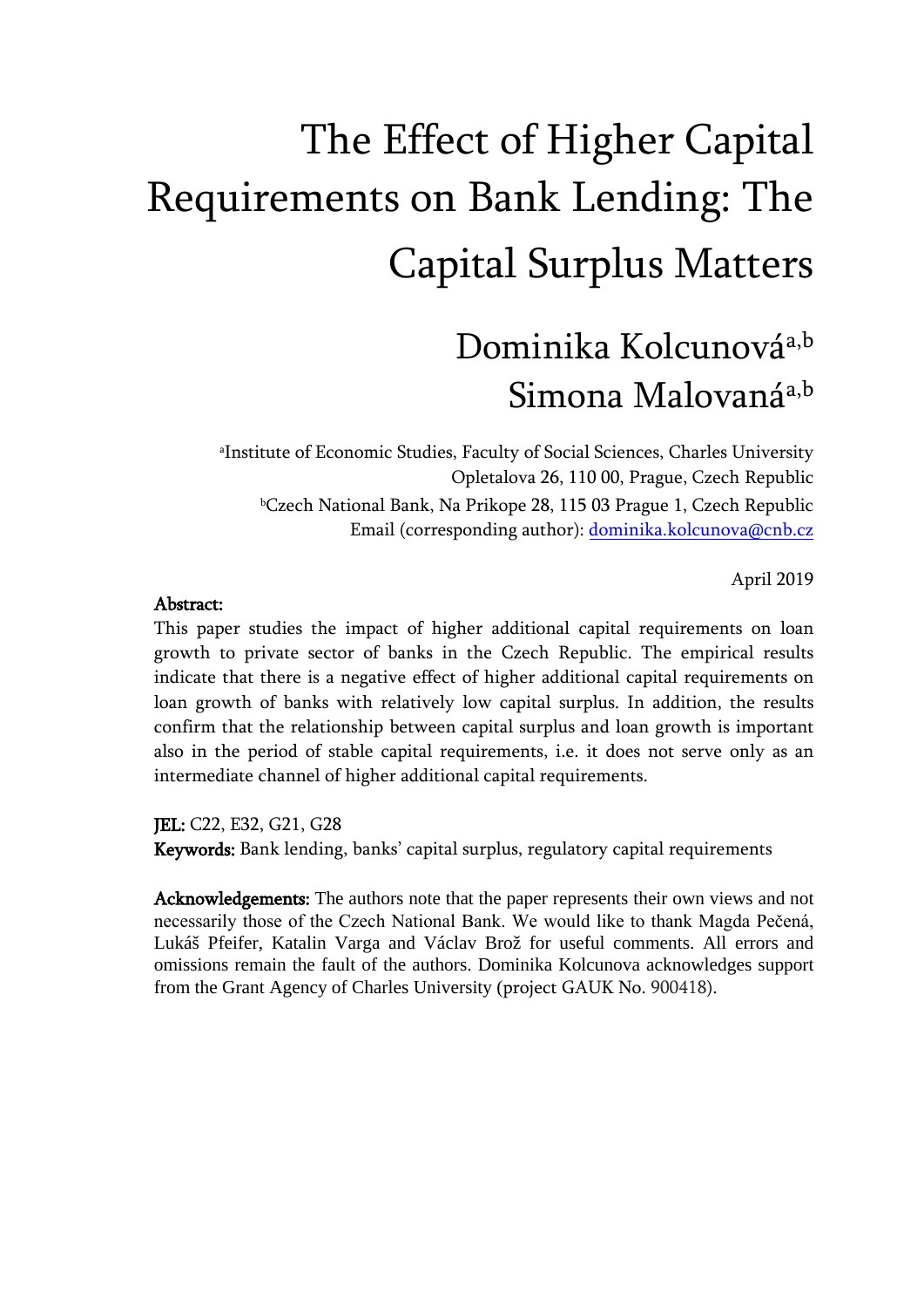# The Effect of Higher Capital Requirements on Bank Lending: The Capital Surplus Matters

Dominika Kolcunová[a,b]
Simona Malovaná[a,b]

[a]Institute of Economic Studies, Faculty of Social Sciences, Charles University
Opletalova 26, 110 00, Prague, Czech Republic
[b]Czech National Bank, Na Prikope 28, 115 03 Prague 1, Czech Republic
Email (corresponding author): dominika.kolcunova@cnb.cz

April 2019

**Abstract:**
This paper studies the impact of higher additional capital requirements on loan growth to private sector of banks in the Czech Republic. The empirical results indicate that there is a negative effect of higher additional capital requirements on loan growth of banks with relatively low capital surplus. In addition, the results confirm that the relationship between capital surplus and loan growth is important also in the period of stable capital requirements, i.e. it does not serve only as an intermediate channel of higher additional capital requirements.

**JEL:** C22, E32, G21, G28
**Keywords:** Bank lending, banks' capital surplus, regulatory capital requirements

**Acknowledgements:** The authors note that the paper represents their own views and not necessarily those of the Czech National Bank. We would like to thank Magda Pečená, Lukáš Pfeifer, Katalin Varga and Václav Brož for useful comments. All errors and omissions remain the fault of the authors. Dominika Kolcunova acknowledges support from the Grant Agency of Charles University (project GAUK No. 900418).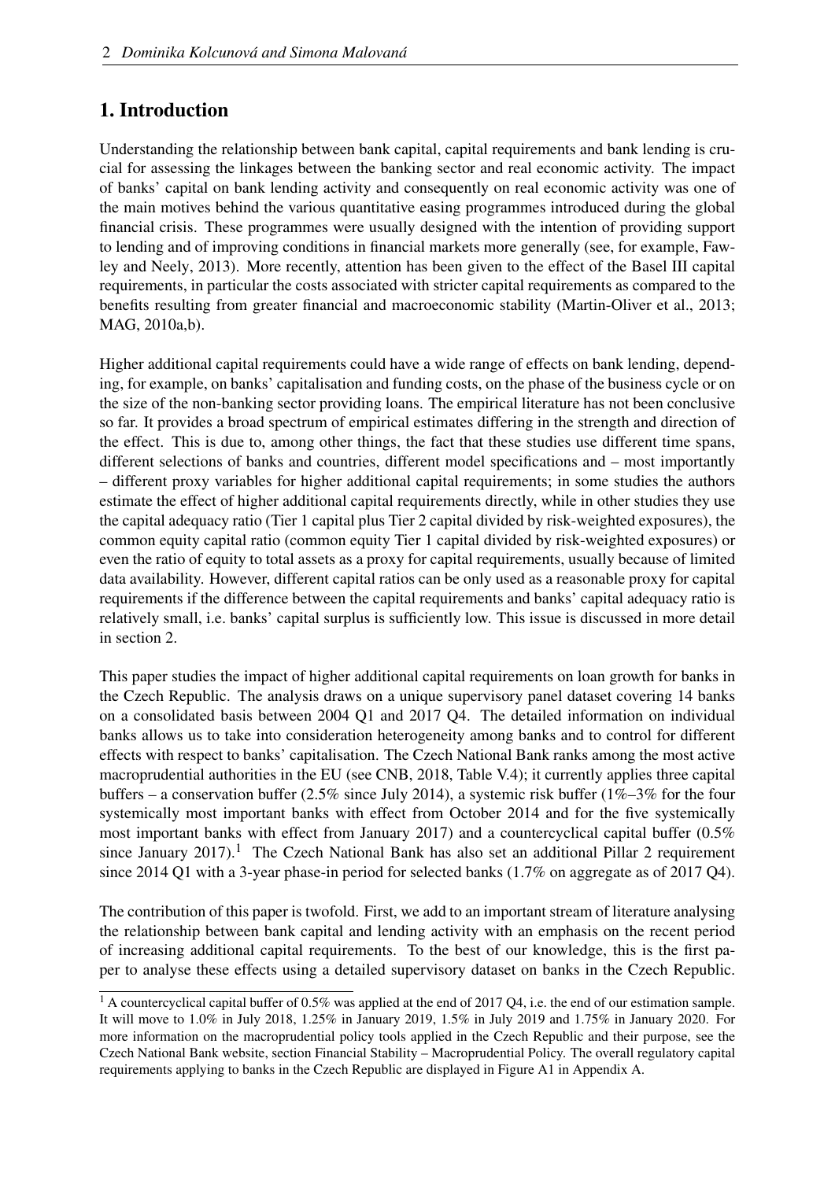## 1. Introduction

Understanding the relationship between bank capital, capital requirements and bank lending is crucial for assessing the linkages between the banking sector and real economic activity. The impact of banks' capital on bank lending activity and consequently on real economic activity was one of the main motives behind the various quantitative easing programmes introduced during the global financial crisis. These programmes were usually designed with the intention of providing support to lending and of improving conditions in financial markets more generally (see, for example, Fawley and Neely, 2013). More recently, attention has been given to the effect of the Basel III capital requirements, in particular the costs associated with stricter capital requirements as compared to the benefits resulting from greater financial and macroeconomic stability (Martin-Oliver et al., 2013; MAG, 2010a,b).

Higher additional capital requirements could have a wide range of effects on bank lending, depending, for example, on banks' capitalisation and funding costs, on the phase of the business cycle or on the size of the non-banking sector providing loans. The empirical literature has not been conclusive so far. It provides a broad spectrum of empirical estimates differing in the strength and direction of the effect. This is due to, among other things, the fact that these studies use different time spans, different selections of banks and countries, different model specifications and – most importantly – different proxy variables for higher additional capital requirements; in some studies the authors estimate the effect of higher additional capital requirements directly, while in other studies they use the capital adequacy ratio (Tier 1 capital plus Tier 2 capital divided by risk-weighted exposures), the common equity capital ratio (common equity Tier 1 capital divided by risk-weighted exposures) or even the ratio of equity to total assets as a proxy for capital requirements, usually because of limited data availability. However, different capital ratios can be only used as a reasonable proxy for capital requirements if the difference between the capital requirements and banks' capital adequacy ratio is relatively small, i.e. banks' capital surplus is sufficiently low. This issue is discussed in more detail in section 2.

This paper studies the impact of higher additional capital requirements on loan growth for banks in the Czech Republic. The analysis draws on a unique supervisory panel dataset covering 14 banks on a consolidated basis between 2004 Q1 and 2017 Q4. The detailed information on individual banks allows us to take into consideration heterogeneity among banks and to control for different effects with respect to banks' capitalisation. The Czech National Bank ranks among the most active macroprudential authorities in the EU (see CNB, 2018, Table V.4); it currently applies three capital buffers – a conservation buffer (2.5% since July 2014), a systemic risk buffer (1%–3% for the four systemically most important banks with effect from October 2014 and for the five systemically most important banks with effect from January 2017) and a countercyclical capital buffer (0.5% since January 2017).[1] The Czech National Bank has also set an additional Pillar 2 requirement since 2014 Q1 with a 3-year phase-in period for selected banks (1.7% on aggregate as of 2017 Q4).

The contribution of this paper is twofold. First, we add to an important stream of literature analysing the relationship between bank capital and lending activity with an emphasis on the recent period of increasing additional capital requirements. To the best of our knowledge, this is the first paper to analyse these effects using a detailed supervisory dataset on banks in the Czech Republic.

[1] A countercyclical capital buffer of 0.5% was applied at the end of 2017 Q4, i.e. the end of our estimation sample. It will move to 1.0% in July 2018, 1.25% in January 2019, 1.5% in July 2019 and 1.75% in January 2020. For more information on the macroprudential policy tools applied in the Czech Republic and their purpose, see the Czech National Bank website, section Financial Stability – Macroprudential Policy. The overall regulatory capital requirements applying to banks in the Czech Republic are displayed in Figure A1 in Appendix A.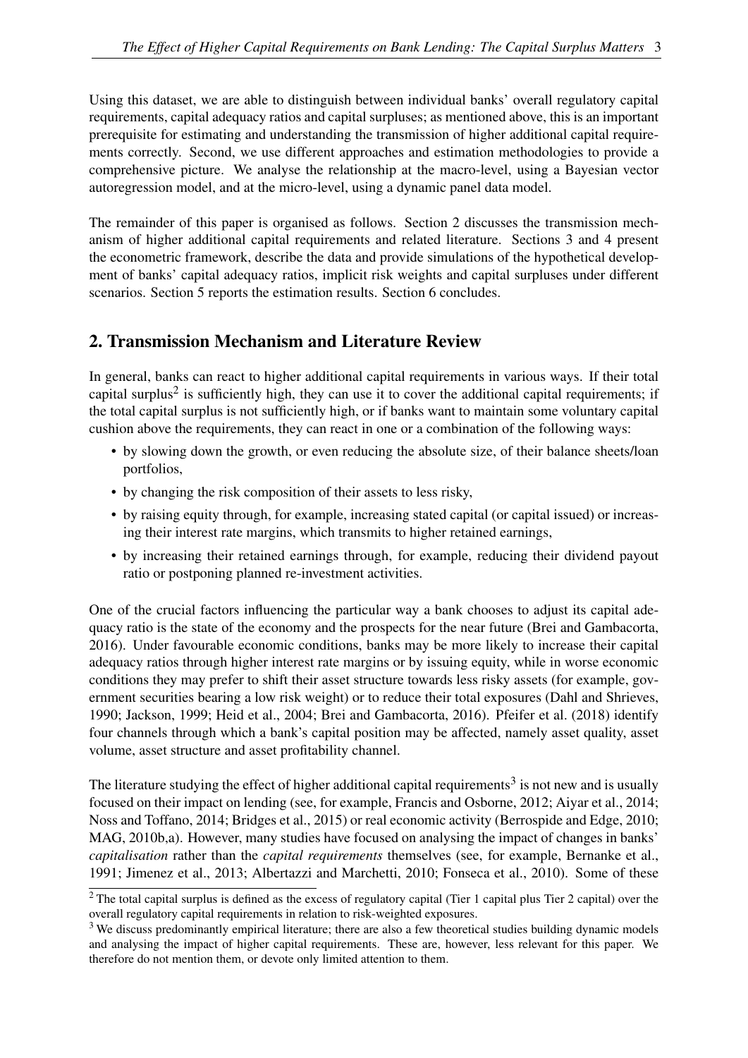Using this dataset, we are able to distinguish between individual banks' overall regulatory capital requirements, capital adequacy ratios and capital surpluses; as mentioned above, this is an important prerequisite for estimating and understanding the transmission of higher additional capital requirements correctly. Second, we use different approaches and estimation methodologies to provide a comprehensive picture. We analyse the relationship at the macro-level, using a Bayesian vector autoregression model, and at the micro-level, using a dynamic panel data model.

The remainder of this paper is organised as follows. Section 2 discusses the transmission mechanism of higher additional capital requirements and related literature. Sections 3 and 4 present the econometric framework, describe the data and provide simulations of the hypothetical development of banks' capital adequacy ratios, implicit risk weights and capital surpluses under different scenarios. Section 5 reports the estimation results. Section 6 concludes.

## 2. Transmission Mechanism and Literature Review

In general, banks can react to higher additional capital requirements in various ways. If their total capital surplus[2] is sufficiently high, they can use it to cover the additional capital requirements; if the total capital surplus is not sufficiently high, or if banks want to maintain some voluntary capital cushion above the requirements, they can react in one or a combination of the following ways:

- by slowing down the growth, or even reducing the absolute size, of their balance sheets/loan portfolios,
- by changing the risk composition of their assets to less risky,
- by raising equity through, for example, increasing stated capital (or capital issued) or increasing their interest rate margins, which transmits to higher retained earnings,
- by increasing their retained earnings through, for example, reducing their dividend payout ratio or postponing planned re-investment activities.

One of the crucial factors influencing the particular way a bank chooses to adjust its capital adequacy ratio is the state of the economy and the prospects for the near future (Brei and Gambacorta, 2016). Under favourable economic conditions, banks may be more likely to increase their capital adequacy ratios through higher interest rate margins or by issuing equity, while in worse economic conditions they may prefer to shift their asset structure towards less risky assets (for example, government securities bearing a low risk weight) or to reduce their total exposures (Dahl and Shrieves, 1990; Jackson, 1999; Heid et al., 2004; Brei and Gambacorta, 2016). Pfeifer et al. (2018) identify four channels through which a bank's capital position may be affected, namely asset quality, asset volume, asset structure and asset profitability channel.

The literature studying the effect of higher additional capital requirements[3] is not new and is usually focused on their impact on lending (see, for example, Francis and Osborne, 2012; Aiyar et al., 2014; Noss and Toffano, 2014; Bridges et al., 2015) or real economic activity (Berrospide and Edge, 2010; MAG, 2010b,a). However, many studies have focused on analysing the impact of changes in banks' *capitalisation* rather than the *capital requirements* themselves (see, for example, Bernanke et al., 1991; Jimenez et al., 2013; Albertazzi and Marchetti, 2010; Fonseca et al., 2010). Some of these

[2] The total capital surplus is defined as the excess of regulatory capital (Tier 1 capital plus Tier 2 capital) over the overall regulatory capital requirements in relation to risk-weighted exposures.

[3] We discuss predominantly empirical literature; there are also a few theoretical studies building dynamic models and analysing the impact of higher capital requirements. These are, however, less relevant for this paper. We therefore do not mention them, or devote only limited attention to them.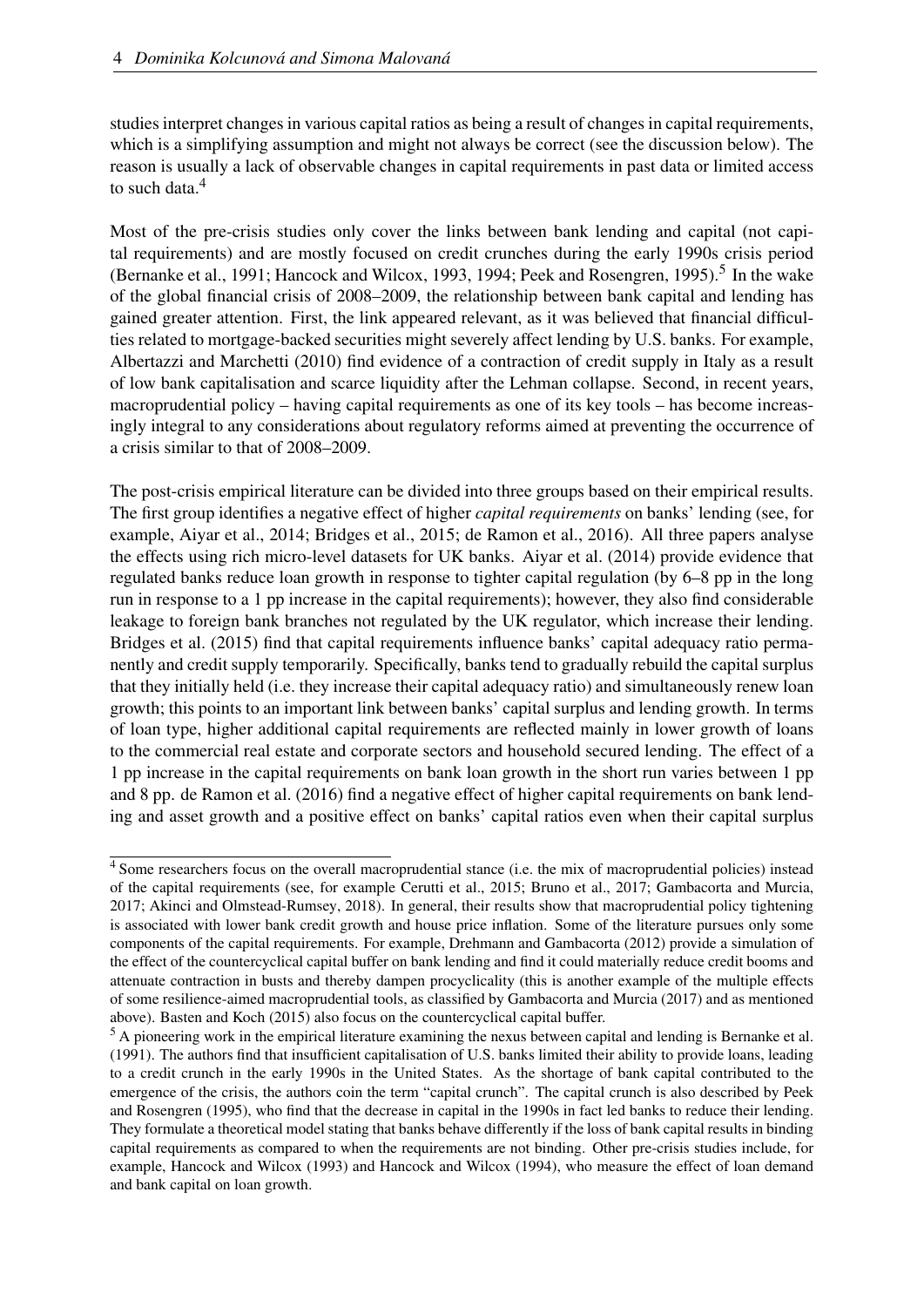studies interpret changes in various capital ratios as being a result of changes in capital requirements, which is a simplifying assumption and might not always be correct (see the discussion below). The reason is usually a lack of observable changes in capital requirements in past data or limited access to such data.[4]

Most of the pre-crisis studies only cover the links between bank lending and capital (not capital requirements) and are mostly focused on credit crunches during the early 1990s crisis period (Bernanke et al., 1991; Hancock and Wilcox, 1993, 1994; Peek and Rosengren, 1995).[5] In the wake of the global financial crisis of 2008–2009, the relationship between bank capital and lending has gained greater attention. First, the link appeared relevant, as it was believed that financial difficulties related to mortgage-backed securities might severely affect lending by U.S. banks. For example, Albertazzi and Marchetti (2010) find evidence of a contraction of credit supply in Italy as a result of low bank capitalisation and scarce liquidity after the Lehman collapse. Second, in recent years, macroprudential policy – having capital requirements as one of its key tools – has become increasingly integral to any considerations about regulatory reforms aimed at preventing the occurrence of a crisis similar to that of 2008–2009.

The post-crisis empirical literature can be divided into three groups based on their empirical results. The first group identifies a negative effect of higher *capital requirements* on banks' lending (see, for example, Aiyar et al., 2014; Bridges et al., 2015; de Ramon et al., 2016). All three papers analyse the effects using rich micro-level datasets for UK banks. Aiyar et al. (2014) provide evidence that regulated banks reduce loan growth in response to tighter capital regulation (by 6–8 pp in the long run in response to a 1 pp increase in the capital requirements); however, they also find considerable leakage to foreign bank branches not regulated by the UK regulator, which increase their lending. Bridges et al. (2015) find that capital requirements influence banks' capital adequacy ratio permanently and credit supply temporarily. Specifically, banks tend to gradually rebuild the capital surplus that they initially held (i.e. they increase their capital adequacy ratio) and simultaneously renew loan growth; this points to an important link between banks' capital surplus and lending growth. In terms of loan type, higher additional capital requirements are reflected mainly in lower growth of loans to the commercial real estate and corporate sectors and household secured lending. The effect of a 1 pp increase in the capital requirements on bank loan growth in the short run varies between 1 pp and 8 pp. de Ramon et al. (2016) find a negative effect of higher capital requirements on bank lending and asset growth and a positive effect on banks' capital ratios even when their capital surplus

[4] Some researchers focus on the overall macroprudential stance (i.e. the mix of macroprudential policies) instead of the capital requirements (see, for example Cerutti et al., 2015; Bruno et al., 2017; Gambacorta and Murcia, 2017; Akinci and Olmstead-Rumsey, 2018). In general, their results show that macroprudential policy tightening is associated with lower bank credit growth and house price inflation. Some of the literature pursues only some components of the capital requirements. For example, Drehmann and Gambacorta (2012) provide a simulation of the effect of the countercyclical capital buffer on bank lending and find it could materially reduce credit booms and attenuate contraction in busts and thereby dampen procyclicality (this is another example of the multiple effects of some resilience-aimed macroprudential tools, as classified by Gambacorta and Murcia (2017) and as mentioned above). Basten and Koch (2015) also focus on the countercyclical capital buffer.

[5] A pioneering work in the empirical literature examining the nexus between capital and lending is Bernanke et al. (1991). The authors find that insufficient capitalisation of U.S. banks limited their ability to provide loans, leading to a credit crunch in the early 1990s in the United States. As the shortage of bank capital contributed to the emergence of the crisis, the authors coin the term "capital crunch". The capital crunch is also described by Peek and Rosengren (1995), who find that the decrease in capital in the 1990s in fact led banks to reduce their lending. They formulate a theoretical model stating that banks behave differently if the loss of bank capital results in binding capital requirements as compared to when the requirements are not binding. Other pre-crisis studies include, for example, Hancock and Wilcox (1993) and Hancock and Wilcox (1994), who measure the effect of loan demand and bank capital on loan growth.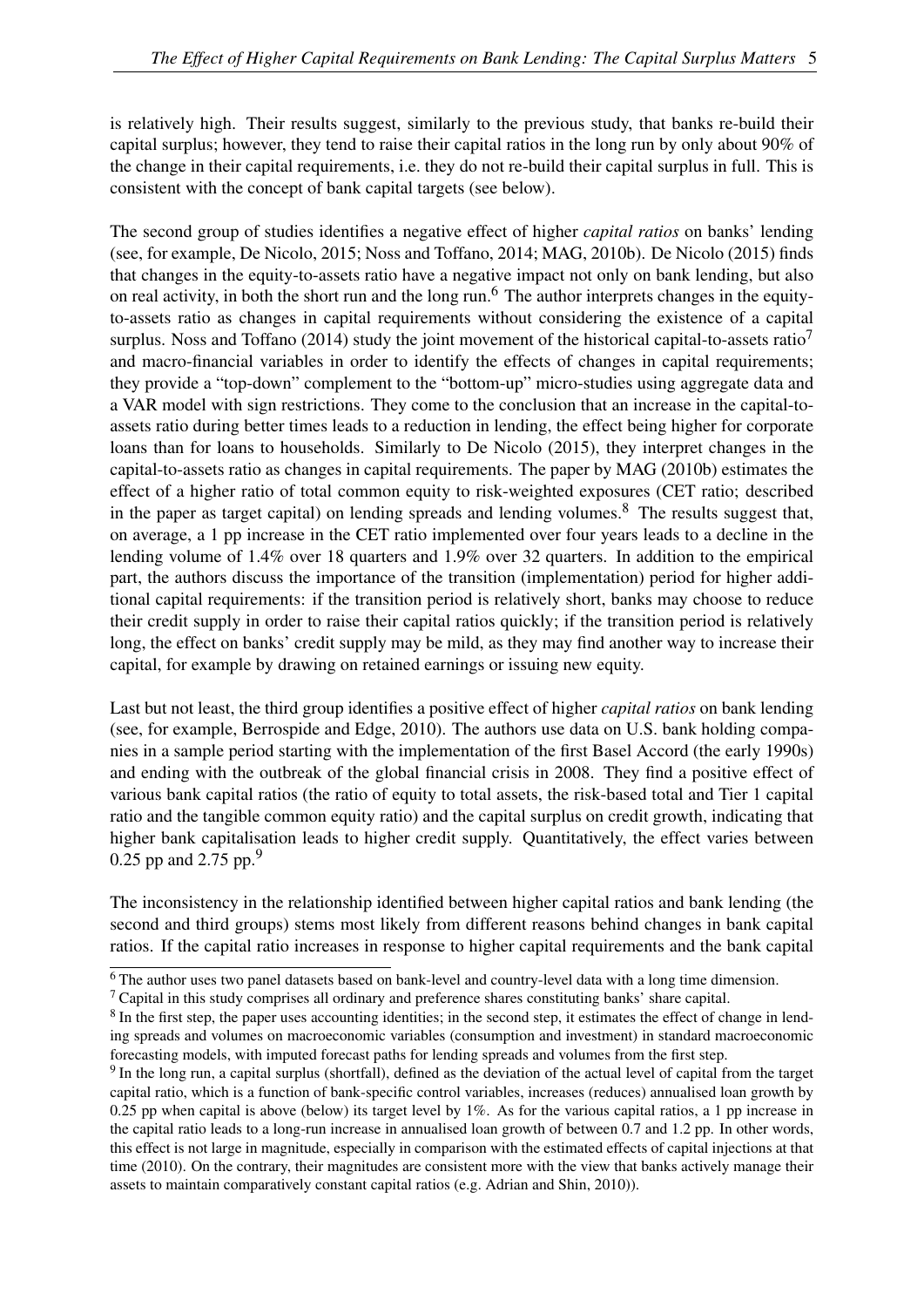is relatively high. Their results suggest, similarly to the previous study, that banks re-build their capital surplus; however, they tend to raise their capital ratios in the long run by only about 90% of the change in their capital requirements, i.e. they do not re-build their capital surplus in full. This is consistent with the concept of bank capital targets (see below).

The second group of studies identifies a negative effect of higher *capital ratios* on banks' lending (see, for example, De Nicolo, 2015; Noss and Toffano, 2014; MAG, 2010b). De Nicolo (2015) finds that changes in the equity-to-assets ratio have a negative impact not only on bank lending, but also on real activity, in both the short run and the long run.[6] The author interprets changes in the equity-to-assets ratio as changes in capital requirements without considering the existence of a capital surplus. Noss and Toffano (2014) study the joint movement of the historical capital-to-assets ratio[7] and macro-financial variables in order to identify the effects of changes in capital requirements; they provide a "top-down" complement to the "bottom-up" micro-studies using aggregate data and a VAR model with sign restrictions. They come to the conclusion that an increase in the capital-to-assets ratio during better times leads to a reduction in lending, the effect being higher for corporate loans than for loans to households. Similarly to De Nicolo (2015), they interpret changes in the capital-to-assets ratio as changes in capital requirements. The paper by MAG (2010b) estimates the effect of a higher ratio of total common equity to risk-weighted exposures (CET ratio; described in the paper as target capital) on lending spreads and lending volumes.[8] The results suggest that, on average, a 1 pp increase in the CET ratio implemented over four years leads to a decline in the lending volume of 1.4% over 18 quarters and 1.9% over 32 quarters. In addition to the empirical part, the authors discuss the importance of the transition (implementation) period for higher additional capital requirements: if the transition period is relatively short, banks may choose to reduce their credit supply in order to raise their capital ratios quickly; if the transition period is relatively long, the effect on banks' credit supply may be mild, as they may find another way to increase their capital, for example by drawing on retained earnings or issuing new equity.

Last but not least, the third group identifies a positive effect of higher *capital ratios* on bank lending (see, for example, Berrospide and Edge, 2010). The authors use data on U.S. bank holding companies in a sample period starting with the implementation of the first Basel Accord (the early 1990s) and ending with the outbreak of the global financial crisis in 2008. They find a positive effect of various bank capital ratios (the ratio of equity to total assets, the risk-based total and Tier 1 capital ratio and the tangible common equity ratio) and the capital surplus on credit growth, indicating that higher bank capitalisation leads to higher credit supply. Quantitatively, the effect varies between 0.25 pp and 2.75 pp.[9]

The inconsistency in the relationship identified between higher capital ratios and bank lending (the second and third groups) stems most likely from different reasons behind changes in bank capital ratios. If the capital ratio increases in response to higher capital requirements and the bank capital

[6] The author uses two panel datasets based on bank-level and country-level data with a long time dimension.

[7] Capital in this study comprises all ordinary and preference shares constituting banks' share capital.

[8] In the first step, the paper uses accounting identities; in the second step, it estimates the effect of change in lending spreads and volumes on macroeconomic variables (consumption and investment) in standard macroeconomic forecasting models, with imputed forecast paths for lending spreads and volumes from the first step.

[9] In the long run, a capital surplus (shortfall), defined as the deviation of the actual level of capital from the target capital ratio, which is a function of bank-specific control variables, increases (reduces) annualised loan growth by 0.25 pp when capital is above (below) its target level by 1%. As for the various capital ratios, a 1 pp increase in the capital ratio leads to a long-run increase in annualised loan growth of between 0.7 and 1.2 pp. In other words, this effect is not large in magnitude, especially in comparison with the estimated effects of capital injections at that time (2010). On the contrary, their magnitudes are consistent more with the view that banks actively manage their assets to maintain comparatively constant capital ratios (e.g. Adrian and Shin, 2010)).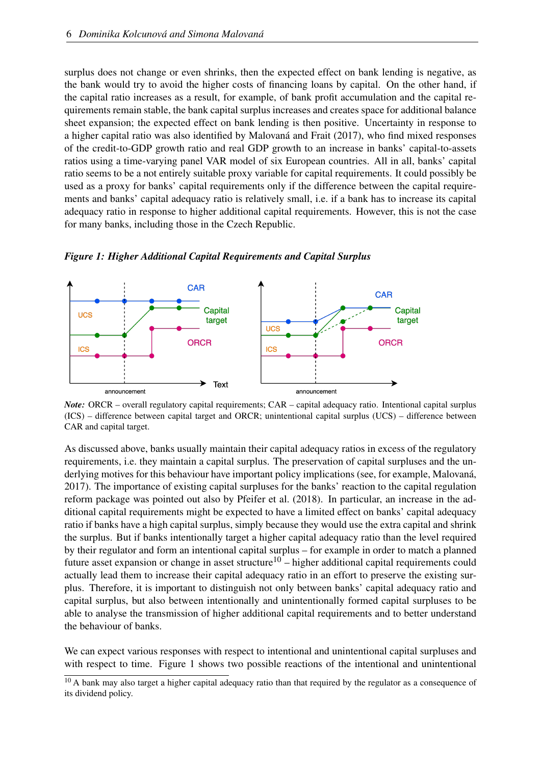surplus does not change or even shrinks, then the expected effect on bank lending is negative, as the bank would try to avoid the higher costs of financing loans by capital. On the other hand, if the capital ratio increases as a result, for example, of bank profit accumulation and the capital requirements remain stable, the bank capital surplus increases and creates space for additional balance sheet expansion; the expected effect on bank lending is then positive. Uncertainty in response to a higher capital ratio was also identified by Malovaná and Frait (2017), who find mixed responses of the credit-to-GDP growth ratio and real GDP growth to an increase in banks' capital-to-assets ratios using a time-varying panel VAR model of six European countries. All in all, banks' capital ratio seems to be a not entirely suitable proxy variable for capital requirements. It could possibly be used as a proxy for banks' capital requirements only if the difference between the capital requirements and banks' capital adequacy ratio is relatively small, i.e. if a bank has to increase its capital adequacy ratio in response to higher additional capital requirements. However, this is not the case for many banks, including those in the Czech Republic.

***Figure 1: Higher Additional Capital Requirements and Capital Surplus***

*Note:* ORCR – overall regulatory capital requirements; CAR – capital adequacy ratio. Intentional capital surplus (ICS) – difference between capital target and ORCR; unintentional capital surplus (UCS) – difference between CAR and capital target.

As discussed above, banks usually maintain their capital adequacy ratios in excess of the regulatory requirements, i.e. they maintain a capital surplus. The preservation of capital surpluses and the underlying motives for this behaviour have important policy implications (see, for example, Malovaná, 2017). The importance of existing capital surpluses for the banks' reaction to the capital regulation reform package was pointed out also by Pfeifer et al. (2018). In particular, an increase in the additional capital requirements might be expected to have a limited effect on banks' capital adequacy ratio if banks have a high capital surplus, simply because they would use the extra capital and shrink the surplus. But if banks intentionally target a higher capital adequacy ratio than the level required by their regulator and form an intentional capital surplus – for example in order to match a planned future asset expansion or change in asset structure[10] – higher additional capital requirements could actually lead them to increase their capital adequacy ratio in an effort to preserve the existing surplus. Therefore, it is important to distinguish not only between banks' capital adequacy ratio and capital surplus, but also between intentionally and unintentionally formed capital surpluses to be able to analyse the transmission of higher additional capital requirements and to better understand the behaviour of banks.

We can expect various responses with respect to intentional and unintentional capital surpluses and with respect to time. Figure 1 shows two possible reactions of the intentional and unintentional

[10] A bank may also target a higher capital adequacy ratio than that required by the regulator as a consequence of its dividend policy.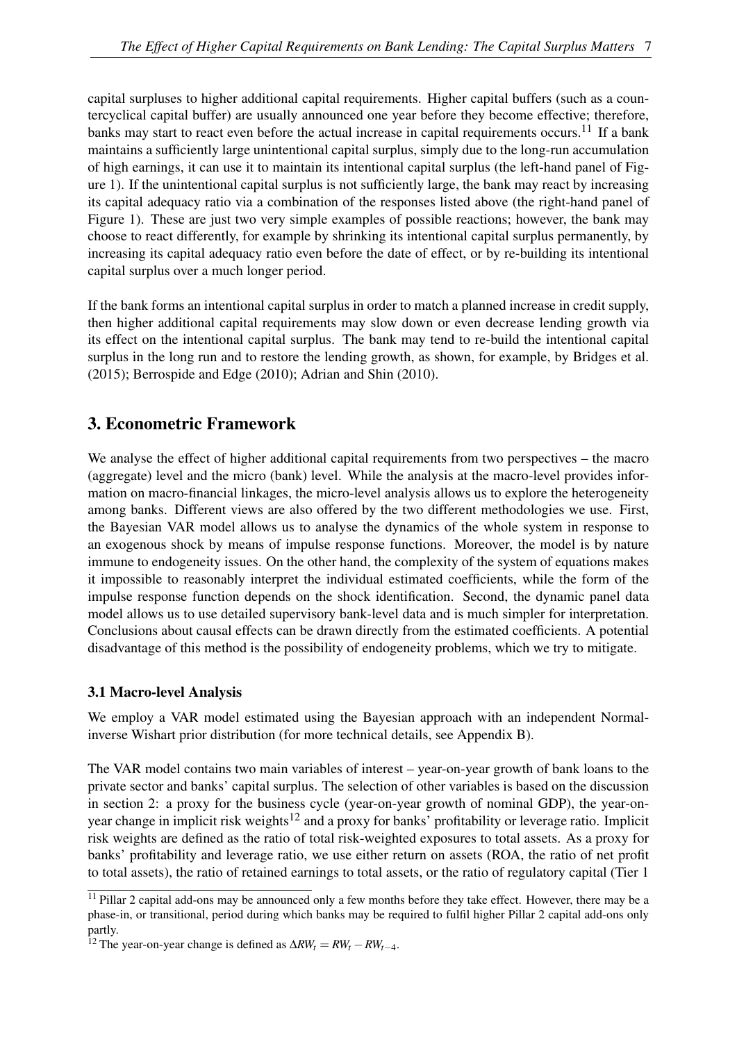capital surpluses to higher additional capital requirements. Higher capital buffers (such as a countercyclical capital buffer) are usually announced one year before they become effective; therefore, banks may start to react even before the actual increase in capital requirements occurs.[11] If a bank maintains a sufficiently large unintentional capital surplus, simply due to the long-run accumulation of high earnings, it can use it to maintain its intentional capital surplus (the left-hand panel of Figure 1). If the unintentional capital surplus is not sufficiently large, the bank may react by increasing its capital adequacy ratio via a combination of the responses listed above (the right-hand panel of Figure 1). These are just two very simple examples of possible reactions; however, the bank may choose to react differently, for example by shrinking its intentional capital surplus permanently, by increasing its capital adequacy ratio even before the date of effect, or by re-building its intentional capital surplus over a much longer period.

If the bank forms an intentional capital surplus in order to match a planned increase in credit supply, then higher additional capital requirements may slow down or even decrease lending growth via its effect on the intentional capital surplus. The bank may tend to re-build the intentional capital surplus in the long run and to restore the lending growth, as shown, for example, by Bridges et al. (2015); Berrospide and Edge (2010); Adrian and Shin (2010).

## 3. Econometric Framework

We analyse the effect of higher additional capital requirements from two perspectives – the macro (aggregate) level and the micro (bank) level. While the analysis at the macro-level provides information on macro-financial linkages, the micro-level analysis allows us to explore the heterogeneity among banks. Different views are also offered by the two different methodologies we use. First, the Bayesian VAR model allows us to analyse the dynamics of the whole system in response to an exogenous shock by means of impulse response functions. Moreover, the model is by nature immune to endogeneity issues. On the other hand, the complexity of the system of equations makes it impossible to reasonably interpret the individual estimated coefficients, while the form of the impulse response function depends on the shock identification. Second, the dynamic panel data model allows us to use detailed supervisory bank-level data and is much simpler for interpretation. Conclusions about causal effects can be drawn directly from the estimated coefficients. A potential disadvantage of this method is the possibility of endogeneity problems, which we try to mitigate.

### 3.1 Macro-level Analysis

We employ a VAR model estimated using the Bayesian approach with an independent Normal-inverse Wishart prior distribution (for more technical details, see Appendix B).

The VAR model contains two main variables of interest – year-on-year growth of bank loans to the private sector and banks' capital surplus. The selection of other variables is based on the discussion in section 2: a proxy for the business cycle (year-on-year growth of nominal GDP), the year-on-year change in implicit risk weights[12] and a proxy for banks' profitability or leverage ratio. Implicit risk weights are defined as the ratio of total risk-weighted exposures to total assets. As a proxy for banks' profitability and leverage ratio, we use either return on assets (ROA, the ratio of net profit to total assets), the ratio of retained earnings to total assets, or the ratio of regulatory capital (Tier 1

[11] Pillar 2 capital add-ons may be announced only a few months before they take effect. However, there may be a phase-in, or transitional, period during which banks may be required to fulfil higher Pillar 2 capital add-ons only partly.

[12] The year-on-year change is defined as $\Delta RW_t = RW_t - RW_{t-4}$.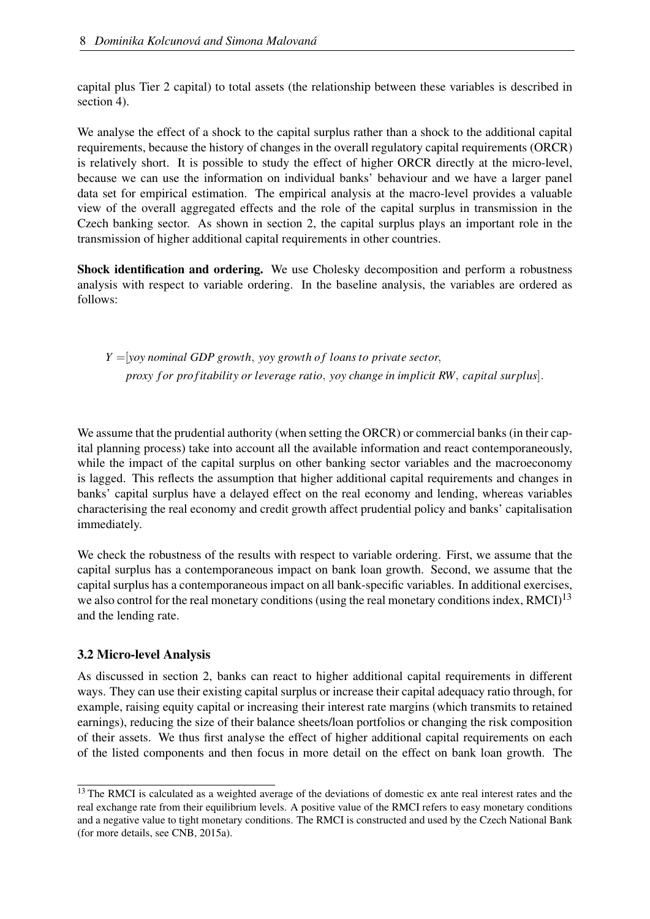capital plus Tier 2 capital) to total assets (the relationship between these variables is described in section 4).

We analyse the effect of a shock to the capital surplus rather than a shock to the additional capital requirements, because the history of changes in the overall regulatory capital requirements (ORCR) is relatively short. It is possible to study the effect of higher ORCR directly at the micro-level, because we can use the information on individual banks' behaviour and we have a larger panel data set for empirical estimation. The empirical analysis at the macro-level provides a valuable view of the overall aggregated effects and the role of the capital surplus in transmission in the Czech banking sector. As shown in section 2, the capital surplus plays an important role in the transmission of higher additional capital requirements in other countries.

**Shock identification and ordering.** We use Cholesky decomposition and perform a robustness analysis with respect to variable ordering. In the baseline analysis, the variables are ordered as follows:

$$
\begin{aligned}
Y =& [\textit{yoy nominal GDP growth},\ \textit{yoy growth of loans to private sector},\\
& \textit{proxy for profitability or leverage ratio},\ \textit{yoy change in implicit RW},\ \textit{capital surplus}].
\end{aligned}
$$

We assume that the prudential authority (when setting the ORCR) or commercial banks (in their capital planning process) take into account all the available information and react contemporaneously, while the impact of the capital surplus on other banking sector variables and the macroeconomy is lagged. This reflects the assumption that higher additional capital requirements and changes in banks' capital surplus have a delayed effect on the real economy and lending, whereas variables characterising the real economy and credit growth affect prudential policy and banks' capitalisation immediately.

We check the robustness of the results with respect to variable ordering. First, we assume that the capital surplus has a contemporaneous impact on bank loan growth. Second, we assume that the capital surplus has a contemporaneous impact on all bank-specific variables. In additional exercises, we also control for the real monetary conditions (using the real monetary conditions index, RMCI)[13] and the lending rate.

### 3.2 Micro-level Analysis

As discussed in section 2, banks can react to higher additional capital requirements in different ways. They can use their existing capital surplus or increase their capital adequacy ratio through, for example, raising equity capital or increasing their interest rate margins (which transmits to retained earnings), reducing the size of their balance sheets/loan portfolios or changing the risk composition of their assets. We thus first analyse the effect of higher additional capital requirements on each of the listed components and then focus in more detail on the effect on bank loan growth. The

[13] The RMCI is calculated as a weighted average of the deviations of domestic ex ante real interest rates and the real exchange rate from their equilibrium levels. A positive value of the RMCI refers to easy monetary conditions and a negative value to tight monetary conditions. The RMCI is constructed and used by the Czech National Bank (for more details, see CNB, 2015a).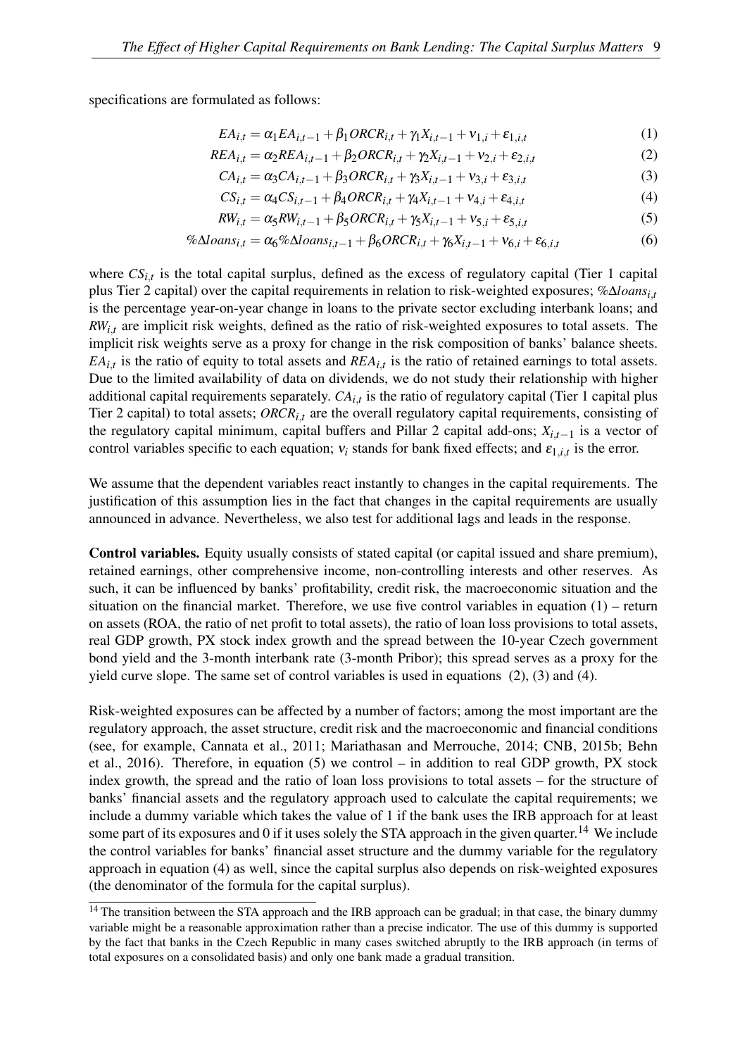specifications are formulated as follows:

$$EA_{i,t} = \alpha_1 EA_{i,t-1} + \beta_1 ORCR_{i,t} + \gamma_1 X_{i,t-1} + \nu_{1,i} + \varepsilon_{1,i,t} \tag{1}$$

$$REA_{i,t} = \alpha_2 REA_{i,t-1} + \beta_2 ORCR_{i,t} + \gamma_2 X_{i,t-1} + \nu_{2,i} + \varepsilon_{2,i,t} \tag{2}$$

$$CA_{i,t} = \alpha_3 CA_{i,t-1} + \beta_3 ORCR_{i,t} + \gamma_3 X_{i,t-1} + \nu_{3,i} + \varepsilon_{3,i,t} \tag{3}$$

$$CS_{i,t} = \alpha_4 CS_{i,t-1} + \beta_4 ORCR_{i,t} + \gamma_4 X_{i,t-1} + \nu_{4,i} + \varepsilon_{4,i,t} \tag{4}$$

$$RW_{i,t} = \alpha_5 RW_{i,t-1} + \beta_5 ORCR_{i,t} + \gamma_5 X_{i,t-1} + \nu_{5,i} + \varepsilon_{5,i,t} \tag{5}$$

$$\%\Delta loans_{i,t} = \alpha_6 \%\Delta loans_{i,t-1} + \beta_6 ORCR_{i,t} + \gamma_6 X_{i,t-1} + \nu_{6,i} + \varepsilon_{6,i,t} \tag{6}$$

where $CS_{i,t}$ is the total capital surplus, defined as the excess of regulatory capital (Tier 1 capital plus Tier 2 capital) over the capital requirements in relation to risk-weighted exposures; $\%\Delta loans_{i,t}$ is the percentage year-on-year change in loans to the private sector excluding interbank loans; and $RW_{i,t}$ are implicit risk weights, defined as the ratio of risk-weighted exposures to total assets. The implicit risk weights serve as a proxy for change in the risk composition of banks' balance sheets. $EA_{i,t}$ is the ratio of equity to total assets and $REA_{i,t}$ is the ratio of retained earnings to total assets. Due to the limited availability of data on dividends, we do not study their relationship with higher additional capital requirements separately. $CA_{i,t}$ is the ratio of regulatory capital (Tier 1 capital plus Tier 2 capital) to total assets; $ORCR_{i,t}$ are the overall regulatory capital requirements, consisting of the regulatory capital minimum, capital buffers and Pillar 2 capital add-ons; $X_{i,t-1}$ is a vector of control variables specific to each equation; $\nu_i$ stands for bank fixed effects; and $\varepsilon_{1,i,t}$ is the error.

We assume that the dependent variables react instantly to changes in the capital requirements. The justification of this assumption lies in the fact that changes in the capital requirements are usually announced in advance. Nevertheless, we also test for additional lags and leads in the response.

**Control variables.** Equity usually consists of stated capital (or capital issued and share premium), retained earnings, other comprehensive income, non-controlling interests and other reserves. As such, it can be influenced by banks' profitability, credit risk, the macroeconomic situation and the situation on the financial market. Therefore, we use five control variables in equation (1) – return on assets (ROA, the ratio of net profit to total assets), the ratio of loan loss provisions to total assets, real GDP growth, PX stock index growth and the spread between the 10-year Czech government bond yield and the 3-month interbank rate (3-month Pribor); this spread serves as a proxy for the yield curve slope. The same set of control variables is used in equations (2), (3) and (4).

Risk-weighted exposures can be affected by a number of factors; among the most important are the regulatory approach, the asset structure, credit risk and the macroeconomic and financial conditions (see, for example, Cannata et al., 2011; Mariathasan and Merrouche, 2014; CNB, 2015b; Behn et al., 2016). Therefore, in equation (5) we control – in addition to real GDP growth, PX stock index growth, the spread and the ratio of loan loss provisions to total assets – for the structure of banks' financial assets and the regulatory approach used to calculate the capital requirements; we include a dummy variable which takes the value of 1 if the bank uses the IRB approach for at least some part of its exposures and 0 if it uses solely the STA approach in the given quarter.[14] We include the control variables for banks' financial asset structure and the dummy variable for the regulatory approach in equation (4) as well, since the capital surplus also depends on risk-weighted exposures (the denominator of the formula for the capital surplus).

[14] The transition between the STA approach and the IRB approach can be gradual; in that case, the binary dummy variable might be a reasonable approximation rather than a precise indicator. The use of this dummy is supported by the fact that banks in the Czech Republic in many cases switched abruptly to the IRB approach (in terms of total exposures on a consolidated basis) and only one bank made a gradual transition.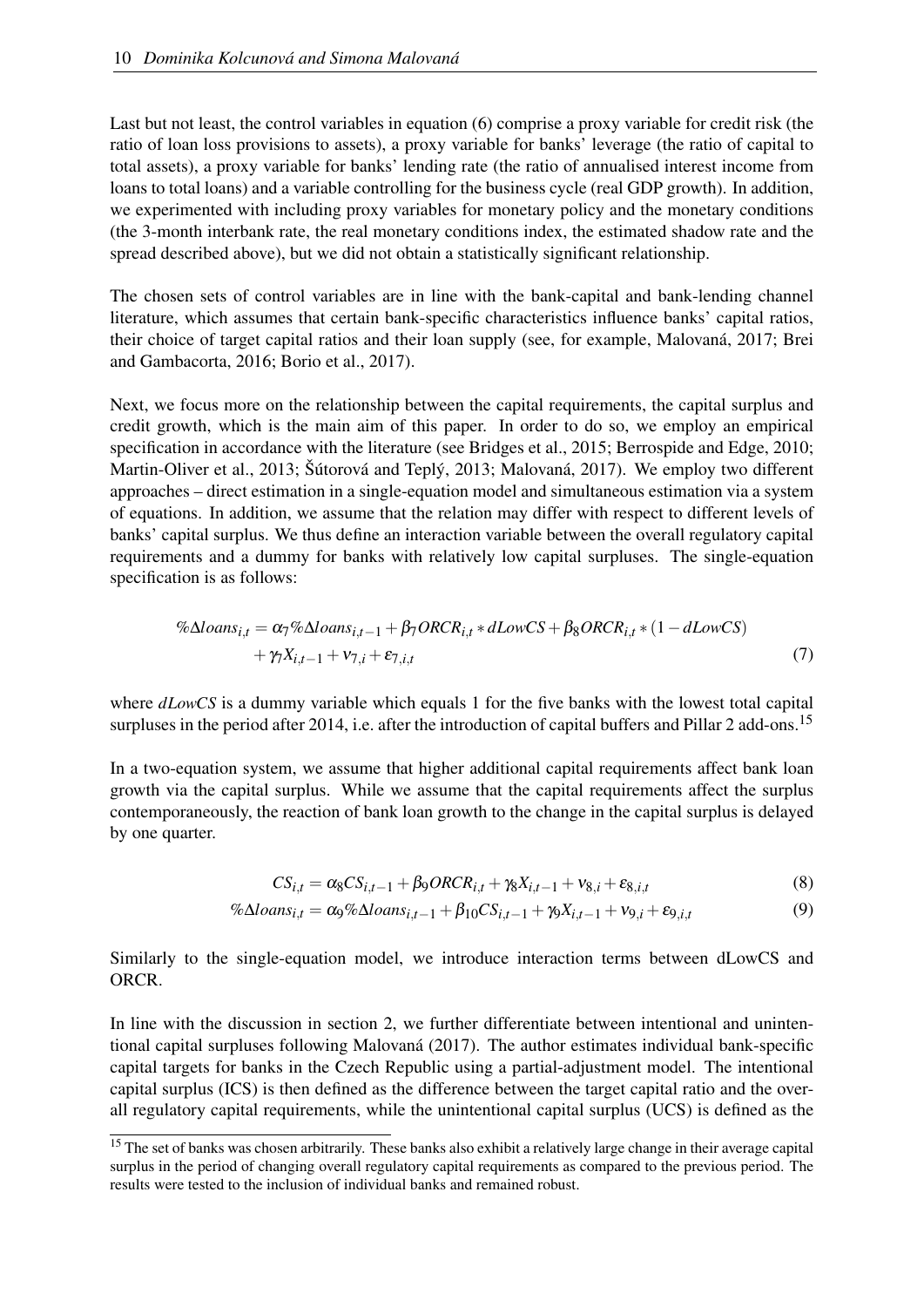Last but not least, the control variables in equation (6) comprise a proxy variable for credit risk (the ratio of loan loss provisions to assets), a proxy variable for banks' leverage (the ratio of capital to total assets), a proxy variable for banks' lending rate (the ratio of annualised interest income from loans to total loans) and a variable controlling for the business cycle (real GDP growth). In addition, we experimented with including proxy variables for monetary policy and the monetary conditions (the 3-month interbank rate, the real monetary conditions index, the estimated shadow rate and the spread described above), but we did not obtain a statistically significant relationship.

The chosen sets of control variables are in line with the bank-capital and bank-lending channel literature, which assumes that certain bank-specific characteristics influence banks' capital ratios, their choice of target capital ratios and their loan supply (see, for example, Malovaná, 2017; Brei and Gambacorta, 2016; Borio et al., 2017).

Next, we focus more on the relationship between the capital requirements, the capital surplus and credit growth, which is the main aim of this paper. In order to do so, we employ an empirical specification in accordance with the literature (see Bridges et al., 2015; Berrospide and Edge, 2010; Martin-Oliver et al., 2013; Šútorová and Teplý, 2013; Malovaná, 2017). We employ two different approaches – direct estimation in a single-equation model and simultaneous estimation via a system of equations. In addition, we assume that the relation may differ with respect to different levels of banks' capital surplus. We thus define an interaction variable between the overall regulatory capital requirements and a dummy for banks with relatively low capital surpluses. The single-equation specification is as follows:

$$\begin{aligned}\%\Delta loans_{i,t} = {} & \alpha_7 \%\Delta loans_{i,t-1} + \beta_7 ORCR_{i,t} * dLowCS + \beta_8 ORCR_{i,t} * (1 - dLowCS) \\ & + \gamma_7 X_{i,t-1} + \nu_{7,i} + \varepsilon_{7,i,t} \end{aligned} \tag{7}$$

where *dLowCS* is a dummy variable which equals 1 for the five banks with the lowest total capital surpluses in the period after 2014, i.e. after the introduction of capital buffers and Pillar 2 add-ons.[15]

In a two-equation system, we assume that higher additional capital requirements affect bank loan growth via the capital surplus. While we assume that the capital requirements affect the surplus contemporaneously, the reaction of bank loan growth to the change in the capital surplus is delayed by one quarter.

$$CS_{i,t} = \alpha_8 CS_{i,t-1} + \beta_9 ORCR_{i,t} + \gamma_8 X_{i,t-1} + \nu_{8,i} + \varepsilon_{8,i,t} \tag{8}$$

$$\%\Delta loans_{i,t} = \alpha_9 \%\Delta loans_{i,t-1} + \beta_{10} CS_{i,t-1} + \gamma_9 X_{i,t-1} + \nu_{9,i} + \varepsilon_{9,i,t} \tag{9}$$

Similarly to the single-equation model, we introduce interaction terms between dLowCS and ORCR.

In line with the discussion in section 2, we further differentiate between intentional and unintentional capital surpluses following Malovaná (2017). The author estimates individual bank-specific capital targets for banks in the Czech Republic using a partial-adjustment model. The intentional capital surplus (ICS) is then defined as the difference between the target capital ratio and the overall regulatory capital requirements, while the unintentional capital surplus (UCS) is defined as the

[15] The set of banks was chosen arbitrarily. These banks also exhibit a relatively large change in their average capital surplus in the period of changing overall regulatory capital requirements as compared to the previous period. The results were tested to the inclusion of individual banks and remained robust.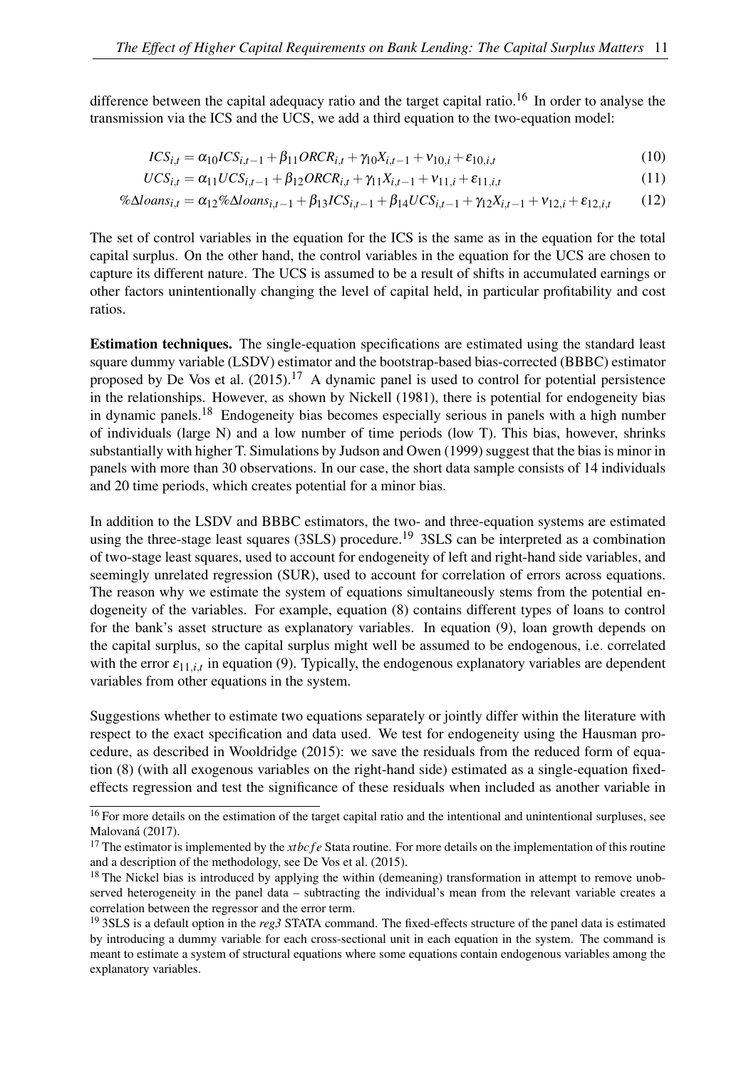difference between the capital adequacy ratio and the target capital ratio.[16] In order to analyse the transmission via the ICS and the UCS, we add a third equation to the two-equation model:

$$ICS_{i,t} = \alpha_{10} ICS_{i,t-1} + \beta_{11} ORCR_{i,t} + \gamma_{10} X_{i,t-1} + \nu_{10,i} + \varepsilon_{10,i,t} \tag{10}$$

$$UCS_{i,t} = \alpha_{11} UCS_{i,t-1} + \beta_{12} ORCR_{i,t} + \gamma_{11} X_{i,t-1} + \nu_{11,i} + \varepsilon_{11,i,t} \tag{11}$$

$$\%\Delta loans_{i,t} = \alpha_{12} \%\Delta loans_{i,t-1} + \beta_{13} ICS_{i,t-1} + \beta_{14} UCS_{i,t-1} + \gamma_{12} X_{i,t-1} + \nu_{12,i} + \varepsilon_{12,i,t} \tag{12}$$

The set of control variables in the equation for the ICS is the same as in the equation for the total capital surplus. On the other hand, the control variables in the equation for the UCS are chosen to capture its different nature. The UCS is assumed to be a result of shifts in accumulated earnings or other factors unintentionally changing the level of capital held, in particular profitability and cost ratios.

**Estimation techniques.** The single-equation specifications are estimated using the standard least square dummy variable (LSDV) estimator and the bootstrap-based bias-corrected (BBBC) estimator proposed by De Vos et al. (2015).[17] A dynamic panel is used to control for potential persistence in the relationships. However, as shown by Nickell (1981), there is potential for endogeneity bias in dynamic panels.[18] Endogeneity bias becomes especially serious in panels with a high number of individuals (large N) and a low number of time periods (low T). This bias, however, shrinks substantially with higher T. Simulations by Judson and Owen (1999) suggest that the bias is minor in panels with more than 30 observations. In our case, the short data sample consists of 14 individuals and 20 time periods, which creates potential for a minor bias.

In addition to the LSDV and BBBC estimators, the two- and three-equation systems are estimated using the three-stage least squares (3SLS) procedure.[19] 3SLS can be interpreted as a combination of two-stage least squares, used to account for endogeneity of left and right-hand side variables, and seemingly unrelated regression (SUR), used to account for correlation of errors across equations. The reason why we estimate the system of equations simultaneously stems from the potential endogeneity of the variables. For example, equation (8) contains different types of loans to control for the bank's asset structure as explanatory variables. In equation (9), loan growth depends on the capital surplus, so the capital surplus might well be assumed to be endogenous, i.e. correlated with the error $\varepsilon_{11,i,t}$ in equation (9). Typically, the endogenous explanatory variables are dependent variables from other equations in the system.

Suggestions whether to estimate two equations separately or jointly differ within the literature with respect to the exact specification and data used. We test for endogeneity using the Hausman procedure, as described in Wooldridge (2015): we save the residuals from the reduced form of equation (8) (with all exogenous variables on the right-hand side) estimated as a single-equation fixed-effects regression and test the significance of these residuals when included as another variable in

---

[16] For more details on the estimation of the target capital ratio and the intentional and unintentional surpluses, see Malovaná (2017).

[17] The estimator is implemented by the *xtbcfe* Stata routine. For more details on the implementation of this routine and a description of the methodology, see De Vos et al. (2015).

[18] The Nickel bias is introduced by applying the within (demeaning) transformation in attempt to remove unobserved heterogeneity in the panel data – subtracting the individual's mean from the relevant variable creates a correlation between the regressor and the error term.

[19] 3SLS is a default option in the *reg3* STATA command. The fixed-effects structure of the panel data is estimated by introducing a dummy variable for each cross-sectional unit in each equation in the system. The command is meant to estimate a system of structural equations where some equations contain endogenous variables among the explanatory variables.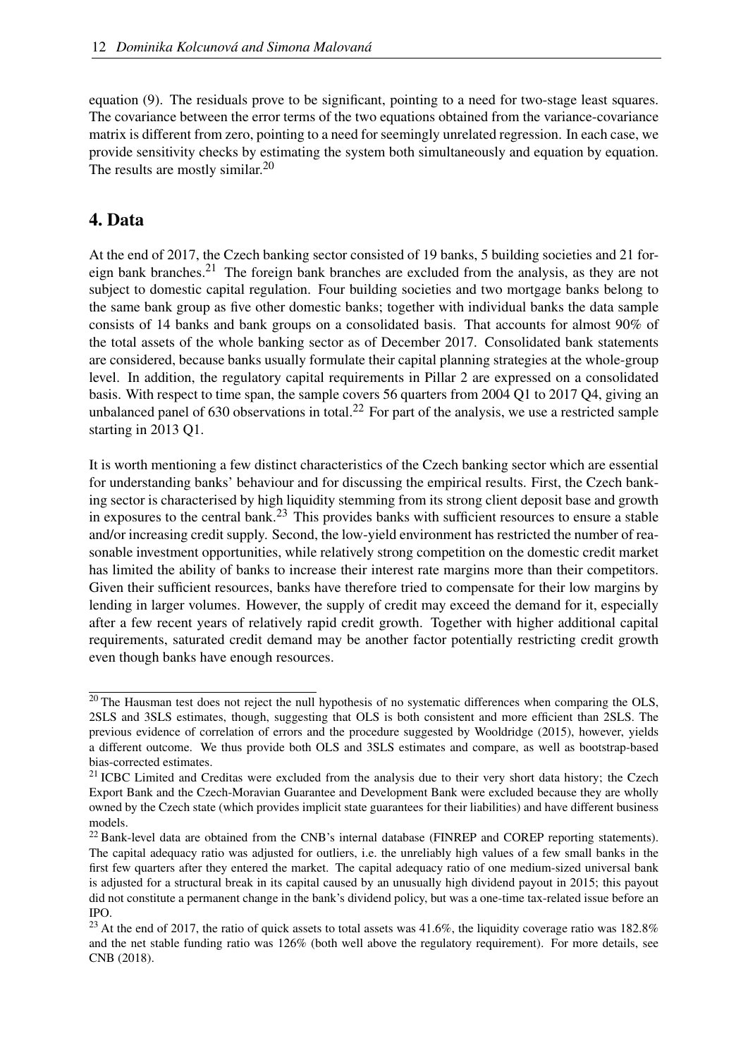equation (9). The residuals prove to be significant, pointing to a need for two-stage least squares. The covariance between the error terms of the two equations obtained from the variance-covariance matrix is different from zero, pointing to a need for seemingly unrelated regression. In each case, we provide sensitivity checks by estimating the system both simultaneously and equation by equation. The results are mostly similar.[20]

## 4. Data

At the end of 2017, the Czech banking sector consisted of 19 banks, 5 building societies and 21 foreign bank branches.[21] The foreign bank branches are excluded from the analysis, as they are not subject to domestic capital regulation. Four building societies and two mortgage banks belong to the same bank group as five other domestic banks; together with individual banks the data sample consists of 14 banks and bank groups on a consolidated basis. That accounts for almost 90% of the total assets of the whole banking sector as of December 2017. Consolidated bank statements are considered, because banks usually formulate their capital planning strategies at the whole-group level. In addition, the regulatory capital requirements in Pillar 2 are expressed on a consolidated basis. With respect to time span, the sample covers 56 quarters from 2004 Q1 to 2017 Q4, giving an unbalanced panel of 630 observations in total.[22] For part of the analysis, we use a restricted sample starting in 2013 Q1.

It is worth mentioning a few distinct characteristics of the Czech banking sector which are essential for understanding banks' behaviour and for discussing the empirical results. First, the Czech banking sector is characterised by high liquidity stemming from its strong client deposit base and growth in exposures to the central bank.[23] This provides banks with sufficient resources to ensure a stable and/or increasing credit supply. Second, the low-yield environment has restricted the number of reasonable investment opportunities, while relatively strong competition on the domestic credit market has limited the ability of banks to increase their interest rate margins more than their competitors. Given their sufficient resources, banks have therefore tried to compensate for their low margins by lending in larger volumes. However, the supply of credit may exceed the demand for it, especially after a few recent years of relatively rapid credit growth. Together with higher additional capital requirements, saturated credit demand may be another factor potentially restricting credit growth even though banks have enough resources.

---

[20] The Hausman test does not reject the null hypothesis of no systematic differences when comparing the OLS, 2SLS and 3SLS estimates, though, suggesting that OLS is both consistent and more efficient than 2SLS. The previous evidence of correlation of errors and the procedure suggested by Wooldridge (2015), however, yields a different outcome. We thus provide both OLS and 3SLS estimates and compare, as well as bootstrap-based bias-corrected estimates.

[21] ICBC Limited and Creditas were excluded from the analysis due to their very short data history; the Czech Export Bank and the Czech-Moravian Guarantee and Development Bank were excluded because they are wholly owned by the Czech state (which provides implicit state guarantees for their liabilities) and have different business models.

[22] Bank-level data are obtained from the CNB's internal database (FINREP and COREP reporting statements). The capital adequacy ratio was adjusted for outliers, i.e. the unreliably high values of a few small banks in the first few quarters after they entered the market. The capital adequacy ratio of one medium-sized universal bank is adjusted for a structural break in its capital caused by an unusually high dividend payout in 2015; this payout did not constitute a permanent change in the bank's dividend policy, but was a one-time tax-related issue before an IPO.

[23] At the end of 2017, the ratio of quick assets to total assets was 41.6%, the liquidity coverage ratio was 182.8% and the net stable funding ratio was 126% (both well above the regulatory requirement). For more details, see CNB (2018).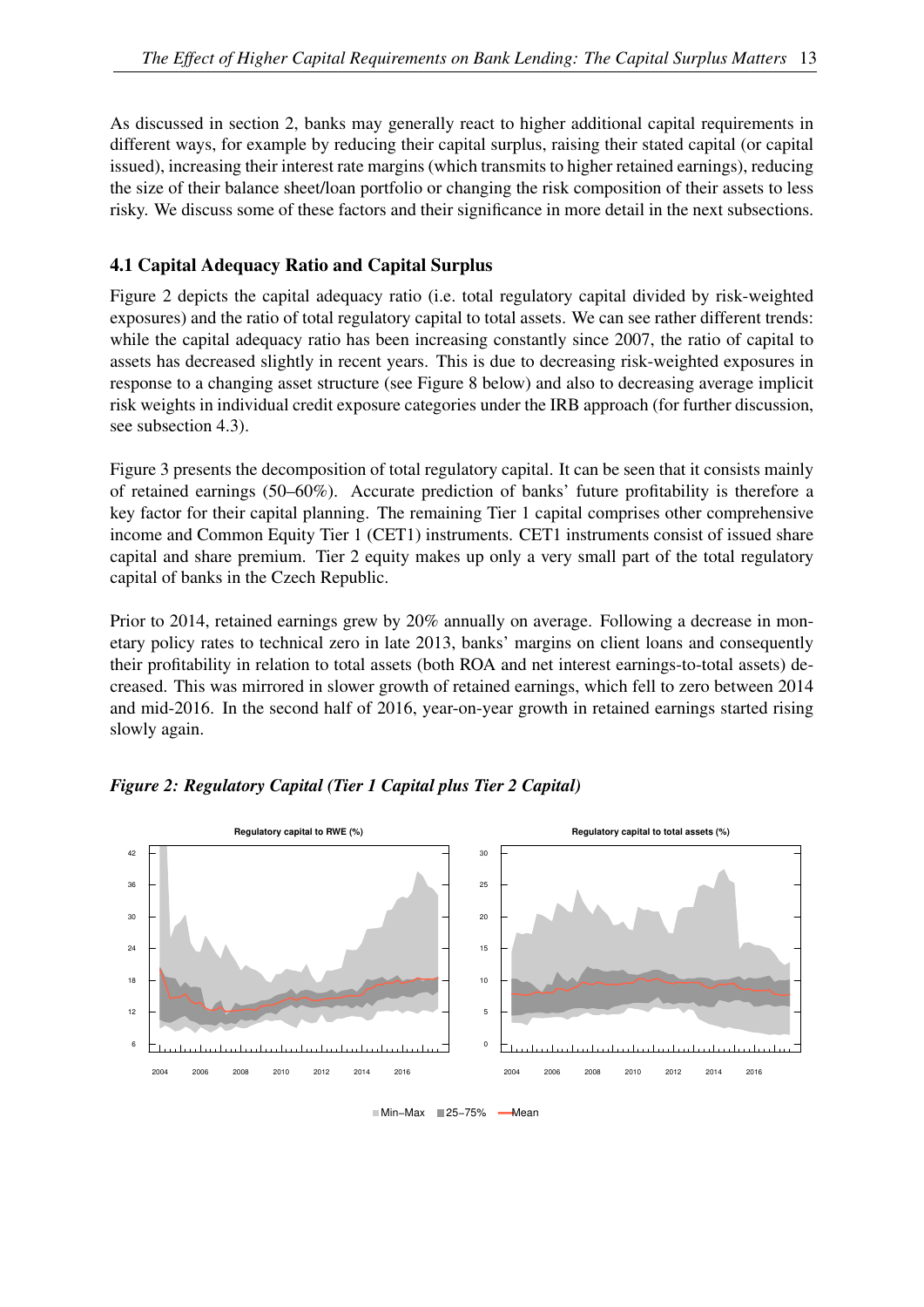As discussed in section 2, banks may generally react to higher additional capital requirements in different ways, for example by reducing their capital surplus, raising their stated capital (or capital issued), increasing their interest rate margins (which transmits to higher retained earnings), reducing the size of their balance sheet/loan portfolio or changing the risk composition of their assets to less risky. We discuss some of these factors and their significance in more detail in the next subsections.

### 4.1 Capital Adequacy Ratio and Capital Surplus

Figure 2 depicts the capital adequacy ratio (i.e. total regulatory capital divided by risk-weighted exposures) and the ratio of total regulatory capital to total assets. We can see rather different trends: while the capital adequacy ratio has been increasing constantly since 2007, the ratio of capital to assets has decreased slightly in recent years. This is due to decreasing risk-weighted exposures in response to a changing asset structure (see Figure 8 below) and also to decreasing average implicit risk weights in individual credit exposure categories under the IRB approach (for further discussion, see subsection 4.3).

Figure 3 presents the decomposition of total regulatory capital. It can be seen that it consists mainly of retained earnings (50–60%). Accurate prediction of banks' future profitability is therefore a key factor for their capital planning. The remaining Tier 1 capital comprises other comprehensive income and Common Equity Tier 1 (CET1) instruments. CET1 instruments consist of issued share capital and share premium. Tier 2 equity makes up only a very small part of the total regulatory capital of banks in the Czech Republic.

Prior to 2014, retained earnings grew by 20% annually on average. Following a decrease in monetary policy rates to technical zero in late 2013, banks' margins on client loans and consequently their profitability in relation to total assets (both ROA and net interest earnings-to-total assets) decreased. This was mirrored in slower growth of retained earnings, which fell to zero between 2014 and mid-2016. In the second half of 2016, year-on-year growth in retained earnings started rising slowly again.

***Figure 2: Regulatory Capital (Tier 1 Capital plus Tier 2 Capital)***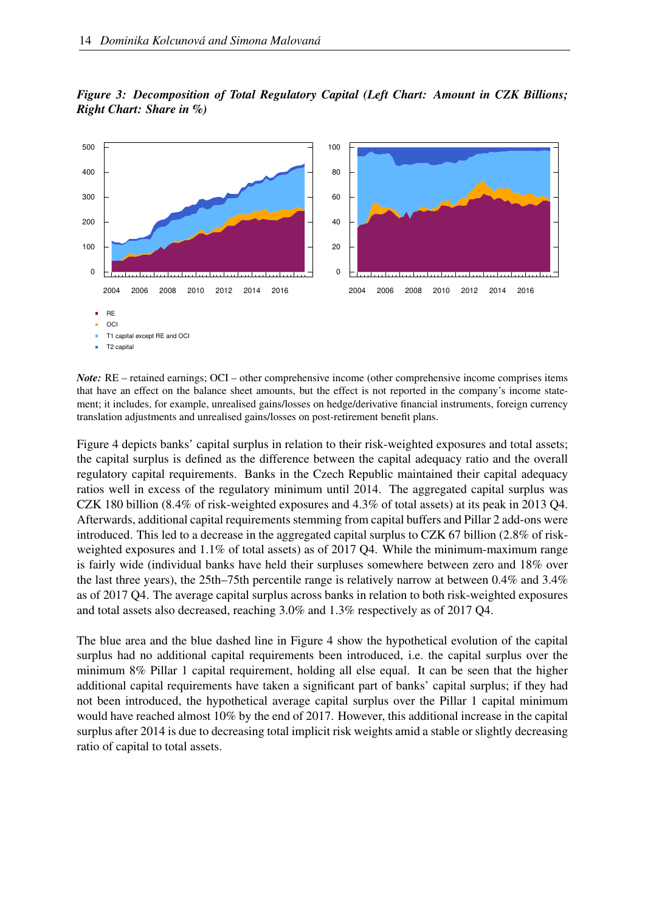*Figure 3: Decomposition of Total Regulatory Capital (Left Chart: Amount in CZK Billions; Right Chart: Share in %)*

- RE
- OCI
- T1 capital except RE and OCI
- T2 capital

***Note:*** RE – retained earnings; OCI – other comprehensive income (other comprehensive income comprises items that have an effect on the balance sheet amounts, but the effect is not reported in the company's income statement; it includes, for example, unrealised gains/losses on hedge/derivative financial instruments, foreign currency translation adjustments and unrealised gains/losses on post-retirement benefit plans.

Figure 4 depicts banks' capital surplus in relation to their risk-weighted exposures and total assets; the capital surplus is defined as the difference between the capital adequacy ratio and the overall regulatory capital requirements. Banks in the Czech Republic maintained their capital adequacy ratios well in excess of the regulatory minimum until 2014. The aggregated capital surplus was CZK 180 billion (8.4% of risk-weighted exposures and 4.3% of total assets) at its peak in 2013 Q4. Afterwards, additional capital requirements stemming from capital buffers and Pillar 2 add-ons were introduced. This led to a decrease in the aggregated capital surplus to CZK 67 billion (2.8% of risk-weighted exposures and 1.1% of total assets) as of 2017 Q4. While the minimum-maximum range is fairly wide (individual banks have held their surpluses somewhere between zero and 18% over the last three years), the 25th–75th percentile range is relatively narrow at between 0.4% and 3.4% as of 2017 Q4. The average capital surplus across banks in relation to both risk-weighted exposures and total assets also decreased, reaching 3.0% and 1.3% respectively as of 2017 Q4.

The blue area and the blue dashed line in Figure 4 show the hypothetical evolution of the capital surplus had no additional capital requirements been introduced, i.e. the capital surplus over the minimum 8% Pillar 1 capital requirement, holding all else equal. It can be seen that the higher additional capital requirements have taken a significant part of banks' capital surplus; if they had not been introduced, the hypothetical average capital surplus over the Pillar 1 capital minimum would have reached almost 10% by the end of 2017. However, this additional increase in the capital surplus after 2014 is due to decreasing total implicit risk weights amid a stable or slightly decreasing ratio of capital to total assets.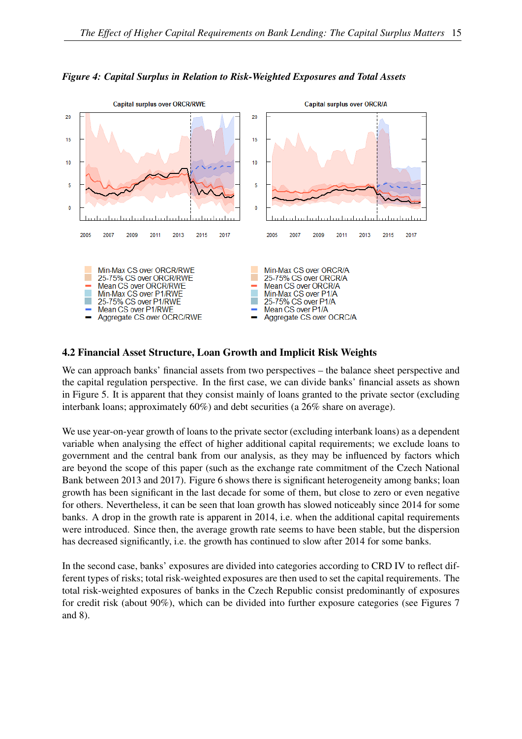*Figure 4: Capital Surplus in Relation to Risk-Weighted Exposures and Total Assets*

## 4.2 Financial Asset Structure, Loan Growth and Implicit Risk Weights

We can approach banks' financial assets from two perspectives – the balance sheet perspective and the capital regulation perspective. In the first case, we can divide banks' financial assets as shown in Figure 5. It is apparent that they consist mainly of loans granted to the private sector (excluding interbank loans; approximately 60%) and debt securities (a 26% share on average).

We use year-on-year growth of loans to the private sector (excluding interbank loans) as a dependent variable when analysing the effect of higher additional capital requirements; we exclude loans to government and the central bank from our analysis, as they may be influenced by factors which are beyond the scope of this paper (such as the exchange rate commitment of the Czech National Bank between 2013 and 2017). Figure 6 shows there is significant heterogeneity among banks; loan growth has been significant in the last decade for some of them, but close to zero or even negative for others. Nevertheless, it can be seen that loan growth has slowed noticeably since 2014 for some banks. A drop in the growth rate is apparent in 2014, i.e. when the additional capital requirements were introduced. Since then, the average growth rate seems to have been stable, but the dispersion has decreased significantly, i.e. the growth has continued to slow after 2014 for some banks.

In the second case, banks' exposures are divided into categories according to CRD IV to reflect different types of risks; total risk-weighted exposures are then used to set the capital requirements. The total risk-weighted exposures of banks in the Czech Republic consist predominantly of exposures for credit risk (about 90%), which can be divided into further exposure categories (see Figures 7 and 8).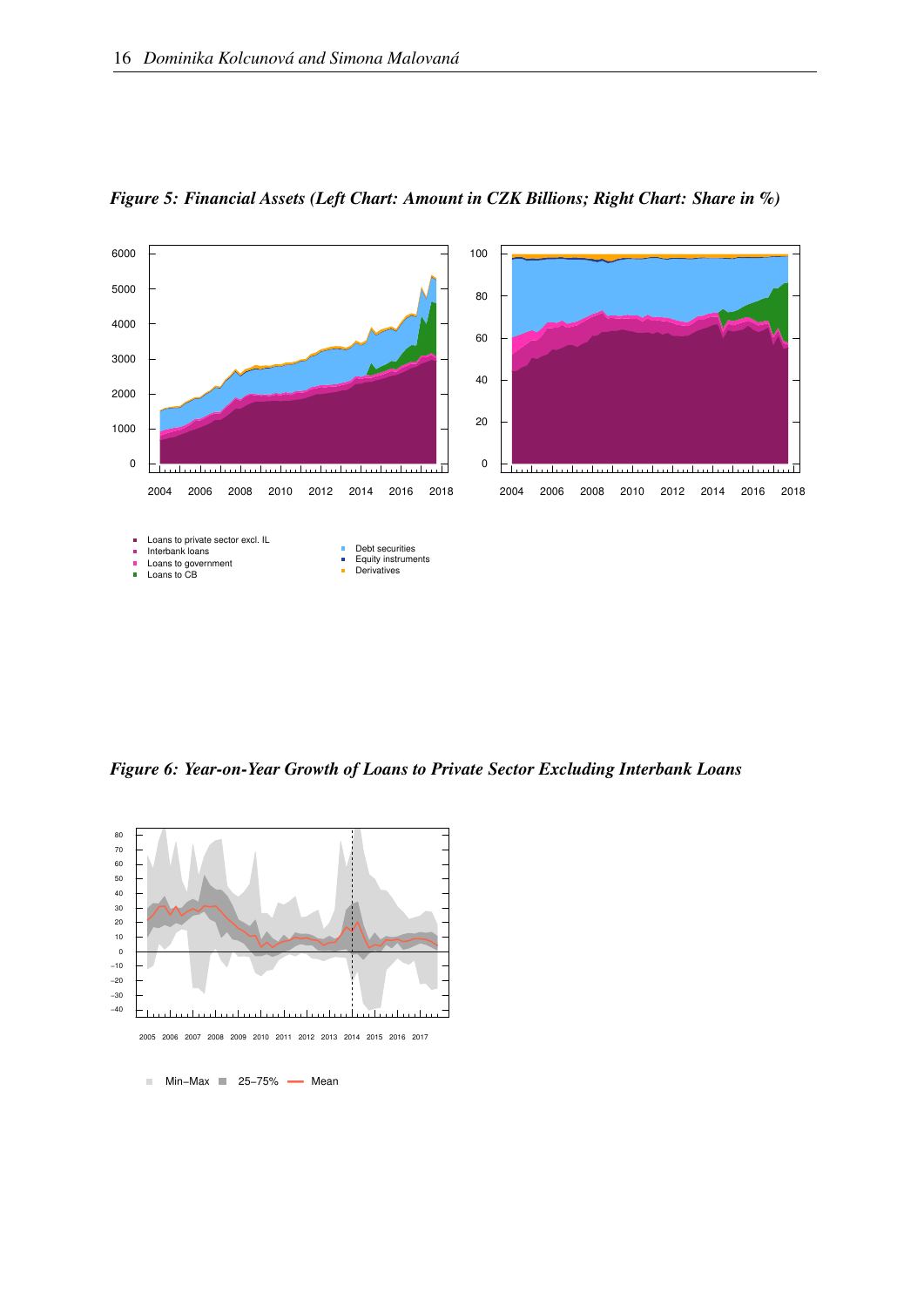*Figure 5: Financial Assets (Left Chart: Amount in CZK Billions; Right Chart: Share in %)*

- Loans to private sector excl. IL
- Interbank loans
- Loans to government
- Loans to CB
- Debt securities
- Equity instruments
- Derivatives

*Figure 6: Year-on-Year Growth of Loans to Private Sector Excluding Interbank Loans*

Min–Max 25–75% Mean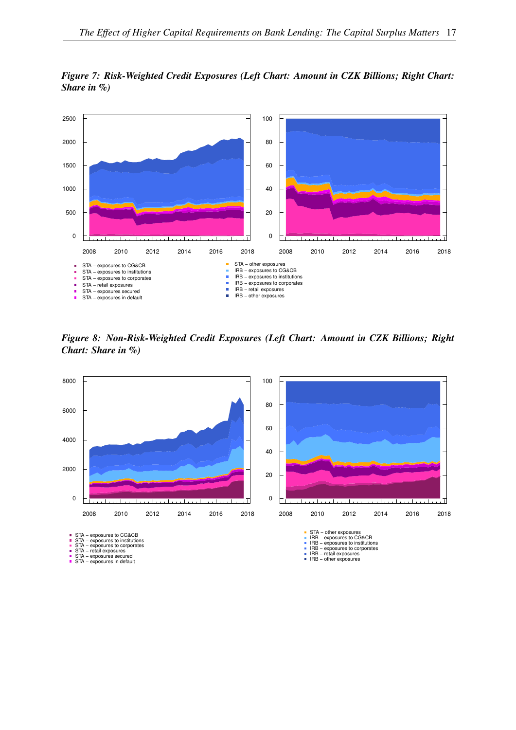*Figure 7: Risk-Weighted Credit Exposures (Left Chart: Amount in CZK Billions; Right Chart: Share in %)*

*Figure 8: Non-Risk-Weighted Credit Exposures (Left Chart: Amount in CZK Billions; Right Chart: Share in %)*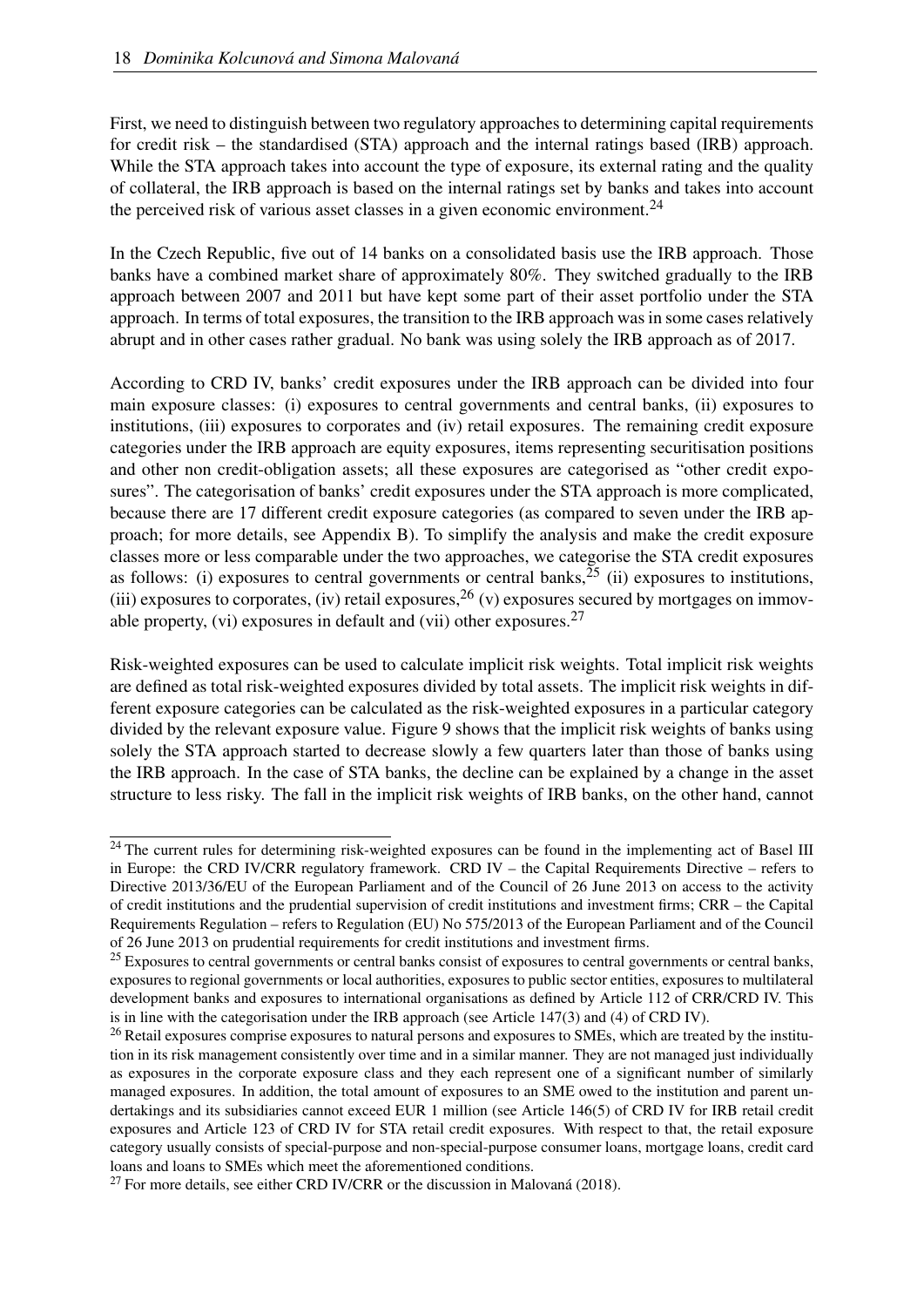First, we need to distinguish between two regulatory approaches to determining capital requirements for credit risk – the standardised (STA) approach and the internal ratings based (IRB) approach. While the STA approach takes into account the type of exposure, its external rating and the quality of collateral, the IRB approach is based on the internal ratings set by banks and takes into account the perceived risk of various asset classes in a given economic environment.[24]

In the Czech Republic, five out of 14 banks on a consolidated basis use the IRB approach. Those banks have a combined market share of approximately 80%. They switched gradually to the IRB approach between 2007 and 2011 but have kept some part of their asset portfolio under the STA approach. In terms of total exposures, the transition to the IRB approach was in some cases relatively abrupt and in other cases rather gradual. No bank was using solely the IRB approach as of 2017.

According to CRD IV, banks' credit exposures under the IRB approach can be divided into four main exposure classes: (i) exposures to central governments and central banks, (ii) exposures to institutions, (iii) exposures to corporates and (iv) retail exposures. The remaining credit exposure categories under the IRB approach are equity exposures, items representing securitisation positions and other non credit-obligation assets; all these exposures are categorised as "other credit exposures". The categorisation of banks' credit exposures under the STA approach is more complicated, because there are 17 different credit exposure categories (as compared to seven under the IRB approach; for more details, see Appendix B). To simplify the analysis and make the credit exposure classes more or less comparable under the two approaches, we categorise the STA credit exposures as follows: (i) exposures to central governments or central banks,[25] (ii) exposures to institutions, (iii) exposures to corporates, (iv) retail exposures,[26] (v) exposures secured by mortgages on immovable property, (vi) exposures in default and (vii) other exposures.[27]

Risk-weighted exposures can be used to calculate implicit risk weights. Total implicit risk weights are defined as total risk-weighted exposures divided by total assets. The implicit risk weights in different exposure categories can be calculated as the risk-weighted exposures in a particular category divided by the relevant exposure value. Figure 9 shows that the implicit risk weights of banks using solely the STA approach started to decrease slowly a few quarters later than those of banks using the IRB approach. In the case of STA banks, the decline can be explained by a change in the asset structure to less risky. The fall in the implicit risk weights of IRB banks, on the other hand, cannot

---

[24] The current rules for determining risk-weighted exposures can be found in the implementing act of Basel III in Europe: the CRD IV/CRR regulatory framework. CRD IV – the Capital Requirements Directive – refers to Directive 2013/36/EU of the European Parliament and of the Council of 26 June 2013 on access to the activity of credit institutions and the prudential supervision of credit institutions and investment firms; CRR – the Capital Requirements Regulation – refers to Regulation (EU) No 575/2013 of the European Parliament and of the Council of 26 June 2013 on prudential requirements for credit institutions and investment firms.

[25] Exposures to central governments or central banks consist of exposures to central governments or central banks, exposures to regional governments or local authorities, exposures to public sector entities, exposures to multilateral development banks and exposures to international organisations as defined by Article 112 of CRR/CRD IV. This is in line with the categorisation under the IRB approach (see Article 147(3) and (4) of CRD IV).

[26] Retail exposures comprise exposures to natural persons and exposures to SMEs, which are treated by the institution in its risk management consistently over time and in a similar manner. They are not managed just individually as exposures in the corporate exposure class and they each represent one of a significant number of similarly managed exposures. In addition, the total amount of exposures to an SME owed to the institution and parent undertakings and its subsidiaries cannot exceed EUR 1 million (see Article 146(5) of CRD IV for IRB retail credit exposures and Article 123 of CRD IV for STA retail credit exposures. With respect to that, the retail exposure category usually consists of special-purpose and non-special-purpose consumer loans, mortgage loans, credit card loans and loans to SMEs which meet the aforementioned conditions.

[27] For more details, see either CRD IV/CRR or the discussion in Malovaná (2018).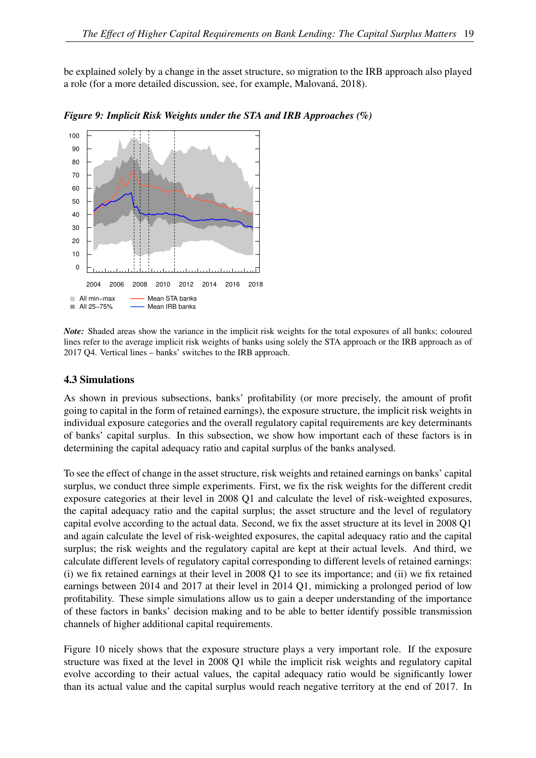be explained solely by a change in the asset structure, so migration to the IRB approach also played a role (for a more detailed discussion, see, for example, Malovaná, 2018).

***Figure 9: Implicit Risk Weights under the STA and IRB Approaches (%)***

*Note:* Shaded areas show the variance in the implicit risk weights for the total exposures of all banks; coloured lines refer to the average implicit risk weights of banks using solely the STA approach or the IRB approach as of 2017 Q4. Vertical lines – banks' switches to the IRB approach.

### 4.3 Simulations

As shown in previous subsections, banks' profitability (or more precisely, the amount of profit going to capital in the form of retained earnings), the exposure structure, the implicit risk weights in individual exposure categories and the overall regulatory capital requirements are key determinants of banks' capital surplus. In this subsection, we show how important each of these factors is in determining the capital adequacy ratio and capital surplus of the banks analysed.

To see the effect of change in the asset structure, risk weights and retained earnings on banks' capital surplus, we conduct three simple experiments. First, we fix the risk weights for the different credit exposure categories at their level in 2008 Q1 and calculate the level of risk-weighted exposures, the capital adequacy ratio and the capital surplus; the asset structure and the level of regulatory capital evolve according to the actual data. Second, we fix the asset structure at its level in 2008 Q1 and again calculate the level of risk-weighted exposures, the capital adequacy ratio and the capital surplus; the risk weights and the regulatory capital are kept at their actual levels. And third, we calculate different levels of regulatory capital corresponding to different levels of retained earnings: (i) we fix retained earnings at their level in 2008 Q1 to see its importance; and (ii) we fix retained earnings between 2014 and 2017 at their level in 2014 Q1, mimicking a prolonged period of low profitability. These simple simulations allow us to gain a deeper understanding of the importance of these factors in banks' decision making and to be able to better identify possible transmission channels of higher additional capital requirements.

Figure 10 nicely shows that the exposure structure plays a very important role. If the exposure structure was fixed at the level in 2008 Q1 while the implicit risk weights and regulatory capital evolve according to their actual values, the capital adequacy ratio would be significantly lower than its actual value and the capital surplus would reach negative territory at the end of 2017. In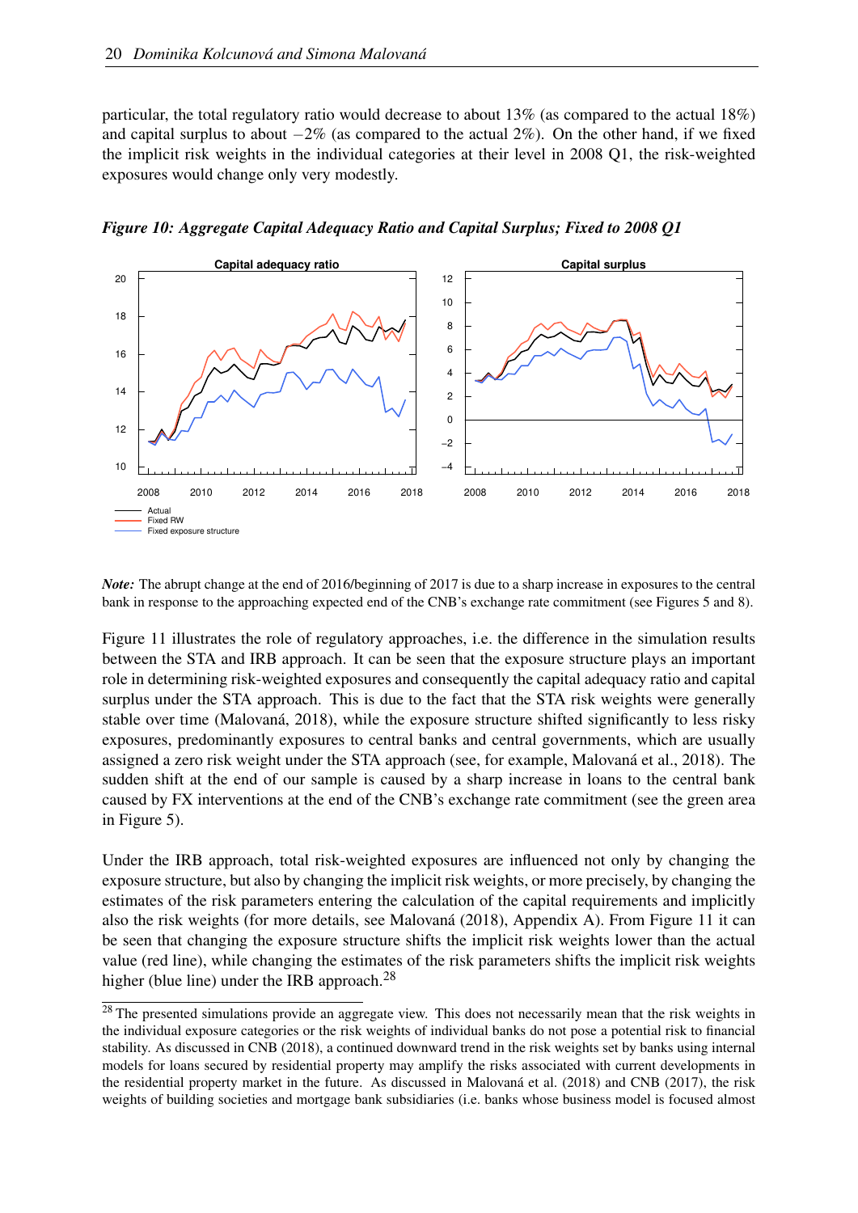particular, the total regulatory ratio would decrease to about 13% (as compared to the actual 18%) and capital surplus to about −2% (as compared to the actual 2%). On the other hand, if we fixed the implicit risk weights in the individual categories at their level in 2008 Q1, the risk-weighted exposures would change only very modestly.

***Figure 10: Aggregate Capital Adequacy Ratio and Capital Surplus; Fixed to 2008 Q1***

***Note:*** The abrupt change at the end of 2016/beginning of 2017 is due to a sharp increase in exposures to the central bank in response to the approaching expected end of the CNB's exchange rate commitment (see Figures 5 and 8).

Figure 11 illustrates the role of regulatory approaches, i.e. the difference in the simulation results between the STA and IRB approach. It can be seen that the exposure structure plays an important role in determining risk-weighted exposures and consequently the capital adequacy ratio and capital surplus under the STA approach. This is due to the fact that the STA risk weights were generally stable over time (Malovaná, 2018), while the exposure structure shifted significantly to less risky exposures, predominantly exposures to central banks and central governments, which are usually assigned a zero risk weight under the STA approach (see, for example, Malovaná et al., 2018). The sudden shift at the end of our sample is caused by a sharp increase in loans to the central bank caused by FX interventions at the end of the CNB's exchange rate commitment (see the green area in Figure 5).

Under the IRB approach, total risk-weighted exposures are influenced not only by changing the exposure structure, but also by changing the implicit risk weights, or more precisely, by changing the estimates of the risk parameters entering the calculation of the capital requirements and implicitly also the risk weights (for more details, see Malovaná (2018), Appendix A). From Figure 11 it can be seen that changing the exposure structure shifts the implicit risk weights lower than the actual value (red line), while changing the estimates of the risk parameters shifts the implicit risk weights higher (blue line) under the IRB approach.[28]

[28] The presented simulations provide an aggregate view. This does not necessarily mean that the risk weights in the individual exposure categories or the risk weights of individual banks do not pose a potential risk to financial stability. As discussed in CNB (2018), a continued downward trend in the risk weights set by banks using internal models for loans secured by residential property may amplify the risks associated with current developments in the residential property market in the future. As discussed in Malovaná et al. (2018) and CNB (2017), the risk weights of building societies and mortgage bank subsidiaries (i.e. banks whose business model is focused almost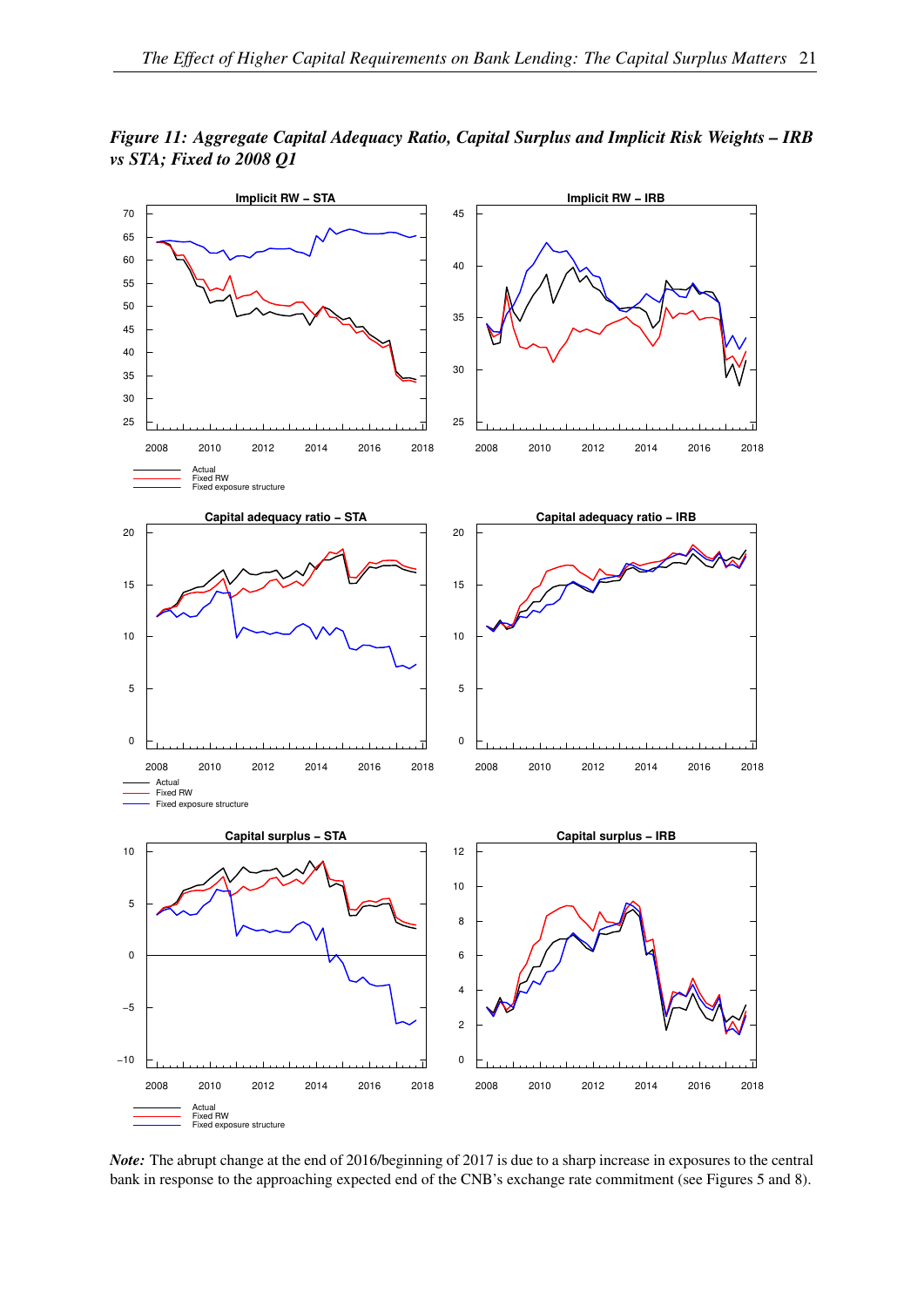*Figure 11: Aggregate Capital Adequacy Ratio, Capital Surplus and Implicit Risk Weights – IRB vs STA; Fixed to 2008 Q1*

*Note:* The abrupt change at the end of 2016/beginning of 2017 is due to a sharp increase in exposures to the central bank in response to the approaching expected end of the CNB's exchange rate commitment (see Figures 5 and 8).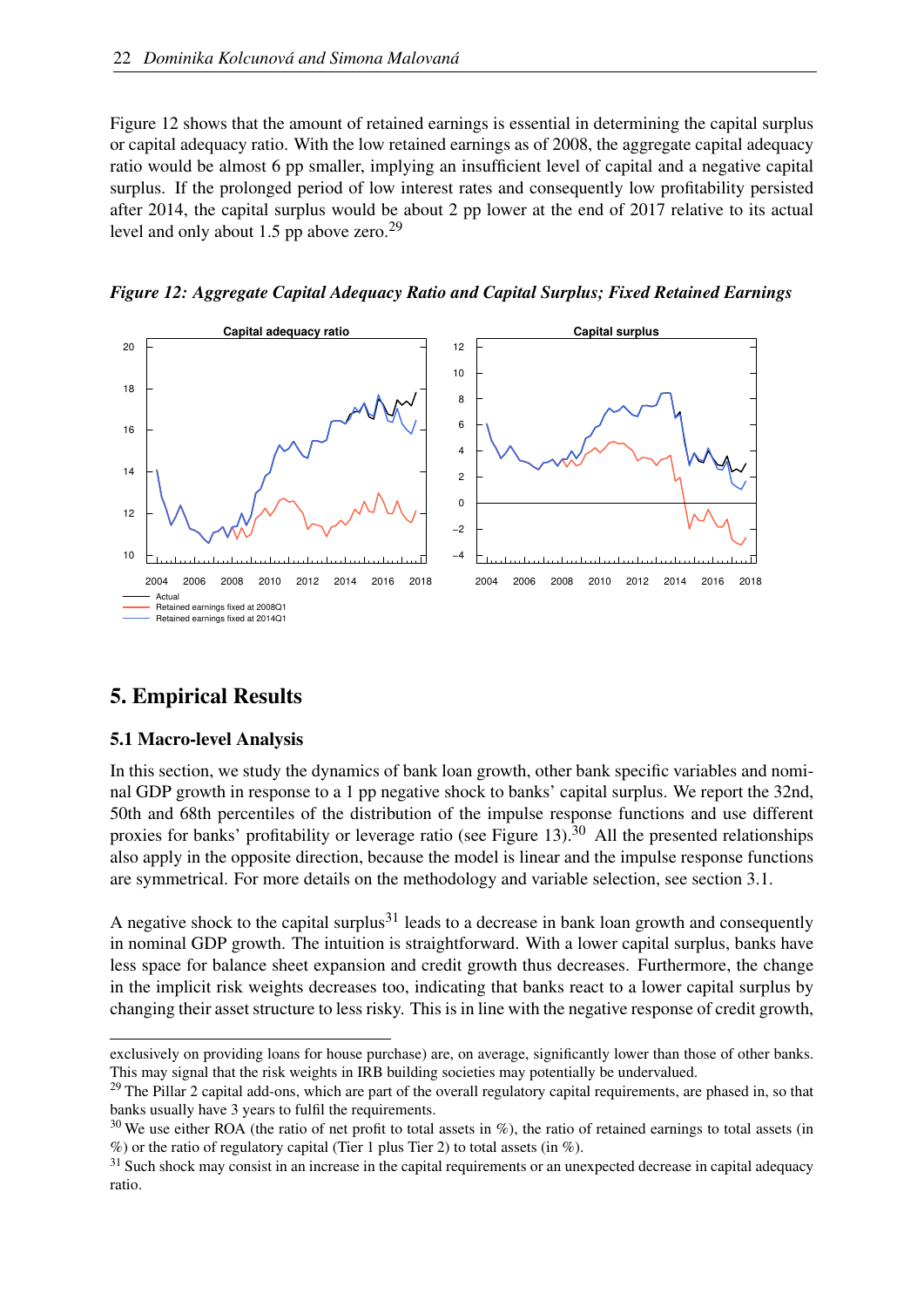Figure 12 shows that the amount of retained earnings is essential in determining the capital surplus or capital adequacy ratio. With the low retained earnings as of 2008, the aggregate capital adequacy ratio would be almost 6 pp smaller, implying an insufficient level of capital and a negative capital surplus. If the prolonged period of low interest rates and consequently low profitability persisted after 2014, the capital surplus would be about 2 pp lower at the end of 2017 relative to its actual level and only about 1.5 pp above zero.[29]

***Figure 12: Aggregate Capital Adequacy Ratio and Capital Surplus; Fixed Retained Earnings***

## 5. Empirical Results

### 5.1 Macro-level Analysis

In this section, we study the dynamics of bank loan growth, other bank specific variables and nominal GDP growth in response to a 1 pp negative shock to banks' capital surplus. We report the 32nd, 50th and 68th percentiles of the distribution of the impulse response functions and use different proxies for banks' profitability or leverage ratio (see Figure 13).[30] All the presented relationships also apply in the opposite direction, because the model is linear and the impulse response functions are symmetrical. For more details on the methodology and variable selection, see section 3.1.

A negative shock to the capital surplus[31] leads to a decrease in bank loan growth and consequently in nominal GDP growth. The intuition is straightforward. With a lower capital surplus, banks have less space for balance sheet expansion and credit growth thus decreases. Furthermore, the change in the implicit risk weights decreases too, indicating that banks react to a lower capital surplus by changing their asset structure to less risky. This is in line with the negative response of credit growth,

exclusively on providing loans for house purchase) are, on average, significantly lower than those of other banks. This may signal that the risk weights in IRB building societies may potentially be undervalued.

[29] The Pillar 2 capital add-ons, which are part of the overall regulatory capital requirements, are phased in, so that banks usually have 3 years to fulfil the requirements.

[30] We use either ROA (the ratio of net profit to total assets in %), the ratio of retained earnings to total assets (in %) or the ratio of regulatory capital (Tier 1 plus Tier 2) to total assets (in %).

[31] Such shock may consist in an increase in the capital requirements or an unexpected decrease in capital adequacy ratio.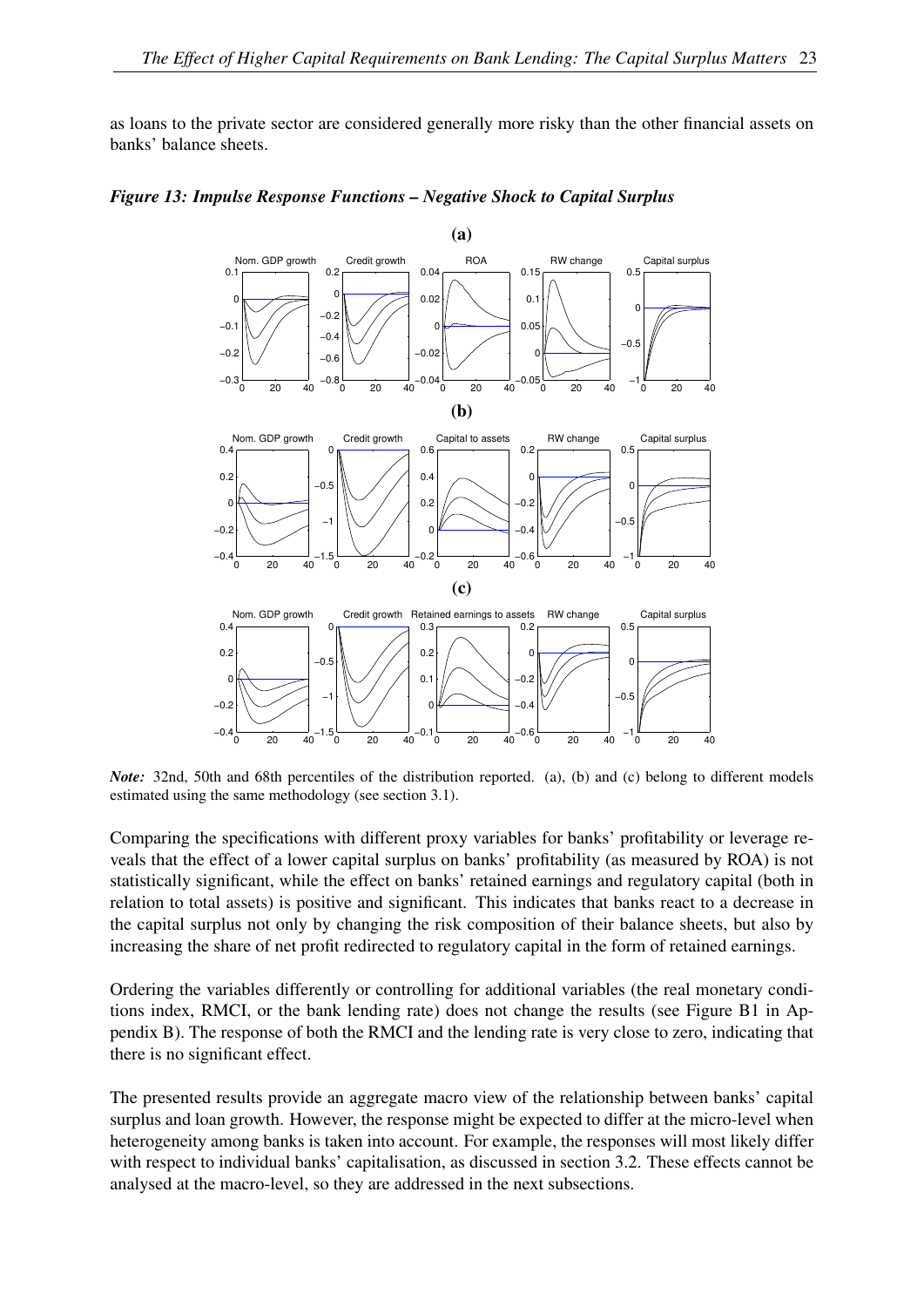as loans to the private sector are considered generally more risky than the other financial assets on banks' balance sheets.

***Figure 13: Impulse Response Functions – Negative Shock to Capital Surplus***

*Note:* 32nd, 50th and 68th percentiles of the distribution reported. (a), (b) and (c) belong to different models estimated using the same methodology (see section 3.1).

Comparing the specifications with different proxy variables for banks' profitability or leverage reveals that the effect of a lower capital surplus on banks' profitability (as measured by ROA) is not statistically significant, while the effect on banks' retained earnings and regulatory capital (both in relation to total assets) is positive and significant. This indicates that banks react to a decrease in the capital surplus not only by changing the risk composition of their balance sheets, but also by increasing the share of net profit redirected to regulatory capital in the form of retained earnings.

Ordering the variables differently or controlling for additional variables (the real monetary conditions index, RMCI, or the bank lending rate) does not change the results (see Figure B1 in Appendix B). The response of both the RMCI and the lending rate is very close to zero, indicating that there is no significant effect.

The presented results provide an aggregate macro view of the relationship between banks' capital surplus and loan growth. However, the response might be expected to differ at the micro-level when heterogeneity among banks is taken into account. For example, the responses will most likely differ with respect to individual banks' capitalisation, as discussed in section 3.2. These effects cannot be analysed at the macro-level, so they are addressed in the next subsections.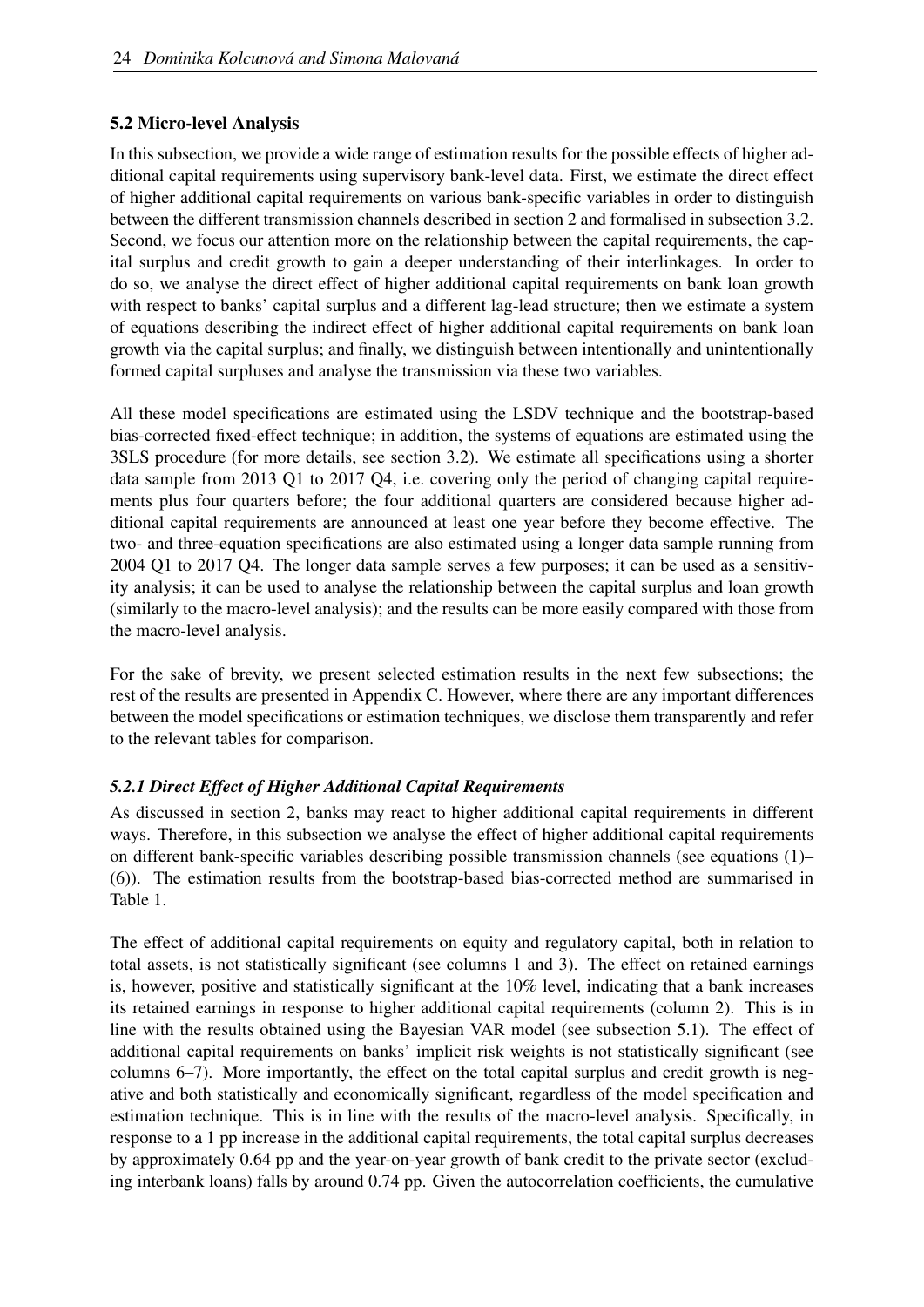## 5.2 Micro-level Analysis

In this subsection, we provide a wide range of estimation results for the possible effects of higher additional capital requirements using supervisory bank-level data. First, we estimate the direct effect of higher additional capital requirements on various bank-specific variables in order to distinguish between the different transmission channels described in section 2 and formalised in subsection 3.2. Second, we focus our attention more on the relationship between the capital requirements, the capital surplus and credit growth to gain a deeper understanding of their interlinkages. In order to do so, we analyse the direct effect of higher additional capital requirements on bank loan growth with respect to banks' capital surplus and a different lag-lead structure; then we estimate a system of equations describing the indirect effect of higher additional capital requirements on bank loan growth via the capital surplus; and finally, we distinguish between intentionally and unintentionally formed capital surpluses and analyse the transmission via these two variables.

All these model specifications are estimated using the LSDV technique and the bootstrap-based bias-corrected fixed-effect technique; in addition, the systems of equations are estimated using the 3SLS procedure (for more details, see section 3.2). We estimate all specifications using a shorter data sample from 2013 Q1 to 2017 Q4, i.e. covering only the period of changing capital requirements plus four quarters before; the four additional quarters are considered because higher additional capital requirements are announced at least one year before they become effective. The two- and three-equation specifications are also estimated using a longer data sample running from 2004 Q1 to 2017 Q4. The longer data sample serves a few purposes; it can be used as a sensitivity analysis; it can be used to analyse the relationship between the capital surplus and loan growth (similarly to the macro-level analysis); and the results can be more easily compared with those from the macro-level analysis.

For the sake of brevity, we present selected estimation results in the next few subsections; the rest of the results are presented in Appendix C. However, where there are any important differences between the model specifications or estimation techniques, we disclose them transparently and refer to the relevant tables for comparison.

### *5.2.1 Direct Effect of Higher Additional Capital Requirements*

As discussed in section 2, banks may react to higher additional capital requirements in different ways. Therefore, in this subsection we analyse the effect of higher additional capital requirements on different bank-specific variables describing possible transmission channels (see equations (1)–(6)). The estimation results from the bootstrap-based bias-corrected method are summarised in Table 1.

The effect of additional capital requirements on equity and regulatory capital, both in relation to total assets, is not statistically significant (see columns 1 and 3). The effect on retained earnings is, however, positive and statistically significant at the 10% level, indicating that a bank increases its retained earnings in response to higher additional capital requirements (column 2). This is in line with the results obtained using the Bayesian VAR model (see subsection 5.1). The effect of additional capital requirements on banks' implicit risk weights is not statistically significant (see columns 6–7). More importantly, the effect on the total capital surplus and credit growth is negative and both statistically and economically significant, regardless of the model specification and estimation technique. This is in line with the results of the macro-level analysis. Specifically, in response to a 1 pp increase in the additional capital requirements, the total capital surplus decreases by approximately 0.64 pp and the year-on-year growth of bank credit to the private sector (excluding interbank loans) falls by around 0.74 pp. Given the autocorrelation coefficients, the cumulative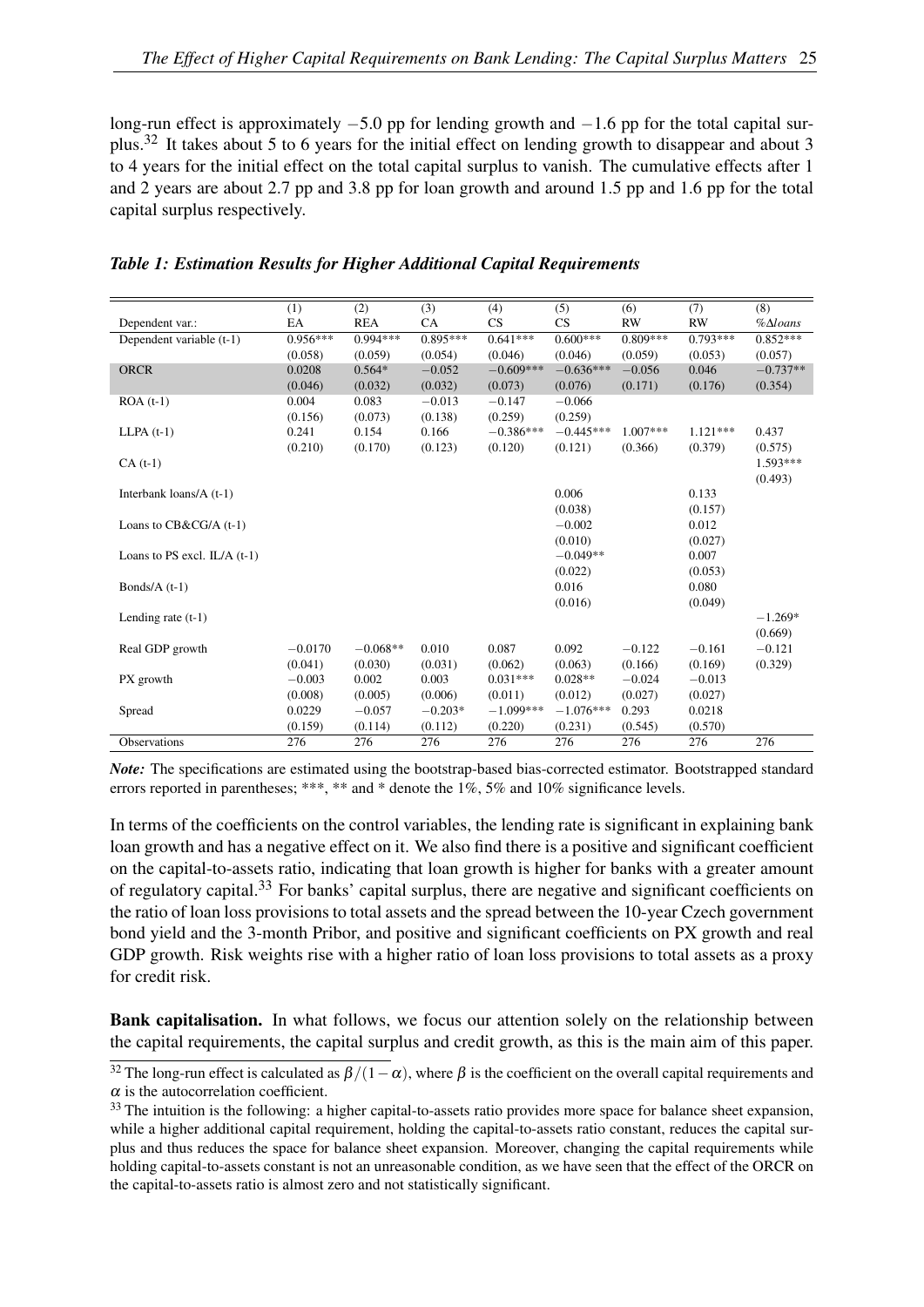long-run effect is approximately −5.0 pp for lending growth and −1.6 pp for the total capital surplus.[32] It takes about 5 to 6 years for the initial effect on lending growth to disappear and about 3 to 4 years for the initial effect on the total capital surplus to vanish. The cumulative effects after 1 and 2 years are about 2.7 pp and 3.8 pp for loan growth and around 1.5 pp and 1.6 pp for the total capital surplus respectively.

***Table 1: Estimation Results for Higher Additional Capital Requirements***

| | (1) | (2) | (3) | (4) | (5) | (6) | (7) | (8) |
|---|---|---|---|---|---|---|---|---|
| Dependent var.: | EA | REA | CA | CS | CS | RW | RW | $\%\Delta loans$ |
| Dependent variable (t-1) | 0.956*** | 0.994*** | 0.895*** | 0.641*** | 0.600*** | 0.809*** | 0.793*** | 0.852*** |
| | (0.058) | (0.059) | (0.054) | (0.046) | (0.046) | (0.059) | (0.053) | (0.057) |
| ORCR | 0.0208 | 0.564* | −0.052 | −0.609*** | −0.636*** | −0.056 | 0.046 | −0.737** |
| | (0.046) | (0.032) | (0.032) | (0.073) | (0.076) | (0.171) | (0.176) | (0.354) |
| ROA (t-1) | 0.004 | 0.083 | −0.013 | −0.147 | −0.066 | | | |
| | (0.156) | (0.073) | (0.138) | (0.259) | (0.259) | | | |
| LLPA (t-1) | 0.241 | 0.154 | 0.166 | −0.386*** | −0.445*** | 1.007*** | 1.121*** | 0.437 |
| | (0.210) | (0.170) | (0.123) | (0.120) | (0.121) | (0.366) | (0.379) | (0.575) |
| CA (t-1) | | | | | | | | 1.593*** |
| | | | | | | | | (0.493) |
| Interbank loans/A (t-1) | | | | | 0.006 | | 0.133 | |
| | | | | | (0.038) | | (0.157) | |
| Loans to CB&CG/A (t-1) | | | | | −0.002 | | 0.012 | |
| | | | | | (0.010) | | (0.027) | |
| Loans to PS excl. IL/A (t-1) | | | | | −0.049** | | 0.007 | |
| | | | | | (0.022) | | (0.053) | |
| Bonds/A (t-1) | | | | | 0.016 | | 0.080 | |
| | | | | | (0.016) | | (0.049) | |
| Lending rate (t-1) | | | | | | | | −1.269* |
| | | | | | | | | (0.669) |
| Real GDP growth | −0.0170 | −0.068** | 0.010 | 0.087 | 0.092 | −0.122 | −0.161 | −0.121 |
| | (0.041) | (0.030) | (0.031) | (0.062) | (0.063) | (0.166) | (0.169) | (0.329) |
| PX growth | −0.003 | 0.002 | 0.003 | 0.031*** | 0.028** | −0.024 | −0.013 | |
| | (0.008) | (0.005) | (0.006) | (0.011) | (0.012) | (0.027) | (0.027) | |
| Spread | 0.0229 | −0.057 | −0.203* | −1.099*** | −1.076*** | 0.293 | 0.0218 | |
| | (0.159) | (0.114) | (0.112) | (0.220) | (0.231) | (0.545) | (0.570) | |
| Observations | 276 | 276 | 276 | 276 | 276 | 276 | 276 | 276 |

***Note:*** The specifications are estimated using the bootstrap-based bias-corrected estimator. Bootstrapped standard errors reported in parentheses; ***, ** and * denote the 1%, 5% and 10% significance levels.

In terms of the coefficients on the control variables, the lending rate is significant in explaining bank loan growth and has a negative effect on it. We also find there is a positive and significant coefficient on the capital-to-assets ratio, indicating that loan growth is higher for banks with a greater amount of regulatory capital.[33] For banks' capital surplus, there are negative and significant coefficients on the ratio of loan loss provisions to total assets and the spread between the 10-year Czech government bond yield and the 3-month Pribor, and positive and significant coefficients on PX growth and real GDP growth. Risk weights rise with a higher ratio of loan loss provisions to total assets as a proxy for credit risk.

**Bank capitalisation.** In what follows, we focus our attention solely on the relationship between the capital requirements, the capital surplus and credit growth, as this is the main aim of this paper.

[32] The long-run effect is calculated as $\beta/(1-\alpha)$, where $\beta$ is the coefficient on the overall capital requirements and $\alpha$ is the autocorrelation coefficient.

[33] The intuition is the following: a higher capital-to-assets ratio provides more space for balance sheet expansion, while a higher additional capital requirement, holding the capital-to-assets ratio constant, reduces the capital surplus and thus reduces the space for balance sheet expansion. Moreover, changing the capital requirements while holding capital-to-assets constant is not an unreasonable condition, as we have seen that the effect of the ORCR on the capital-to-assets ratio is almost zero and not statistically significant.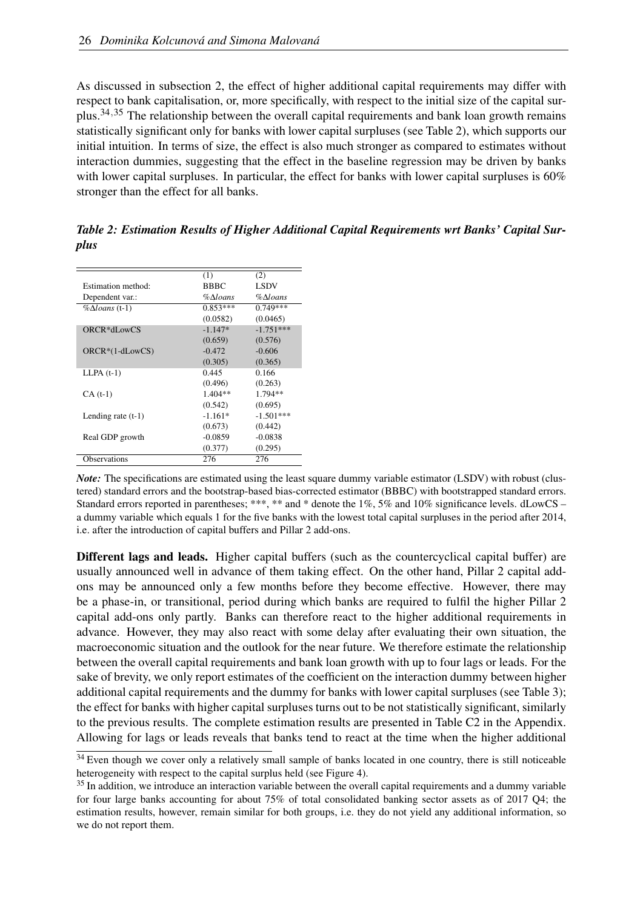As discussed in subsection 2, the effect of higher additional capital requirements may differ with respect to bank capitalisation, or, more specifically, with respect to the initial size of the capital surplus.[34,35] The relationship between the overall capital requirements and bank loan growth remains statistically significant only for banks with lower capital surpluses (see Table 2), which supports our initial intuition. In terms of size, the effect is also much stronger as compared to estimates without interaction dummies, suggesting that the effect in the baseline regression may be driven by banks with lower capital surpluses. In particular, the effect for banks with lower capital surpluses is 60% stronger than the effect for all banks.

***Table 2: Estimation Results of Higher Additional Capital Requirements wrt Banks' Capital Surplus***

| | (1) | (2) |
|---|---|---|
| Estimation method: | BBBC | LSDV |
| Dependent var.: | $\%\Delta loans$ | $\%\Delta loans$ |
| $\%\Delta loans$ (t-1) | 0.853*** | 0.749*** |
| | (0.0582) | (0.0465) |
| ORCR*dLowCS | -1.147* | -1.751*** |
| | (0.659) | (0.576) |
| ORCR*(1-dLowCS) | -0.472 | -0.606 |
| | (0.305) | (0.365) |
| LLPA (t-1) | 0.445 | 0.166 |
| | (0.496) | (0.263) |
| CA (t-1) | 1.404** | 1.794** |
| | (0.542) | (0.695) |
| Lending rate (t-1) | -1.161* | -1.501*** |
| | (0.673) | (0.442) |
| Real GDP growth | -0.0859 | -0.0838 |
| | (0.377) | (0.295) |
| Observations | 276 | 276 |

***Note:*** The specifications are estimated using the least square dummy variable estimator (LSDV) with robust (clustered) standard errors and the bootstrap-based bias-corrected estimator (BBBC) with bootstrapped standard errors. Standard errors reported in parentheses; ***, ** and * denote the 1%, 5% and 10% significance levels. dLowCS – a dummy variable which equals 1 for the five banks with the lowest total capital surpluses in the period after 2014, i.e. after the introduction of capital buffers and Pillar 2 add-ons.

**Different lags and leads.** Higher capital buffers (such as the countercyclical capital buffer) are usually announced well in advance of them taking effect. On the other hand, Pillar 2 capital add-ons may be announced only a few months before they become effective. However, there may be a phase-in, or transitional, period during which banks are required to fulfil the higher Pillar 2 capital add-ons only partly. Banks can therefore react to the higher additional requirements in advance. However, they may also react with some delay after evaluating their own situation, the macroeconomic situation and the outlook for the near future. We therefore estimate the relationship between the overall capital requirements and bank loan growth with up to four lags or leads. For the sake of brevity, we only report estimates of the coefficient on the interaction dummy between higher additional capital requirements and the dummy for banks with lower capital surpluses (see Table 3); the effect for banks with higher capital surpluses turns out to be not statistically significant, similarly to the previous results. The complete estimation results are presented in Table C2 in the Appendix. Allowing for lags or leads reveals that banks tend to react at the time when the higher additional

[34] Even though we cover only a relatively small sample of banks located in one country, there is still noticeable heterogeneity with respect to the capital surplus held (see Figure 4).

[35] In addition, we introduce an interaction variable between the overall capital requirements and a dummy variable for four large banks accounting for about 75% of total consolidated banking sector assets as of 2017 Q4; the estimation results, however, remain similar for both groups, i.e. they do not yield any additional information, so we do not report them.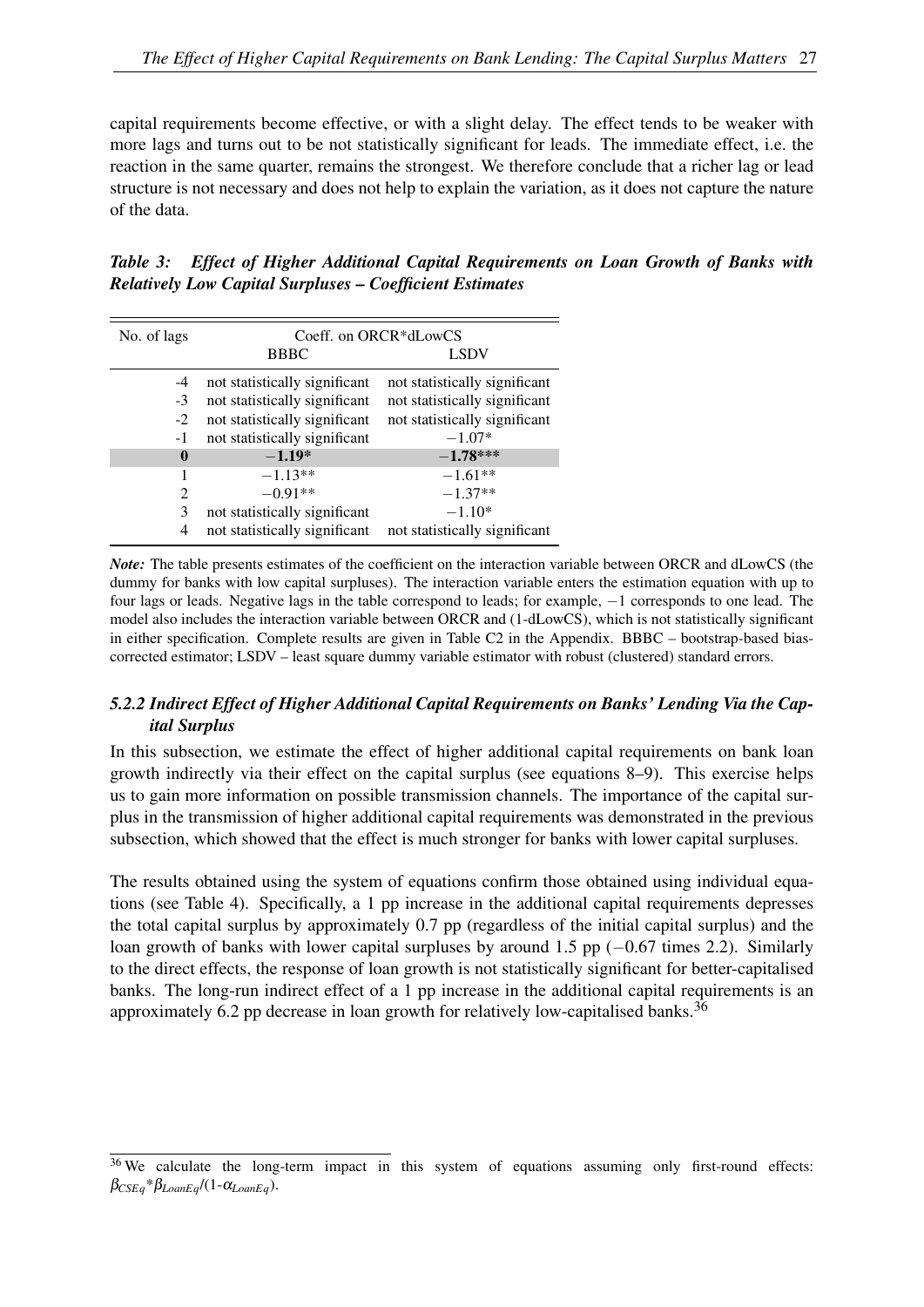capital requirements become effective, or with a slight delay. The effect tends to be weaker with more lags and turns out to be not statistically significant for leads. The immediate effect, i.e. the reaction in the same quarter, remains the strongest. We therefore conclude that a richer lag or lead structure is not necessary and does not help to explain the variation, as it does not capture the nature of the data.

***Table 3: Effect of Higher Additional Capital Requirements on Loan Growth of Banks with Relatively Low Capital Surpluses – Coefficient Estimates***

| No. of lags | Coeff. on ORCR*dLowCS | |
|---|---|---|
| | BBBC | LSDV |
| -4 | not statistically significant | not statistically significant |
| -3 | not statistically significant | not statistically significant |
| -2 | not statistically significant | not statistically significant |
| -1 | not statistically significant | $-1.07$* |
| **0** | **$-1.19$*** | **$-1.78$***\*** |
| 1 | $-1.13$** | $-1.61$** |
| 2 | $-0.91$** | $-1.37$** |
| 3 | not statistically significant | $-1.10$* |
| 4 | not statistically significant | not statistically significant |

***Note:*** The table presents estimates of the coefficient on the interaction variable between ORCR and dLowCS (the dummy for banks with low capital surpluses). The interaction variable enters the estimation equation with up to four lags or leads. Negative lags in the table correspond to leads; for example, $-1$ corresponds to one lead. The model also includes the interaction variable between ORCR and (1-dLowCS), which is not statistically significant in either specification. Complete results are given in Table C2 in the Appendix. BBBC – bootstrap-based bias-corrected estimator; LSDV – least square dummy variable estimator with robust (clustered) standard errors.

### *5.2.2 Indirect Effect of Higher Additional Capital Requirements on Banks' Lending Via the Capital Surplus*

In this subsection, we estimate the effect of higher additional capital requirements on bank loan growth indirectly via their effect on the capital surplus (see equations 8–9). This exercise helps us to gain more information on possible transmission channels. The importance of the capital surplus in the transmission of higher additional capital requirements was demonstrated in the previous subsection, which showed that the effect is much stronger for banks with lower capital surpluses.

The results obtained using the system of equations confirm those obtained using individual equations (see Table 4). Specifically, a 1 pp increase in the additional capital requirements depresses the total capital surplus by approximately 0.7 pp (regardless of the initial capital surplus) and the loan growth of banks with lower capital surpluses by around 1.5 pp ($-0.67$ times 2.2). Similarly to the direct effects, the response of loan growth is not statistically significant for better-capitalised banks. The long-run indirect effect of a 1 pp increase in the additional capital requirements is an approximately 6.2 pp decrease in loan growth for relatively low-capitalised banks.[36]

[36] We calculate the long-term impact in this system of equations assuming only first-round effects: $\beta_{CSEq}*\beta_{LoanEq}/(1\text{-}\alpha_{LoanEq})$.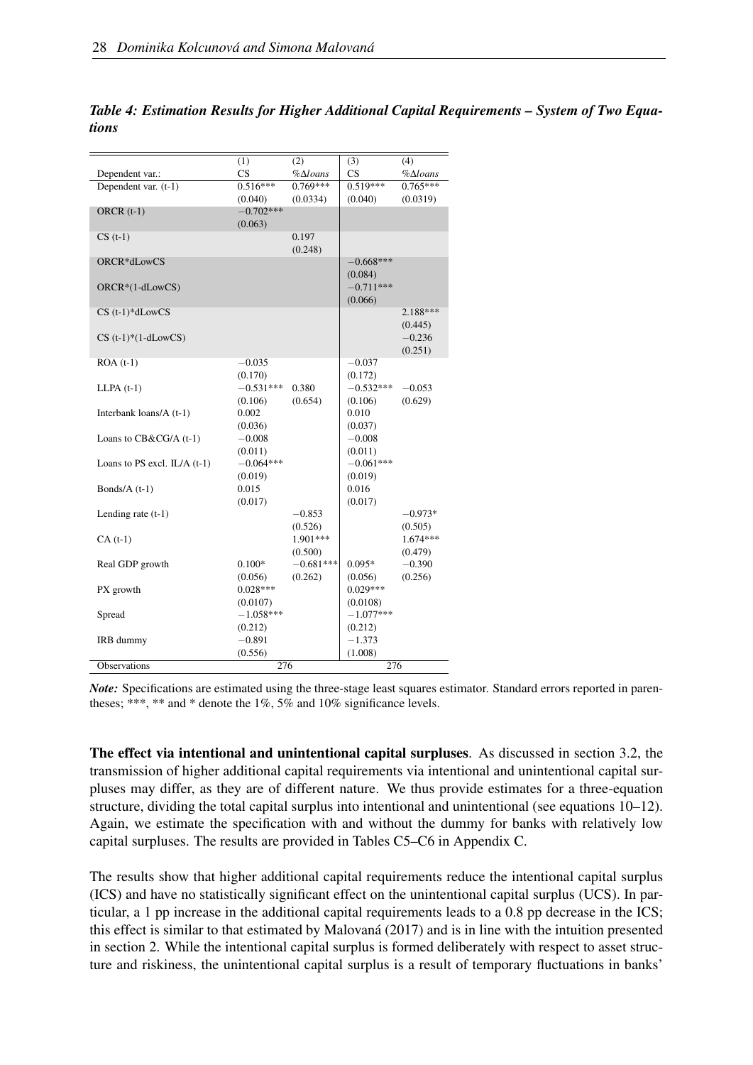***Table 4: Estimation Results for Higher Additional Capital Requirements – System of Two Equations***

| | (1) | (2) | (3) | (4) |
|---|---|---|---|---|
| Dependent var.: | CS | $\%\Delta loans$ | CS | $\%\Delta loans$ |
| Dependent var. (t-1) | 0.516*** | 0.769*** | 0.519*** | 0.765*** |
| | (0.040) | (0.0334) | (0.040) | (0.0319) |
| ORCR (t-1) | −0.702*** | | | |
| | (0.063) | | | |
| CS (t-1) | | 0.197 | | |
| | | (0.248) | | |
| ORCR*dLowCS | | | −0.668*** | |
| | | | (0.084) | |
| ORCR*(1-dLowCS) | | | −0.711*** | |
| | | | (0.066) | |
| CS (t-1)*dLowCS | | | | 2.188*** |
| | | | | (0.445) |
| CS (t-1)*(1-dLowCS) | | | | −0.236 |
| | | | | (0.251) |
| ROA (t-1) | −0.035 | | −0.037 | |
| | (0.170) | | (0.172) | |
| LLPA (t-1) | −0.531*** | 0.380 | −0.532*** | −0.053 |
| | (0.106) | (0.654) | (0.106) | (0.629) |
| Interbank loans/A (t-1) | 0.002 | | 0.010 | |
| | (0.036) | | (0.037) | |
| Loans to CB&CG/A (t-1) | −0.008 | | −0.008 | |
| | (0.011) | | (0.011) | |
| Loans to PS excl. IL/A (t-1) | −0.064*** | | −0.061*** | |
| | (0.019) | | (0.019) | |
| Bonds/A (t-1) | 0.015 | | 0.016 | |
| | (0.017) | | (0.017) | |
| Lending rate (t-1) | | −0.853 | | −0.973* |
| | | (0.526) | | (0.505) |
| CA (t-1) | | 1.901*** | | 1.674*** |
| | | (0.500) | | (0.479) |
| Real GDP growth | 0.100* | −0.681*** | 0.095* | −0.390 |
| | (0.056) | (0.262) | (0.056) | (0.256) |
| PX growth | 0.028*** | | 0.029*** | |
| | (0.0107) | | (0.0108) | |
| Spread | −1.058*** | | −1.077*** | |
| | (0.212) | | (0.212) | |
| IRB dummy | −0.891 | | −1.373 | |
| | (0.556) | | (1.008) | |
| Observations | 276 | | 276 | |

***Note:*** Specifications are estimated using the three-stage least squares estimator. Standard errors reported in parentheses; ***, ** and * denote the 1%, 5% and 10% significance levels.

**The effect via intentional and unintentional capital surpluses**. As discussed in section 3.2, the transmission of higher additional capital requirements via intentional and unintentional capital surpluses may differ, as they are of different nature. We thus provide estimates for a three-equation structure, dividing the total capital surplus into intentional and unintentional (see equations 10–12). Again, we estimate the specification with and without the dummy for banks with relatively low capital surpluses. The results are provided in Tables C5–C6 in Appendix C.

The results show that higher additional capital requirements reduce the intentional capital surplus (ICS) and have no statistically significant effect on the unintentional capital surplus (UCS). In particular, a 1 pp increase in the additional capital requirements leads to a 0.8 pp decrease in the ICS; this effect is similar to that estimated by Malovaná (2017) and is in line with the intuition presented in section 2. While the intentional capital surplus is formed deliberately with respect to asset structure and riskiness, the unintentional capital surplus is a result of temporary fluctuations in banks'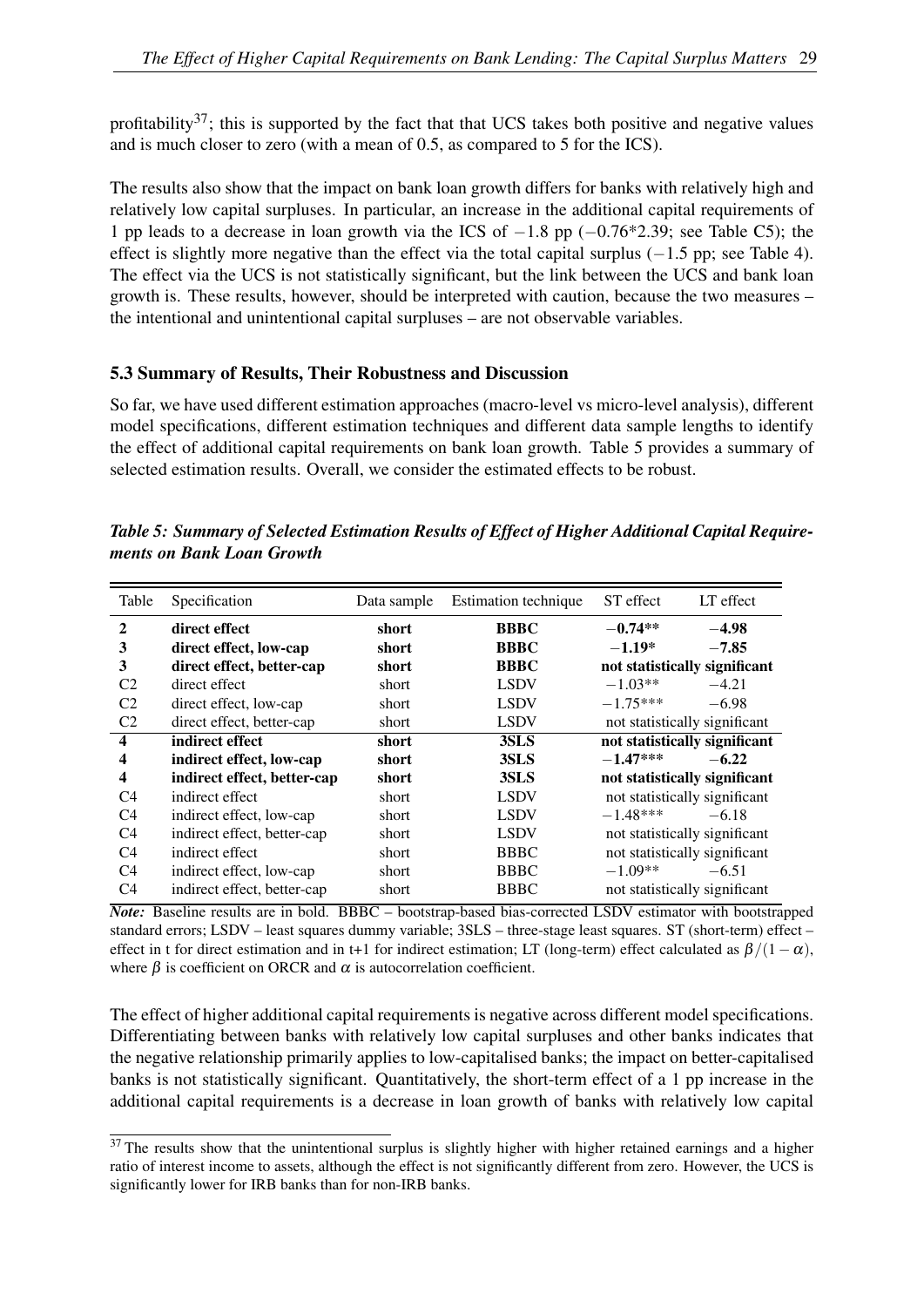profitability[37]; this is supported by the fact that that UCS takes both positive and negative values and is much closer to zero (with a mean of 0.5, as compared to 5 for the ICS).

The results also show that the impact on bank loan growth differs for banks with relatively high and relatively low capital surpluses. In particular, an increase in the additional capital requirements of 1 pp leads to a decrease in loan growth via the ICS of −1.8 pp (−0.76*2.39; see Table C5); the effect is slightly more negative than the effect via the total capital surplus (−1.5 pp; see Table 4). The effect via the UCS is not statistically significant, but the link between the UCS and bank loan growth is. These results, however, should be interpreted with caution, because the two measures – the intentional and unintentional capital surpluses – are not observable variables.

### 5.3 Summary of Results, Their Robustness and Discussion

So far, we have used different estimation approaches (macro-level vs micro-level analysis), different model specifications, different estimation techniques and different data sample lengths to identify the effect of additional capital requirements on bank loan growth. Table 5 provides a summary of selected estimation results. Overall, we consider the estimated effects to be robust.

***Table 5: Summary of Selected Estimation Results of Effect of Higher Additional Capital Requirements on Bank Loan Growth***

| Table | Specification | Data sample | Estimation technique | ST effect | LT effect |
|---|---|---|---|---|---|
| **2** | **direct effect** | **short** | **BBBC** | **−0.74\*\*** | **−4.98** |
| **3** | **direct effect, low-cap** | **short** | **BBBC** | **−1.19\*** | **−7.85** |
| **3** | **direct effect, better-cap** | **short** | **BBBC** | **not statistically significant** | |
| C2 | direct effect | short | LSDV | −1.03** | −4.21 |
| C2 | direct effect, low-cap | short | LSDV | −1.75*** | −6.98 |
| C2 | direct effect, better-cap | short | LSDV | not statistically significant | |
| **4** | **indirect effect** | **short** | **3SLS** | **not statistically significant** | |
| **4** | **indirect effect, low-cap** | **short** | **3SLS** | **−1.47\*\*\*** | **−6.22** |
| **4** | **indirect effect, better-cap** | **short** | **3SLS** | **not statistically significant** | |
| C4 | indirect effect | short | LSDV | not statistically significant | |
| C4 | indirect effect, low-cap | short | LSDV | −1.48*** | −6.18 |
| C4 | indirect effect, better-cap | short | LSDV | not statistically significant | |
| C4 | indirect effect | short | BBBC | not statistically significant | |
| C4 | indirect effect, low-cap | short | BBBC | −1.09** | −6.51 |
| C4 | indirect effect, better-cap | short | BBBC | not statistically significant | |

*Note:* Baseline results are in bold. BBBC – bootstrap-based bias-corrected LSDV estimator with bootstrapped standard errors; LSDV – least squares dummy variable; 3SLS – three-stage least squares. ST (short-term) effect – effect in t for direct estimation and in t+1 for indirect estimation; LT (long-term) effect calculated as $\beta/(1-\alpha)$, where $\beta$ is coefficient on ORCR and $\alpha$ is autocorrelation coefficient.

The effect of higher additional capital requirements is negative across different model specifications. Differentiating between banks with relatively low capital surpluses and other banks indicates that the negative relationship primarily applies to low-capitalised banks; the impact on better-capitalised banks is not statistically significant. Quantitatively, the short-term effect of a 1 pp increase in the additional capital requirements is a decrease in loan growth of banks with relatively low capital

[37] The results show that the unintentional surplus is slightly higher with higher retained earnings and a higher ratio of interest income to assets, although the effect is not significantly different from zero. However, the UCS is significantly lower for IRB banks than for non-IRB banks.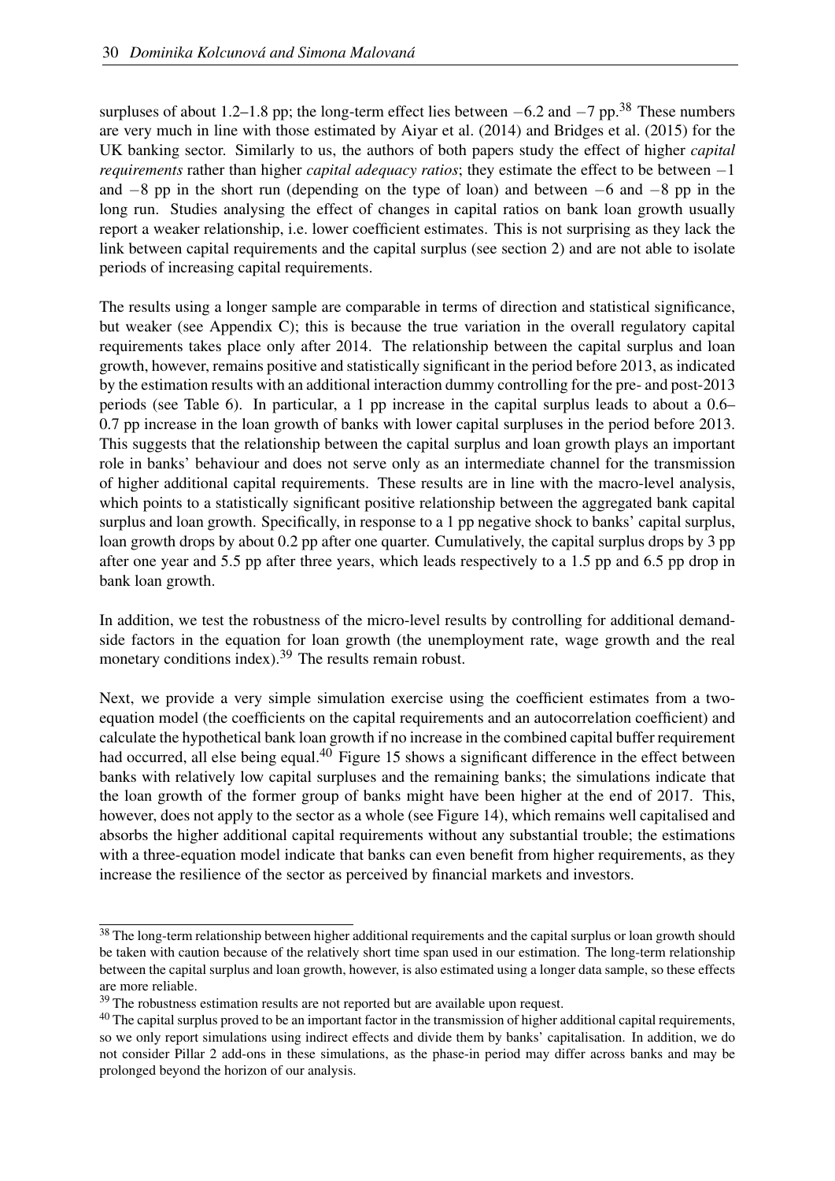surpluses of about 1.2–1.8 pp; the long-term effect lies between −6.2 and −7 pp.[38] These numbers are very much in line with those estimated by Aiyar et al. (2014) and Bridges et al. (2015) for the UK banking sector. Similarly to us, the authors of both papers study the effect of higher *capital requirements* rather than higher *capital adequacy ratios*; they estimate the effect to be between −1 and −8 pp in the short run (depending on the type of loan) and between −6 and −8 pp in the long run. Studies analysing the effect of changes in capital ratios on bank loan growth usually report a weaker relationship, i.e. lower coefficient estimates. This is not surprising as they lack the link between capital requirements and the capital surplus (see section 2) and are not able to isolate periods of increasing capital requirements.

The results using a longer sample are comparable in terms of direction and statistical significance, but weaker (see Appendix C); this is because the true variation in the overall regulatory capital requirements takes place only after 2014. The relationship between the capital surplus and loan growth, however, remains positive and statistically significant in the period before 2013, as indicated by the estimation results with an additional interaction dummy controlling for the pre- and post-2013 periods (see Table 6). In particular, a 1 pp increase in the capital surplus leads to about a 0.6–0.7 pp increase in the loan growth of banks with lower capital surpluses in the period before 2013. This suggests that the relationship between the capital surplus and loan growth plays an important role in banks' behaviour and does not serve only as an intermediate channel for the transmission of higher additional capital requirements. These results are in line with the macro-level analysis, which points to a statistically significant positive relationship between the aggregated bank capital surplus and loan growth. Specifically, in response to a 1 pp negative shock to banks' capital surplus, loan growth drops by about 0.2 pp after one quarter. Cumulatively, the capital surplus drops by 3 pp after one year and 5.5 pp after three years, which leads respectively to a 1.5 pp and 6.5 pp drop in bank loan growth.

In addition, we test the robustness of the micro-level results by controlling for additional demand-side factors in the equation for loan growth (the unemployment rate, wage growth and the real monetary conditions index).[39] The results remain robust.

Next, we provide a very simple simulation exercise using the coefficient estimates from a two-equation model (the coefficients on the capital requirements and an autocorrelation coefficient) and calculate the hypothetical bank loan growth if no increase in the combined capital buffer requirement had occurred, all else being equal.[40] Figure 15 shows a significant difference in the effect between banks with relatively low capital surpluses and the remaining banks; the simulations indicate that the loan growth of the former group of banks might have been higher at the end of 2017. This, however, does not apply to the sector as a whole (see Figure 14), which remains well capitalised and absorbs the higher additional capital requirements without any substantial trouble; the estimations with a three-equation model indicate that banks can even benefit from higher requirements, as they increase the resilience of the sector as perceived by financial markets and investors.

[38] The long-term relationship between higher additional requirements and the capital surplus or loan growth should be taken with caution because of the relatively short time span used in our estimation. The long-term relationship between the capital surplus and loan growth, however, is also estimated using a longer data sample, so these effects are more reliable.

[39] The robustness estimation results are not reported but are available upon request.

[40] The capital surplus proved to be an important factor in the transmission of higher additional capital requirements, so we only report simulations using indirect effects and divide them by banks' capitalisation. In addition, we do not consider Pillar 2 add-ons in these simulations, as the phase-in period may differ across banks and may be prolonged beyond the horizon of our analysis.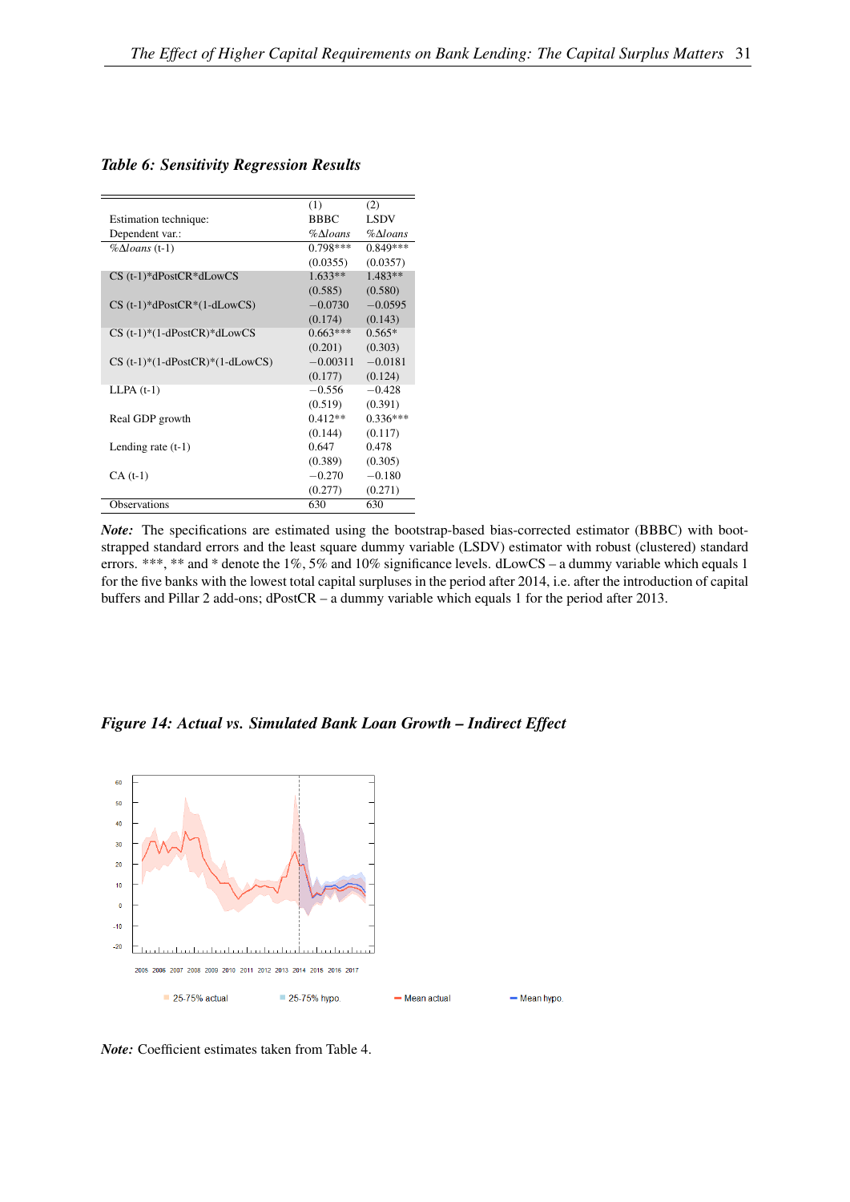*Table 6: Sensitivity Regression Results*

| | (1) | (2) |
|---|---|---|
| Estimation technique: | BBBC | LSDV |
| Dependent var.: | $\%\Delta loans$ | $\%\Delta loans$ |
| $\%\Delta loans$ (t-1) | 0.798*** | 0.849*** |
| | (0.0355) | (0.0357) |
| CS (t-1)*dPostCR*dLowCS | 1.633** | 1.483** |
| | (0.585) | (0.580) |
| CS (t-1)*dPostCR*(1-dLowCS) | −0.0730 | −0.0595 |
| | (0.174) | (0.143) |
| CS (t-1)*(1-dPostCR)*dLowCS | 0.663*** | 0.565* |
| | (0.201) | (0.303) |
| CS (t-1)*(1-dPostCR)*(1-dLowCS) | −0.00311 | −0.0181 |
| | (0.177) | (0.124) |
| LLPA (t-1) | −0.556 | −0.428 |
| | (0.519) | (0.391) |
| Real GDP growth | 0.412** | 0.336*** |
| | (0.144) | (0.117) |
| Lending rate (t-1) | 0.647 | 0.478 |
| | (0.389) | (0.305) |
| CA (t-1) | −0.270 | −0.180 |
| | (0.277) | (0.271) |
| Observations | 630 | 630 |

***Note:*** The specifications are estimated using the bootstrap-based bias-corrected estimator (BBBC) with bootstrapped standard errors and the least square dummy variable (LSDV) estimator with robust (clustered) standard errors. ***, ** and * denote the 1%, 5% and 10% significance levels. dLowCS – a dummy variable which equals 1 for the five banks with the lowest total capital surpluses in the period after 2014, i.e. after the introduction of capital buffers and Pillar 2 add-ons; dPostCR – a dummy variable which equals 1 for the period after 2013.

***Figure 14: Actual vs. Simulated Bank Loan Growth – Indirect Effect***

***Note:*** Coefficient estimates taken from Table 4.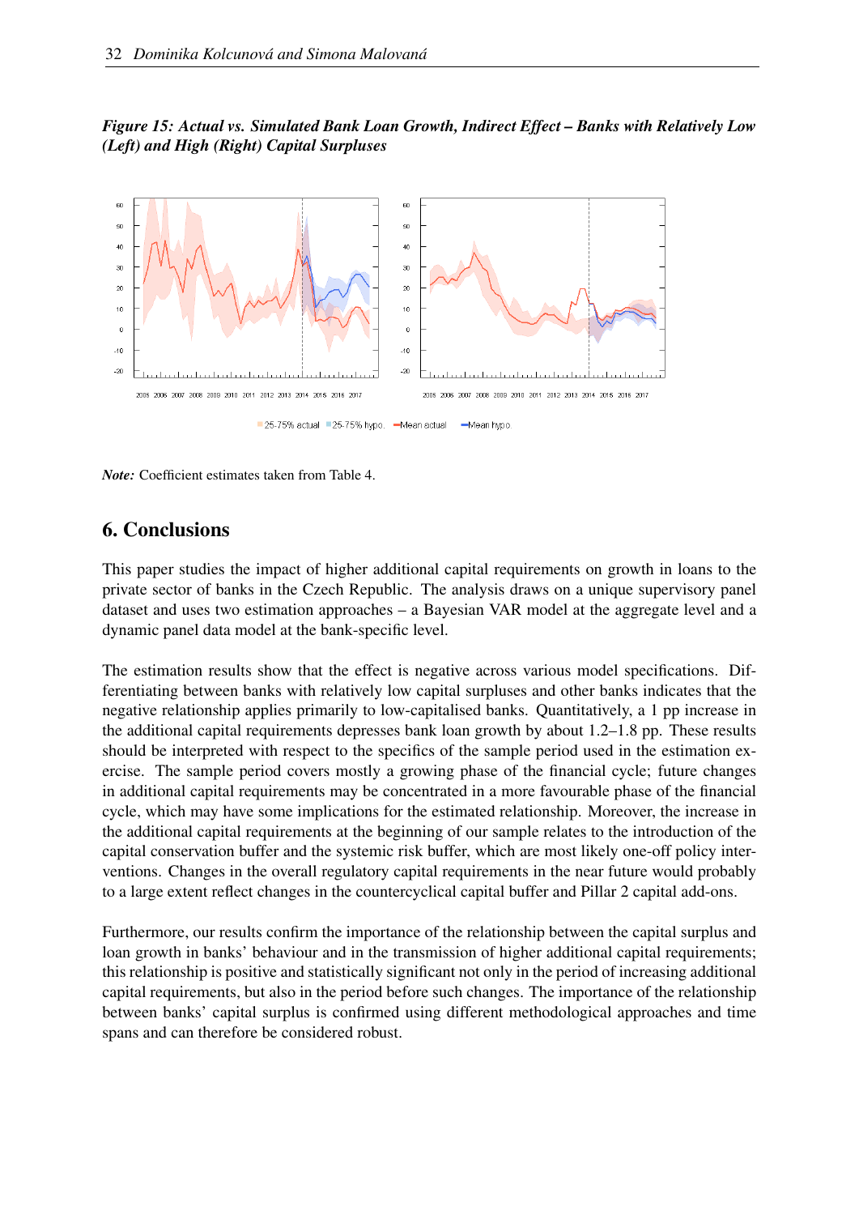*Figure 15: Actual vs. Simulated Bank Loan Growth, Indirect Effect – Banks with Relatively Low (Left) and High (Right) Capital Surpluses*

***Note:*** Coefficient estimates taken from Table 4.

## 6. Conclusions

This paper studies the impact of higher additional capital requirements on growth in loans to the private sector of banks in the Czech Republic. The analysis draws on a unique supervisory panel dataset and uses two estimation approaches – a Bayesian VAR model at the aggregate level and a dynamic panel data model at the bank-specific level.

The estimation results show that the effect is negative across various model specifications. Differentiating between banks with relatively low capital surpluses and other banks indicates that the negative relationship applies primarily to low-capitalised banks. Quantitatively, a 1 pp increase in the additional capital requirements depresses bank loan growth by about 1.2–1.8 pp. These results should be interpreted with respect to the specifics of the sample period used in the estimation exercise. The sample period covers mostly a growing phase of the financial cycle; future changes in additional capital requirements may be concentrated in a more favourable phase of the financial cycle, which may have some implications for the estimated relationship. Moreover, the increase in the additional capital requirements at the beginning of our sample relates to the introduction of the capital conservation buffer and the systemic risk buffer, which are most likely one-off policy interventions. Changes in the overall regulatory capital requirements in the near future would probably to a large extent reflect changes in the countercyclical capital buffer and Pillar 2 capital add-ons.

Furthermore, our results confirm the importance of the relationship between the capital surplus and loan growth in banks' behaviour and in the transmission of higher additional capital requirements; this relationship is positive and statistically significant not only in the period of increasing additional capital requirements, but also in the period before such changes. The importance of the relationship between banks' capital surplus is confirmed using different methodological approaches and time spans and can therefore be considered robust.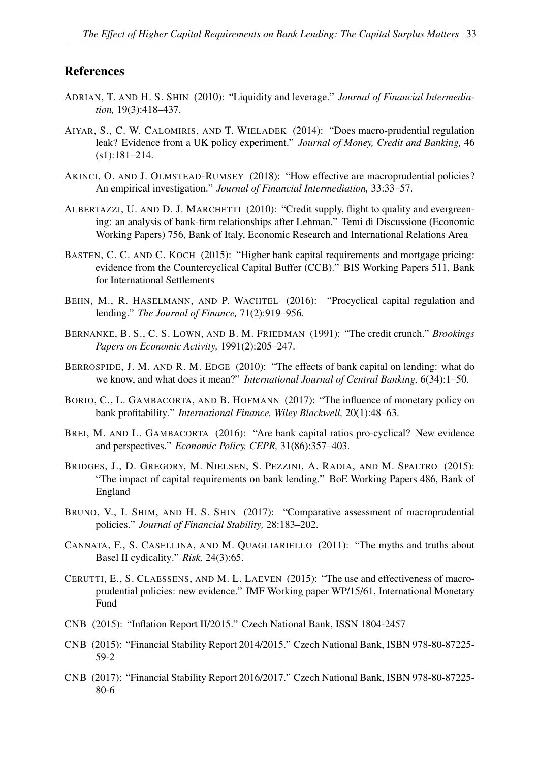## References

ADRIAN, T. AND H. S. SHIN (2010): "Liquidity and leverage." *Journal of Financial Intermediation,* 19(3):418–437.

AIYAR, S., C. W. CALOMIRIS, AND T. WIELADEK (2014): "Does macro-prudential regulation leak? Evidence from a UK policy experiment." *Journal of Money, Credit and Banking,* 46 (s1):181–214.

AKINCI, O. AND J. OLMSTEAD-RUMSEY (2018): "How effective are macroprudential policies? An empirical investigation." *Journal of Financial Intermediation,* 33:33–57.

ALBERTAZZI, U. AND D. J. MARCHETTI (2010): "Credit supply, flight to quality and evergreening: an analysis of bank-firm relationships after Lehman." Temi di Discussione (Economic Working Papers) 756, Bank of Italy, Economic Research and International Relations Area

BASTEN, C. C. AND C. KOCH (2015): "Higher bank capital requirements and mortgage pricing: evidence from the Countercyclical Capital Buffer (CCB)." BIS Working Papers 511, Bank for International Settlements

BEHN, M., R. HASELMANN, AND P. WACHTEL (2016): "Procyclical capital regulation and lending." *The Journal of Finance,* 71(2):919–956.

BERNANKE, B. S., C. S. LOWN, AND B. M. FRIEDMAN (1991): "The credit crunch." *Brookings Papers on Economic Activity,* 1991(2):205–247.

BERROSPIDE, J. M. AND R. M. EDGE (2010): "The effects of bank capital on lending: what do we know, and what does it mean?" *International Journal of Central Banking,* 6(34):1–50.

BORIO, C., L. GAMBACORTA, AND B. HOFMANN (2017): "The influence of monetary policy on bank profitability." *International Finance, Wiley Blackwell,* 20(1):48–63.

BREI, M. AND L. GAMBACORTA (2016): "Are bank capital ratios pro-cyclical? New evidence and perspectives." *Economic Policy, CEPR,* 31(86):357–403.

BRIDGES, J., D. GREGORY, M. NIELSEN, S. PEZZINI, A. RADIA, AND M. SPALTRO (2015): "The impact of capital requirements on bank lending." BoE Working Papers 486, Bank of England

BRUNO, V., I. SHIM, AND H. S. SHIN (2017): "Comparative assessment of macroprudential policies." *Journal of Financial Stability,* 28:183–202.

CANNATA, F., S. CASELLINA, AND M. QUAGLIARIELLO (2011): "The myths and truths about Basel II cydicality." *Risk,* 24(3):65.

CERUTTI, E., S. CLAESSENS, AND M. L. LAEVEN (2015): "The use and effectiveness of macroprudential policies: new evidence." IMF Working paper WP/15/61, International Monetary Fund

CNB (2015): "Inflation Report II/2015." Czech National Bank, ISSN 1804-2457

CNB (2015): "Financial Stability Report 2014/2015." Czech National Bank, ISBN 978-80-87225-59-2

CNB (2017): "Financial Stability Report 2016/2017." Czech National Bank, ISBN 978-80-87225-80-6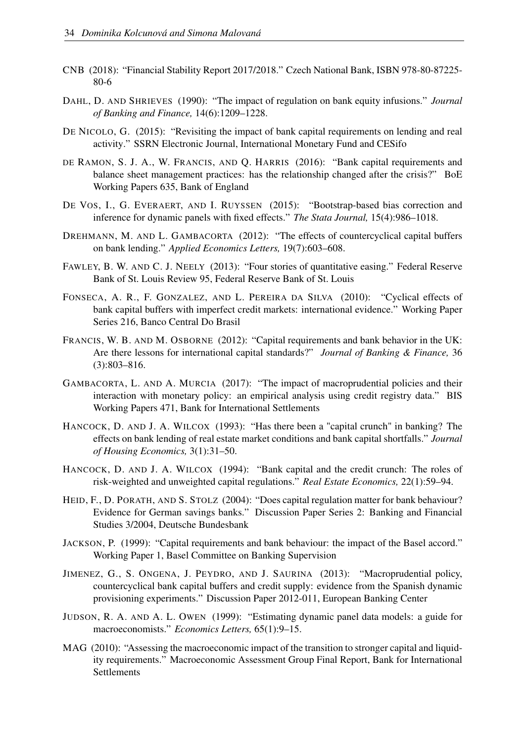CNB (2018): "Financial Stability Report 2017/2018." Czech National Bank, ISBN 978-80-87225-80-6

DAHL, D. AND SHRIEVES (1990): "The impact of regulation on bank equity infusions." *Journal of Banking and Finance,* 14(6):1209–1228.

DE NICOLO, G. (2015): "Revisiting the impact of bank capital requirements on lending and real activity." SSRN Electronic Journal, International Monetary Fund and CESifo

DE RAMON, S. J. A., W. FRANCIS, AND Q. HARRIS (2016): "Bank capital requirements and balance sheet management practices: has the relationship changed after the crisis?" BoE Working Papers 635, Bank of England

DE VOS, I., G. EVERAERT, AND I. RUYSSEN (2015): "Bootstrap-based bias correction and inference for dynamic panels with fixed effects." *The Stata Journal,* 15(4):986–1018.

DREHMANN, M. AND L. GAMBACORTA (2012): "The effects of countercyclical capital buffers on bank lending." *Applied Economics Letters,* 19(7):603–608.

FAWLEY, B. W. AND C. J. NEELY (2013): "Four stories of quantitative easing." Federal Reserve Bank of St. Louis Review 95, Federal Reserve Bank of St. Louis

FONSECA, A. R., F. GONZALEZ, AND L. PEREIRA DA SILVA (2010): "Cyclical effects of bank capital buffers with imperfect credit markets: international evidence." Working Paper Series 216, Banco Central Do Brasil

FRANCIS, W. B. AND M. OSBORNE (2012): "Capital requirements and bank behavior in the UK: Are there lessons for international capital standards?" *Journal of Banking & Finance,* 36 (3):803–816.

GAMBACORTA, L. AND A. MURCIA (2017): "The impact of macroprudential policies and their interaction with monetary policy: an empirical analysis using credit registry data." BIS Working Papers 471, Bank for International Settlements

HANCOCK, D. AND J. A. WILCOX (1993): "Has there been a "capital crunch" in banking? The effects on bank lending of real estate market conditions and bank capital shortfalls." *Journal of Housing Economics,* 3(1):31–50.

HANCOCK, D. AND J. A. WILCOX (1994): "Bank capital and the credit crunch: The roles of risk-weighted and unweighted capital regulations." *Real Estate Economics,* 22(1):59–94.

HEID, F., D. PORATH, AND S. STOLZ (2004): "Does capital regulation matter for bank behaviour? Evidence for German savings banks." Discussion Paper Series 2: Banking and Financial Studies 3/2004, Deutsche Bundesbank

JACKSON, P. (1999): "Capital requirements and bank behaviour: the impact of the Basel accord." Working Paper 1, Basel Committee on Banking Supervision

JIMENEZ, G., S. ONGENA, J. PEYDRO, AND J. SAURINA (2013): "Macroprudential policy, countercyclical bank capital buffers and credit supply: evidence from the Spanish dynamic provisioning experiments." Discussion Paper 2012-011, European Banking Center

JUDSON, R. A. AND A. L. OWEN (1999): "Estimating dynamic panel data models: a guide for macroeconomists." *Economics Letters,* 65(1):9–15.

MAG (2010): "Assessing the macroeconomic impact of the transition to stronger capital and liquidity requirements." Macroeconomic Assessment Group Final Report, Bank for International Settlements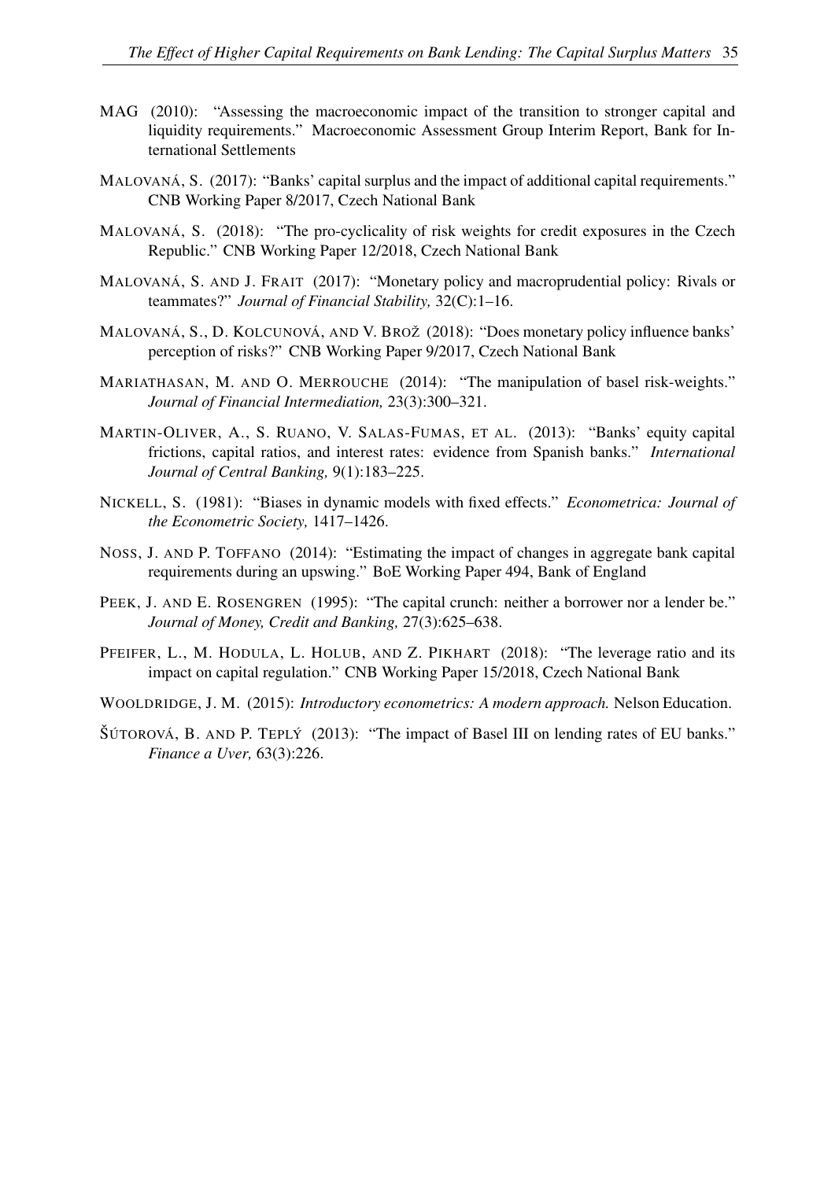MAG (2010): "Assessing the macroeconomic impact of the transition to stronger capital and liquidity requirements." Macroeconomic Assessment Group Interim Report, Bank for International Settlements

MALOVANÁ, S. (2017): "Banks' capital surplus and the impact of additional capital requirements." CNB Working Paper 8/2017, Czech National Bank

MALOVANÁ, S. (2018): "The pro-cyclicality of risk weights for credit exposures in the Czech Republic." CNB Working Paper 12/2018, Czech National Bank

MALOVANÁ, S. AND J. FRAIT (2017): "Monetary policy and macroprudential policy: Rivals or teammates?" *Journal of Financial Stability,* 32(C):1–16.

MALOVANÁ, S., D. KOLCUNOVÁ, AND V. BROŽ (2018): "Does monetary policy influence banks' perception of risks?" CNB Working Paper 9/2017, Czech National Bank

MARIATHASAN, M. AND O. MERROUCHE (2014): "The manipulation of basel risk-weights." *Journal of Financial Intermediation,* 23(3):300–321.

MARTIN-OLIVER, A., S. RUANO, V. SALAS-FUMAS, ET AL. (2013): "Banks' equity capital frictions, capital ratios, and interest rates: evidence from Spanish banks." *International Journal of Central Banking,* 9(1):183–225.

NICKELL, S. (1981): "Biases in dynamic models with fixed effects." *Econometrica: Journal of the Econometric Society,* 1417–1426.

NOSS, J. AND P. TOFFANO (2014): "Estimating the impact of changes in aggregate bank capital requirements during an upswing." BoE Working Paper 494, Bank of England

PEEK, J. AND E. ROSENGREN (1995): "The capital crunch: neither a borrower nor a lender be." *Journal of Money, Credit and Banking,* 27(3):625–638.

PFEIFER, L., M. HODULA, L. HOLUB, AND Z. PIKHART (2018): "The leverage ratio and its impact on capital regulation." CNB Working Paper 15/2018, Czech National Bank

WOOLDRIDGE, J. M. (2015): *Introductory econometrics: A modern approach.* Nelson Education.

ŠÚTOROVÁ, B. AND P. TEPLÝ (2013): "The impact of Basel III on lending rates of EU banks." *Finance a Uver,* 63(3):226.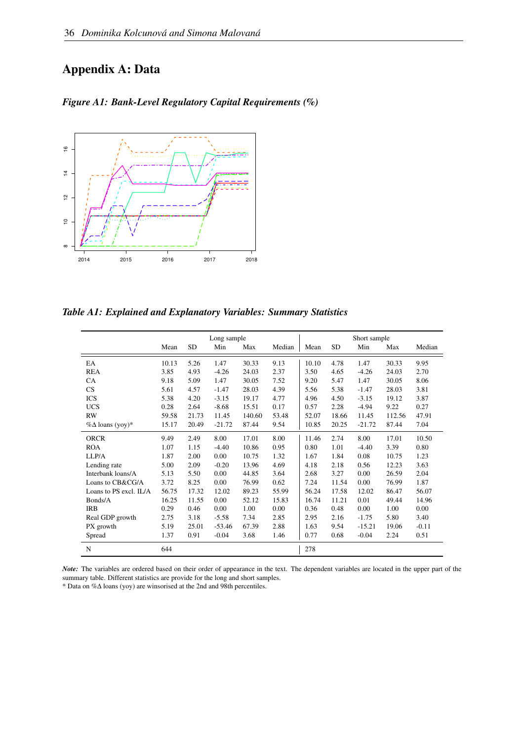# Appendix A: Data

*Figure A1: Bank-Level Regulatory Capital Requirements (%)*

*Table A1: Explained and Explanatory Variables: Summary Statistics*

| | Long sample | | | | | Short sample | | | | |
|---|---|---|---|---|---|---|---|---|---|---|
| | Mean | SD | Min | Max | Median | Mean | SD | Min | Max | Median |
| EA | 10.13 | 5.26 | 1.47 | 30.33 | 9.13 | 10.10 | 4.78 | 1.47 | 30.33 | 9.95 |
| REA | 3.85 | 4.93 | -4.26 | 24.03 | 2.37 | 3.50 | 4.65 | -4.26 | 24.03 | 2.70 |
| CA | 9.18 | 5.09 | 1.47 | 30.05 | 7.52 | 9.20 | 5.47 | 1.47 | 30.05 | 8.06 |
| CS | 5.61 | 4.57 | -1.47 | 28.03 | 4.39 | 5.56 | 5.38 | -1.47 | 28.03 | 3.81 |
| ICS | 5.38 | 4.20 | -3.15 | 19.17 | 4.77 | 4.96 | 4.50 | -3.15 | 19.12 | 3.87 |
| UCS | 0.28 | 2.64 | -8.68 | 15.51 | 0.17 | 0.57 | 2.28 | -4.94 | 9.22 | 0.27 |
| RW | 59.58 | 21.73 | 11.45 | 140.60 | 53.48 | 52.07 | 18.66 | 11.45 | 112.56 | 47.91 |
| %Δ loans (yoy)* | 15.17 | 20.49 | -21.72 | 87.44 | 9.54 | 10.85 | 20.25 | -21.72 | 87.44 | 7.04 |
| ORCR | 9.49 | 2.49 | 8.00 | 17.01 | 8.00 | 11.46 | 2.74 | 8.00 | 17.01 | 10.50 |
| ROA | 1.07 | 1.15 | -4.40 | 10.86 | 0.95 | 0.80 | 1.01 | -4.40 | 3.39 | 0.80 |
| LLP/A | 1.87 | 2.00 | 0.00 | 10.75 | 1.32 | 1.67 | 1.84 | 0.08 | 10.75 | 1.23 |
| Lending rate | 5.00 | 2.09 | -0.20 | 13.96 | 4.69 | 4.18 | 2.18 | 0.56 | 12.23 | 3.63 |
| Interbank loans/A | 5.13 | 5.50 | 0.00 | 44.85 | 3.64 | 2.68 | 3.27 | 0.00 | 26.59 | 2.04 |
| Loans to CB&CG/A | 3.72 | 8.25 | 0.00 | 76.99 | 0.62 | 7.24 | 11.54 | 0.00 | 76.99 | 1.87 |
| Loans to PS excl. IL/A | 56.75 | 17.32 | 12.02 | 89.23 | 55.99 | 56.24 | 17.58 | 12.02 | 86.47 | 56.07 |
| Bonds/A | 16.25 | 11.55 | 0.00 | 52.12 | 15.83 | 16.74 | 11.21 | 0.01 | 49.44 | 14.96 |
| IRB | 0.29 | 0.46 | 0.00 | 1.00 | 0.00 | 0.36 | 0.48 | 0.00 | 1.00 | 0.00 |
| Real GDP growth | 2.75 | 3.18 | -5.58 | 7.34 | 2.85 | 2.95 | 2.16 | -1.75 | 5.80 | 3.40 |
| PX growth | 5.19 | 25.01 | -53.46 | 67.39 | 2.88 | 1.63 | 9.54 | -15.21 | 19.06 | -0.11 |
| Spread | 1.37 | 0.91 | -0.04 | 3.68 | 1.46 | 0.77 | 0.68 | -0.04 | 2.24 | 0.51 |
| N | 644 | | | | | 278 | | | | |

***Note:*** The variables are ordered based on their order of appearance in the text. The dependent variables are located in the upper part of the summary table. Different statistics are provide for the long and short samples.
\* Data on %Δ loans (yoy) are winsorised at the 2nd and 98th percentiles.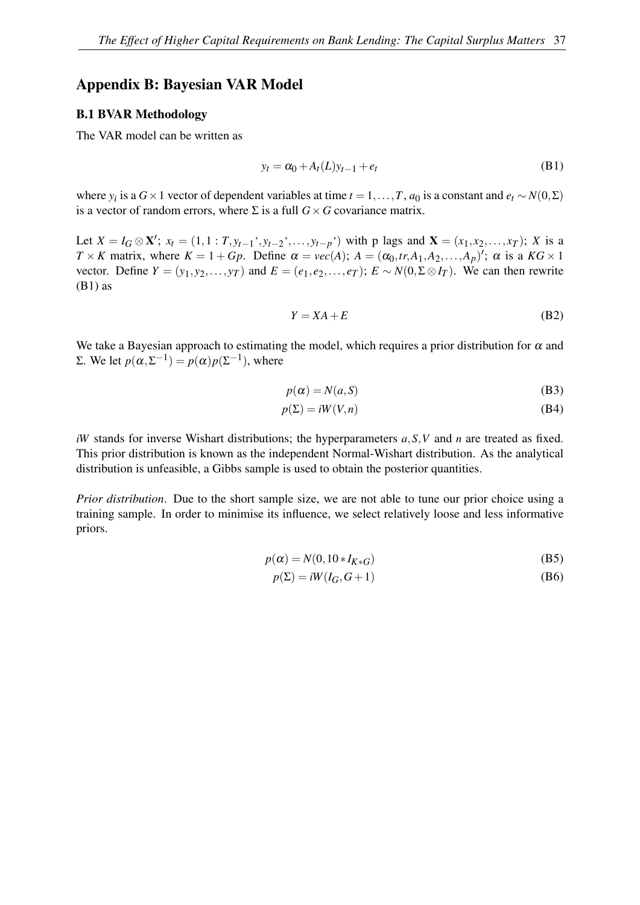## Appendix B: Bayesian VAR Model

### B.1 BVAR Methodology

The VAR model can be written as

$$y_t = \alpha_0 + A_t(L)y_{t-1} + e_t \tag{B1}$$

where $y_i$ is a $G \times 1$ vector of dependent variables at time $t = 1, \ldots, T$, $a_0$ is a constant and $e_t \sim N(0, \Sigma)$ is a vector of random errors, where $\Sigma$ is a full $G \times G$ covariance matrix.

Let $X = I_G \otimes \mathbf{X}'$; $x_t = (1, 1:T, y_{t-1}`, y_{t-2}`, \ldots, y_{t-p}`)$ with p lags and $\mathbf{X} = (x_1, x_2, \ldots, x_T)$; $X$ is a $T \times K$ matrix, where $K = 1 + Gp$. Define $\alpha = vec(A)$; $A = (\alpha_0, tr, A_1, A_2, \ldots, A_p)'$; $\alpha$ is a $KG \times 1$ vector. Define $Y = (y_1, y_2, \ldots, y_T)$ and $E = (e_1, e_2, \ldots, e_T)$; $E \sim N(0, \Sigma \otimes I_T)$. We can then rewrite (B1) as

$$Y = XA + E \tag{B2}$$

We take a Bayesian approach to estimating the model, which requires a prior distribution for $\alpha$ and $\Sigma$. We let $p(\alpha, \Sigma^{-1}) = p(\alpha)p(\Sigma^{-1})$, where

$$p(\alpha) = N(a, S) \tag{B3}$$

$$p(\Sigma) = iW(V, n) \tag{B4}$$

*iW* stands for inverse Wishart distributions; the hyperparameters $a, S, V$ and $n$ are treated as fixed. This prior distribution is known as the independent Normal-Wishart distribution. As the analytical distribution is unfeasible, a Gibbs sample is used to obtain the posterior quantities.

*Prior distribution*. Due to the short sample size, we are not able to tune our prior choice using a training sample. In order to minimise its influence, we select relatively loose and less informative priors.

$$p(\alpha) = N(0, 10 * I_{K*G}) \tag{B5}$$

$$p(\Sigma) = iW(I_G, G+1) \tag{B6}$$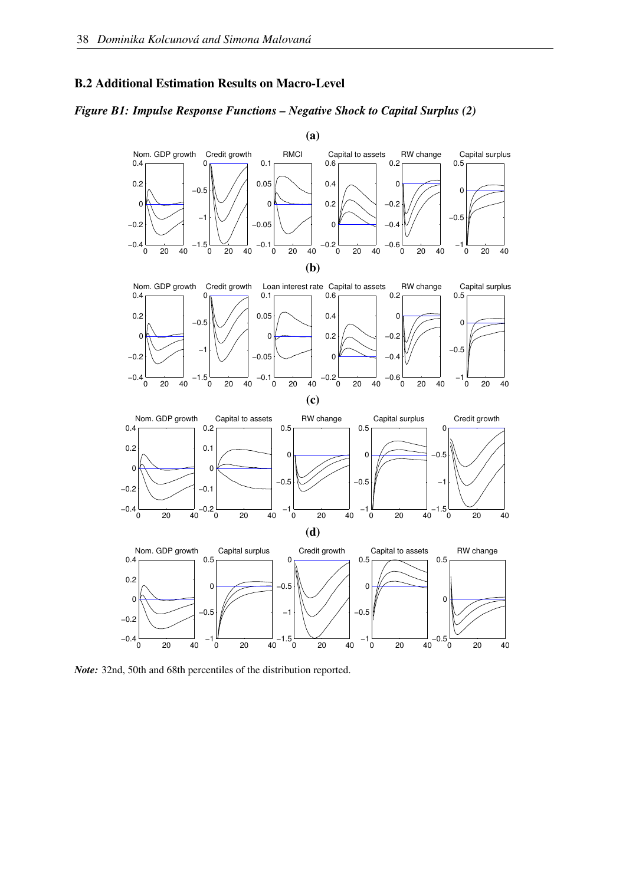## B.2 Additional Estimation Results on Macro-Level

***Figure B1: Impulse Response Functions – Negative Shock to Capital Surplus (2)***

**(a)**

**(b)**

**(c)**

**(d)**

***Note:*** 32nd, 50th and 68th percentiles of the distribution reported.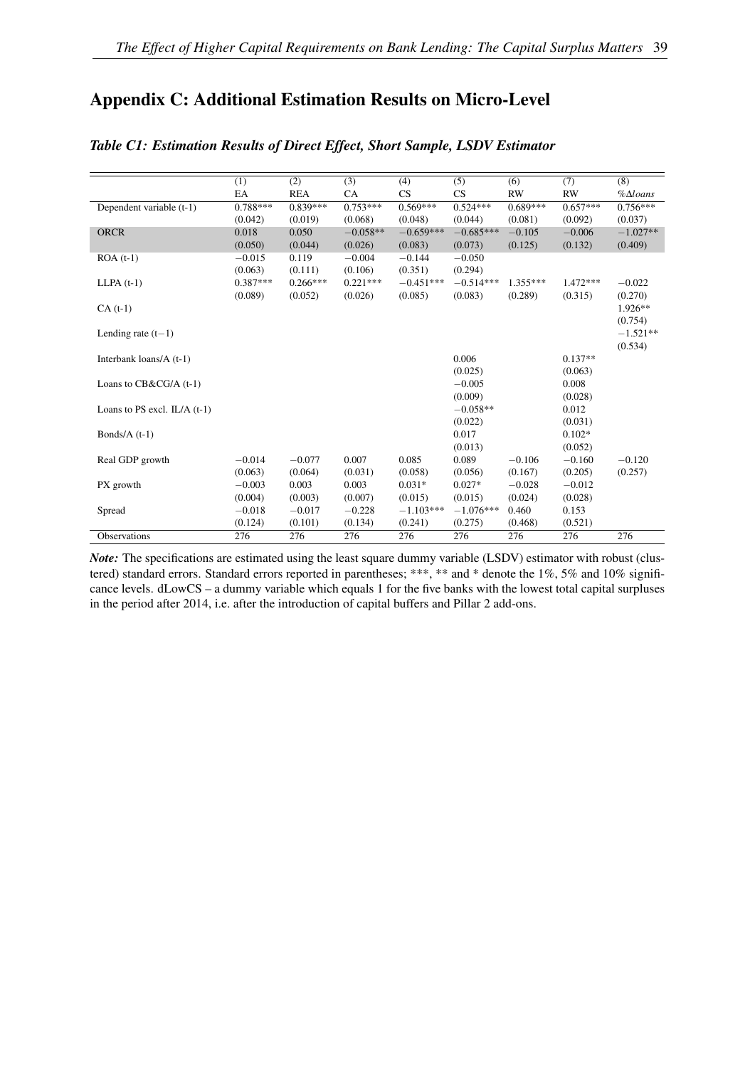## Appendix C: Additional Estimation Results on Micro-Level

***Table C1: Estimation Results of Direct Effect, Short Sample, LSDV Estimator***

| | (1) | (2) | (3) | (4) | (5) | (6) | (7) | (8) |
|---|---|---|---|---|---|---|---|---|
| | EA | REA | CA | CS | CS | RW | RW | $\%\Delta loans$ |
| Dependent variable (t-1) | 0.788*** | 0.839*** | 0.753*** | 0.569*** | 0.524*** | 0.689*** | 0.657*** | 0.756*** |
| | (0.042) | (0.019) | (0.068) | (0.048) | (0.044) | (0.081) | (0.092) | (0.037) |
| ORCR | 0.018 | 0.050 | −0.058** | −0.659*** | −0.685*** | −0.105 | −0.006 | −1.027** |
| | (0.050) | (0.044) | (0.026) | (0.083) | (0.073) | (0.125) | (0.132) | (0.409) |
| ROA (t-1) | −0.015 | 0.119 | −0.004 | −0.144 | −0.050 | | | |
| | (0.063) | (0.111) | (0.106) | (0.351) | (0.294) | | | |
| LLPA (t-1) | 0.387*** | 0.266*** | 0.221*** | −0.451*** | −0.514*** | 1.355*** | 1.472*** | −0.022 |
| | (0.089) | (0.052) | (0.026) | (0.085) | (0.083) | (0.289) | (0.315) | (0.270) |
| CA (t-1) | | | | | | | | 1.926** |
| | | | | | | | | (0.754) |
| Lending rate (t−1) | | | | | | | | −1.521** |
| | | | | | | | | (0.534) |
| Interbank loans/A (t-1) | | | | | 0.006 | | 0.137** | |
| | | | | | (0.025) | | (0.063) | |
| Loans to CB&CG/A (t-1) | | | | | −0.005 | | 0.008 | |
| | | | | | (0.009) | | (0.028) | |
| Loans to PS excl. IL/A (t-1) | | | | | −0.058** | | 0.012 | |
| | | | | | (0.022) | | (0.031) | |
| Bonds/A (t-1) | | | | | 0.017 | | 0.102* | |
| | | | | | (0.013) | | (0.052) | |
| Real GDP growth | −0.014 | −0.077 | 0.007 | 0.085 | 0.089 | −0.106 | −0.160 | −0.120 |
| | (0.063) | (0.064) | (0.031) | (0.058) | (0.056) | (0.167) | (0.205) | (0.257) |
| PX growth | −0.003 | 0.003 | 0.003 | 0.031* | 0.027* | −0.028 | −0.012 | |
| | (0.004) | (0.003) | (0.007) | (0.015) | (0.015) | (0.024) | (0.028) | |
| Spread | −0.018 | −0.017 | −0.228 | −1.103*** | −1.076*** | 0.460 | 0.153 | |
| | (0.124) | (0.101) | (0.134) | (0.241) | (0.275) | (0.468) | (0.521) | |
| Observations | 276 | 276 | 276 | 276 | 276 | 276 | 276 | 276 |

***Note:*** The specifications are estimated using the least square dummy variable (LSDV) estimator with robust (clustered) standard errors. Standard errors reported in parentheses; ***, ** and * denote the 1%, 5% and 10% significance levels. dLowCS – a dummy variable which equals 1 for the five banks with the lowest total capital surpluses in the period after 2014, i.e. after the introduction of capital buffers and Pillar 2 add-ons.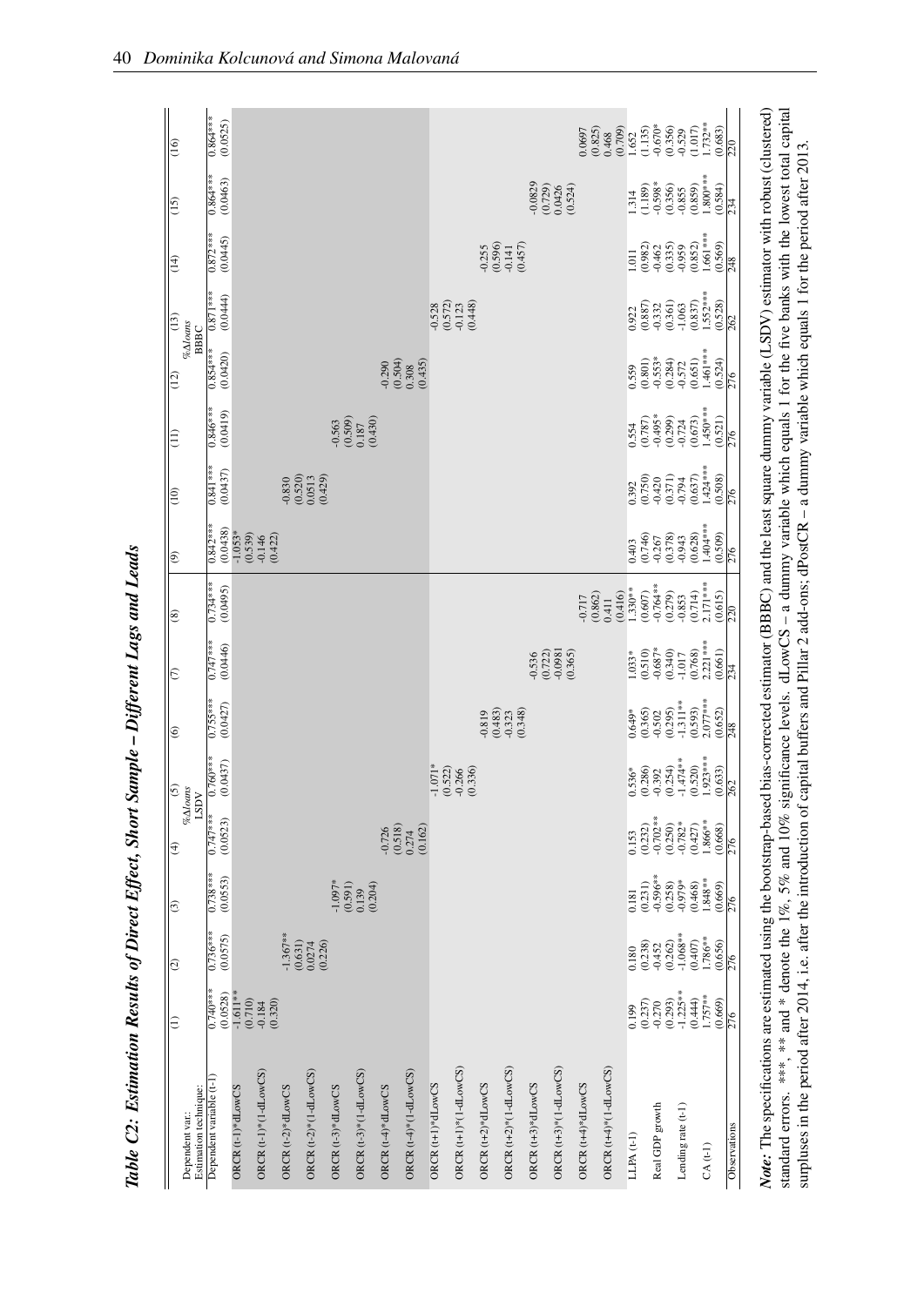***Table C2: Estimation Results of Direct Effect, Short Sample – Different Lags and Leads***

| | (1) | (2) | (3) | (4) | (5) | (6) | (7) | (8) | (9) | (10) | (11) | (12) | (13) | (14) | (15) | (16) |
|---|---|---|---|---|---|---|---|---|---|---|---|---|---|---|---|---|
| Dependent var.: | | | | | %Δloans | | | | | | | | %Δloans | | | |
| Estimation technique: | | | | | LSDV | | | | | | | | BBBC | | | |
| Dependent variable (t-1) | 0.740*** | 0.736*** | 0.738*** | 0.747*** | 0.760*** | 0.755*** | 0.747*** | 0.734*** | 0.842*** | 0.841*** | 0.846*** | 0.854*** | 0.871*** | 0.872*** | 0.864*** | 0.864*** |
| | (0.0528) | (0.0575) | (0.0553) | (0.0523) | (0.0437) | (0.0427) | (0.0446) | (0.0495) | (0.0438) | (0.0437) | (0.0419) | (0.0420) | (0.0444) | (0.0445) | (0.0463) | (0.0525) |
| ORCR (t-1)*dLowCS | -1.611** | | | | | | | | -1.053* | | | | | | | |
| | (0.710) | | | | | | | | (0.539) | | | | | | | |
| ORCR (t-1)*(1-dLowCS) | -0.184 | | | | | | | | -0.146 | | | | | | | |
| | (0.320) | | | | | | | | (0.422) | | | | | | | |
| ORCR (t-2)*dLowCS | | -1.367** | | | | | | | | -0.830 | | | | | | |
| | | (0.631) | | | | | | | | (0.520) | | | | | | |
| ORCR (t-2)*(1-dLowCS) | | 0.0274 | | | | | | | | 0.0513 | | | | | | |
| | | (0.226) | | | | | | | | (0.429) | | | | | | |
| ORCR (t-3)*dLowCS | | | -1.097* | | | | | | | | -0.563 | | | | | |
| | | | (0.591) | | | | | | | | (0.509) | | | | | |
| ORCR (t-3)*(1-dLowCS) | | | 0.139 | | | | | | | | 0.187 | | | | | |
| | | | (0.204) | | | | | | | | (0.430) | | | | | |
| ORCR (t-4)*dLowCS | | | | -0.726 | | | | | | | | -0.290 | | | | |
| | | | | (0.518) | | | | | | | | (0.504) | | | | |
| ORCR (t-4)*(1-dLowCS) | | | | 0.274 | | | | | | | | 0.308 | | | | |
| | | | | (0.162) | | | | | | | | (0.435) | | | | |
| ORCR (t+1)*dLowCS | | | | | -1.071* | | | | | | | | -0.528 | | | |
| | | | | | (0.522) | | | | | | | | (0.572) | | | |
| ORCR (t+1)*(1-dLowCS) | | | | | -0.266 | | | | | | | | -0.123 | | | |
| | | | | | (0.336) | | | | | | | | (0.448) | | | |
| ORCR (t+2)*dLowCS | | | | | | -0.819 | | | | | | | | -0.255 | | |
| | | | | | | (0.483) | | | | | | | | (0.596) | | |
| ORCR (t+2)*(1-dLowCS) | | | | | | -0.323 | | | | | | | | -0.141 | | |
| | | | | | | (0.348) | | | | | | | | (0.457) | | |
| ORCR (t+3)*dLowCS | | | | | | | -0.536 | | | | | | | | -0.0829 | |
| | | | | | | | (0.722) | | | | | | | | (0.729) | |
| ORCR (t+3)*(1-dLowCS) | | | | | | | -0.0981 | | | | | | | | 0.0426 | |
| | | | | | | | (0.365) | | | | | | | | (0.524) | |
| ORCR (t+4)*dLowCS | | | | | | | | -0.717 | | | | | | | | 0.0697 |
| | | | | | | | | (0.862) | | | | | | | | (0.825) |
| ORCR (t+4)*(1-dLowCS) | | | | | | | | 0.411 | | | | | | | | 0.468 |
| | | | | | | | | (0.416) | | | | | | | | (0.709) |
| LLPA (t-1) | 0.199 | 0.180 | 0.181 | 0.153 | 0.536* | 0.649* | 1.033* | 1.330** | 0.403 | 0.392 | 0.554 | 0.559 | 0.922 | 1.011 | 1.314 | 1.652 |
| | (0.237) | (0.238) | (0.231) | (0.232) | (0.286) | (0.365) | (0.510) | (0.607) | (0.746) | (0.750) | (0.787) | (0.801) | (0.887) | (0.982) | (1.189) | (1.135) |
| Real GDP growth | -0.270 | -0.452 | -0.596** | -0.702** | -0.392 | -0.502 | -0.687* | -0.764** | -0.267 | -0.420 | -0.495* | -0.553* | -0.332 | -0.462 | -0.598* | -0.670* |
| | (0.293) | (0.262) | (0.258) | (0.250) | (0.254) | (0.295) | (0.340) | (0.279) | (0.378) | (0.371) | (0.299) | (0.284) | (0.361) | (0.335) | (0.356) | (0.356) |
| Lending rate (t-1) | -1.225** | -1.068** | -0.979* | -0.782* | -1.474** | -1.311** | -1.017 | -0.853 | -0.943 | -0.794 | -0.724 | -0.572 | -1.063 | -0.959 | -0.855 | -0.529 |
| | (0.444) | (0.407) | (0.468) | (0.427) | (0.520) | (0.593) | (0.768) | (0.714) | (0.628) | (0.637) | (0.673) | (0.651) | (0.837) | (0.852) | (0.859) | (1.017) |
| CA (t-1) | 1.757** | 1.786** | 1.848** | 1.866** | 1.923*** | 2.077*** | 2.221*** | 2.171*** | 1.404*** | 1.424*** | 1.450*** | 1.461*** | 1.552*** | 1.661*** | 1.800*** | 1.732** |
| | (0.669) | (0.656) | (0.669) | (0.668) | (0.633) | (0.652) | (0.661) | (0.615) | (0.509) | (0.508) | (0.521) | (0.524) | (0.528) | (0.569) | (0.584) | (0.683) |
| Observations | 276 | 276 | 276 | 276 | 262 | 248 | 234 | 220 | 276 | 276 | 276 | 276 | 262 | 248 | 234 | 220 |

*Note*: The specifications are estimated using the bootstrap-based bias-corrected estimator (BBBC) and the least square dummy variable (LSDV) estimator with robust (clustered) standard errors. \*\*\*, \*\* and \* denote the 1%, 5% and 10% significance levels. dLowCS – a dummy variable which equals 1 for the five banks with the lowest total capital surpluses in the period after 2014, i.e. after the introduction of capital buffers and Pillar 2 add-ons; dPostCR – a dummy variable which equals 1 for the period after 2013.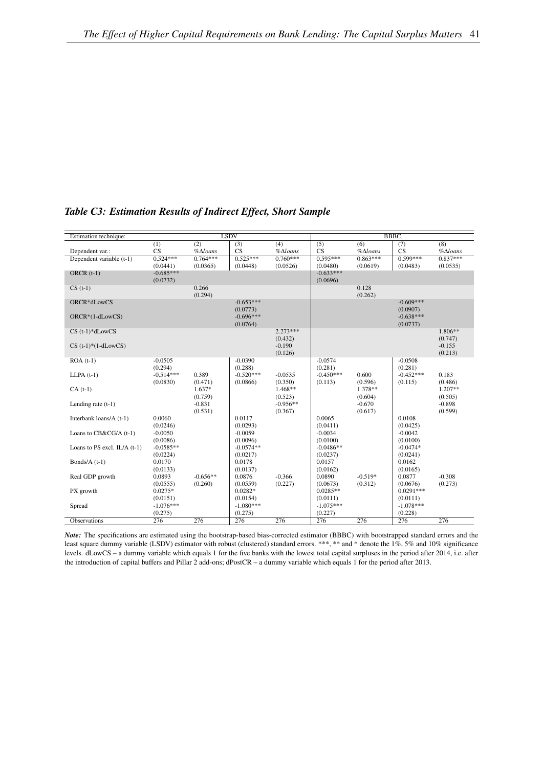### *Table C3: Estimation Results of Indirect Effect, Short Sample*

| Estimation technique: | LSDV | | | | BBBC | | | |
|---|---|---|---|---|---|---|---|---|
| | (1) | (2) | (3) | (4) | (5) | (6) | (7) | (8) |
| Dependent var.: | CS | $\%\Delta loans$ | CS | $\%\Delta loans$ | CS | $\%\Delta loans$ | CS | $\%\Delta loans$ |
| Dependent variable (t-1) | 0.524*** | 0.764*** | 0.525*** | 0.760*** | 0.595*** | 0.863*** | 0.599*** | 0.837*** |
| | (0.0441) | (0.0365) | (0.0448) | (0.0526) | (0.0480) | (0.0619) | (0.0483) | (0.0535) |
| ORCR (t-1) | -0.685*** | | | | -0.633*** | | | |
| | (0.0732) | | | | (0.0696) | | | |
| CS (t-1) | | 0.266 | | | | 0.128 | | |
| | | (0.294) | | | | (0.262) | | |
| ORCR*dLowCS | | | -0.653*** | | | | -0.609*** | |
| | | | (0.0773) | | | | (0.0907) | |
| ORCR*(1-dLowCS) | | | -0.696*** | | | | -0.638*** | |
| | | | (0.0764) | | | | (0.0737) | |
| CS (t-1)*dLowCS | | | | 2.273*** | | | | 1.806** |
| | | | | (0.432) | | | | (0.747) |
| CS (t-1)*(1-dLowCS) | | | | -0.190 | | | | -0.155 |
| | | | | (0.126) | | | | (0.213) |
| ROA (t-1) | -0.0505 | | -0.0390 | | -0.0574 | | -0.0508 | |
| | (0.294) | | (0.288) | | (0.281) | | (0.281) | |
| LLPA (t-1) | -0.514*** | 0.389 | -0.520*** | -0.0535 | -0.450*** | 0.600 | -0.452*** | 0.183 |
| | (0.0830) | (0.471) | (0.0866) | (0.350) | (0.113) | (0.596) | (0.115) | (0.486) |
| CA (t-1) | | 1.637* | | 1.468** | | 1.378** | | 1.207** |
| | | (0.759) | | (0.523) | | (0.604) | | (0.505) |
| Lending rate (t-1) | | -0.831 | | -0.956** | | -0.670 | | -0.898 |
| | | (0.531) | | (0.367) | | (0.617) | | (0.599) |
| Interbank loans/A (t-1) | 0.0060 | | 0.0117 | | 0.0065 | | 0.0108 | |
| | (0.0246) | | (0.0293) | | (0.0411) | | (0.0425) | |
| Loans to CB&CG/A (t-1) | -0.0050 | | -0.0059 | | -0.0034 | | -0.0042 | |
| | (0.0086) | | (0.0096) | | (0.0100) | | (0.0100) | |
| Loans to PS excl. IL/A (t-1) | -0.0585** | | -0.0574** | | -0.0486** | | -0.0474* | |
| | (0.0224) | | (0.0217) | | (0.0237) | | (0.0241) | |
| Bonds/A (t-1) | 0.0170 | | 0.0178 | | 0.0157 | | 0.0162 | |
| | (0.0133) | | (0.0137) | | (0.0162) | | (0.0165) | |
| Real GDP growth | 0.0893 | -0.656** | 0.0876 | -0.366 | 0.0890 | -0.519* | 0.0877 | -0.308 |
| | (0.0555) | (0.260) | (0.0559) | (0.227) | (0.0673) | (0.312) | (0.0676) | (0.273) |
| PX growth | 0.0275* | | 0.0282* | | 0.0285** | | 0.0291*** | |
| | (0.0151) | | (0.0154) | | (0.0111) | | (0.0111) | |
| Spread | -1.076*** | | -1.080*** | | -1.075*** | | -1.078*** | |
| | (0.275) | | (0.275) | | (0.227) | | (0.228) | |
| Observations | 276 | 276 | 276 | 276 | 276 | 276 | 276 | 276 |

*Note:* The specifications are estimated using the bootstrap-based bias-corrected estimator (BBBC) with bootstrapped standard errors and the least square dummy variable (LSDV) estimator with robust (clustered) standard errors. ***, ** and * denote the 1%, 5% and 10% significance levels. dLowCS – a dummy variable which equals 1 for the five banks with the lowest total capital surpluses in the period after 2014, i.e. after the introduction of capital buffers and Pillar 2 add-ons; dPostCR – a dummy variable which equals 1 for the period after 2013.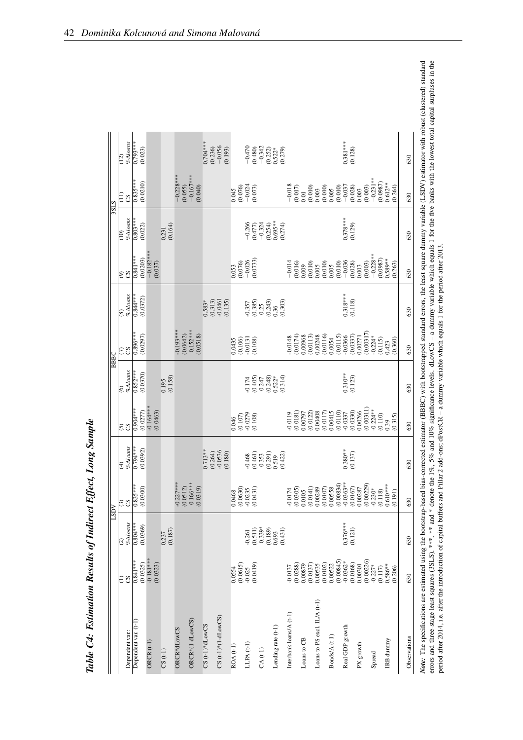## Table C4: Estimation Results of Indirect Effect, Long Sample

| | LSDV | | | | BBBC | | | | 3SLS | | | |
|---|---|---|---|---|---|---|---|---|---|---|---|---|
| | (1) | (2) | (3) | (4) | (5) | (6) | (7) | (8) | (9) | (10) | (11) | (12) |
| Dependent var.: | CS | %Δloans | CS | %Δloans | CS | %Δloans | CS | %Δloans | CS | %Δloans | CS | %Δloans |
| Dependent var. (t-1) | 0.841*** | 0.804*** | 0.835*** | 0.794*** | 0.904*** | 0.852*** | 0.896*** | 0.844*** | 0.841*** | 0.803*** | 0.835*** | 0.793*** |
| | (0.0325) | (0.0369) | (0.0300) | (0.0392) | (0.0277) | (0.0370) | (0.0297) | (0.0372) | (0.0203) | (0.022) | (0.0210) | (0.023) |
| ORCR (t-1) | -0.181*** | | | | -0.164*** | | | | −0.182*** | | | |
| | (0.0323) | | | | (0.0463) | | | | (0.037) | | | |
| CS (t-1) | | 0.237 | | | | 0.195 | | | | 0.231 | | |
| | | (0.187) | | | | (0.158) | | | | (0.164) | | |
| ORCR*dLowCS | | | -0.227*** | | | | -0.193*** | | | | −0.228*** | |
| | | | (0.0512) | | | | (0.0642) | | | | (0.055) | |
| ORCR*(1-dLowCS) | | | -0.166*** | | | | -0.152*** | | | | −0.167*** | |
| | | | (0.0319) | | | | (0.0518) | | | | (0.040) | |
| CS (t-1)*dLowCS | | | | 0.713** | | | | 0.583* | | | | 0.704*** |
| | | | | (0.264) | | | | (0.313) | | | | (0.236) |
| CS (t-1)*(1-dLowCS) | | | | -0.0536 | | | | -0.0461 | | | | −0.056 |
| | | | | (0.180) | | | | (0.135) | | | | (0.193) |
| ROA (t-1) | 0.0554 | | 0.0468 | | 0.046 | | 0.0435 | | 0.053 | | 0.045 | |
| | (0.0615) | | (0.0630) | | (0.107) | | (0.106) | | (0.076) | | (0.076) | |
| LLPA (t-1) | -0.025 | -0.261 | -0.0235 | -0.468 | -0.0279 | -0.174 | -0.0131 | -0.357 | −0.026 | −0.266 | −0.024 | −0.470 |
| | (0.0419) | (0.511) | (0.0431) | (0.461) | (0.108) | (0.405) | (0.108) | (0.385) | (0.0733) | (0.477) | (0.073) | (0.480) |
| CA (t-1) | | -0.339* | | -0.353 | | -0.247 | | -0.25 | | −0.324 | | −0.342 |
| | | (0.189) | | (0.291) | | (0.248) | | (0.243) | | (0.254) | | (0.252) |
| Lending rate (t-1) | | 0.693 | | 0.519 | | 0.522* | | 0.36 | | 0.695** | | 0.522* |
| | | (0.431) | | (0.422) | | (0.314) | | (0.303) | | (0.274) | | (0.279) |
| Interbank loans/A (t-1) | -0.0137 | | -0.0174 | | -0.0119 | | -0.0148 | | −0.014 | | −0.018 | |
| | (0.0288) | | (0.0305) | | (0.0181) | | (0.0174) | | (0.016) | | (0.017) | |
| Loans to CB | 0.00879 | | 0.0105 | | 0.00797 | | 0.00968 | | 0.009 | | 0.01 | |
| | (0.0137) | | (0.0141) | | (0.0122) | | (0.0113) | | (0.010) | | (0.010) | |
| Loans to PS excl. IL/A (t-1) | 0.00535 | | 0.00289 | | 0.00408 | | 0.00248 | | 0.005 | | 0.003 | |
| | (0.0102) | | (0.0107) | | (0.0117) | | (0.0116) | | (0.010) | | (0.010) | |
| Bonds/A (t-1) | 0.00522 | | 0.00558 | | 0.00415 | | 0.0054 | | 0.005 | | 0.005 | |
| | (0.00845) | | (0.00834) | | (0.0110) | | (0.0115) | | (0.010) | | (0.010) | |
| Real GDP growth | -0.0362* | 0.376*** | -0.0363** | 0.380** | -0.0337 | 0.310** | -0.0366 | 0.318*** | −0.036 | 0.378*** | −0.037 | 0.381*** |
| | (0.0168) | (0.121) | (0.0167) | (0.137) | (0.0330) | (0.123) | (0.0337) | (0.118) | (0.028) | (0.129) | (0.028) | (0.128) |
| PX growth | 0.00301 | | 0.00287 | | 0.00266 | | 0.00271 | | 0.003 | | 0.003 | |
| | (0.00226) | | (0.00229) | | (0.00311) | | (0.00317) | | (0.003) | | (0.003) | |
| Spread | -0.227* | | -0.230* | | -0.224** | | -0.224* | | −0.228** | | −0.231** | |
| | (0.117) | | (0.118) | | (0.110) | | (0.115) | | (0.0987) | | (0.0987) | |
| IRB dummy | 0.586** | | 0.610*** | | 0.39 | | 0.423 | | 0.589** | | 0.612** | |
| | (0.206) | | (0.191) | | (0.315) | | (0.360) | | (0.263) | | (0.264) | |
| Observations | 630 | 630 | 630 | 630 | 630 | 630 | 630 | 630 | 630 | 630 | 630 | 630 |

*Note:* The specifications are estimated using the bootstrap-based bias-corrected estimator (BBBC) with bootstrapped standard errors, the least square dummy variable (LSDV) estimator with robust (clustered) standard errors and three-stage least squares (3SLS). ***, ** and * denote the 1%, 5% and 10% significance levels. dLowCS – a dummy variable which equals 1 for the five banks with the lowest total capital surpluses in the period after 2014, i.e. after the introduction of capital buffers and Pillar 2 add-ons; dPostCR – a dummy variable which equals 1 for the period after 2013.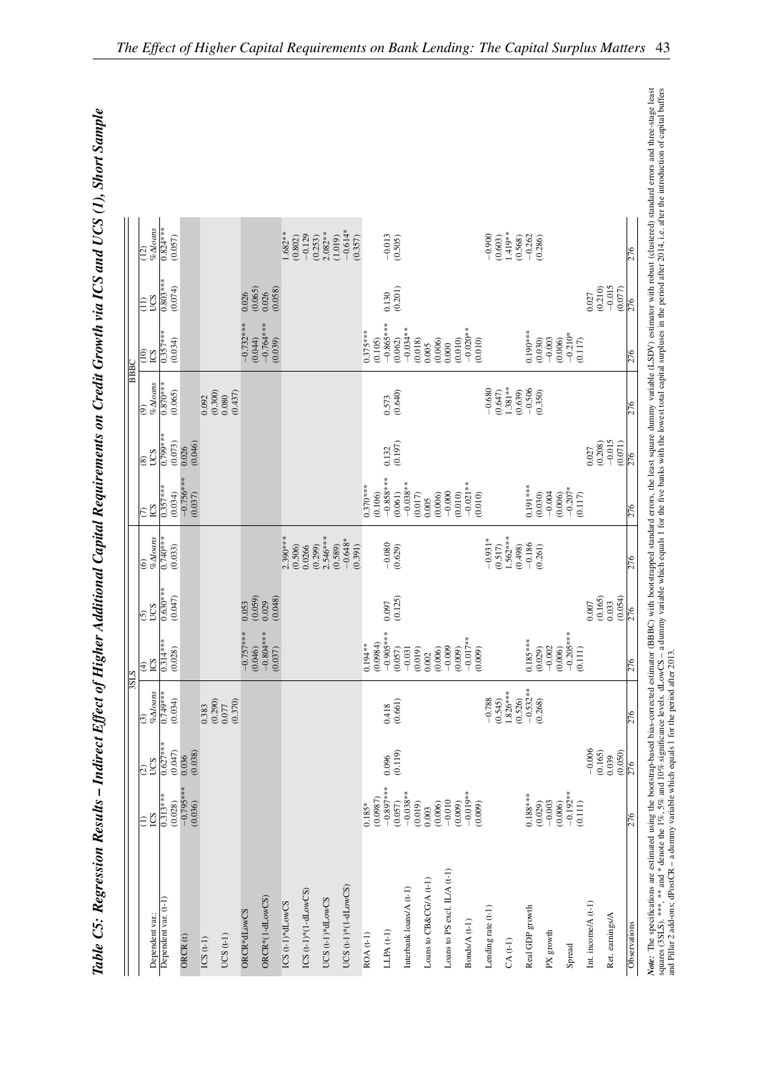## Table C5: Regression Results – Indirect Effect of Higher Additional Capital Requirements on Credit Growth via ICS and UCS (1), Short Sample

| | 3SLS | | | | | | BBBC | | | | | |
|---|---|---|---|---|---|---|---|---|---|---|---|---|
| | (1) | (2) | (3) | (4) | (5) | (6) | (7) | (8) | (9) | (10) | (11) | (12) |
| Dependent var.: | ICS | UCS | %Δ*loans* | ICS | UCS | %Δ*loans* | ICS | UCS | %Δ*loans* | ICS | UCS | %Δ*loans* |
| Dependent var. (t-1) | 0.313*** | 0.627*** | 0.749*** | 0.314*** | 0.630*** | 0.740*** | 0.357*** | 0.799*** | 0.870*** | 0.357*** | 0.803*** | 0.824*** |
| | (0.028) | (0.047) | (0.034) | (0.028) | (0.047) | (0.033) | (0.034) | (0.073) | (0.065) | (0.034) | (0.074) | (0.057) |
| ORCR (t) | −0.795*** | 0.036 | | | | | −0.756*** | 0.026 | | | | |
| | (0.036) | (0.038) | | | | | (0.037) | (0.046) | | | | |
| ICS (t-1) | | | 0.383 | | | | | | 0.092 | | | |
| | | | (0.290) | | | | | | (0.300) | | | |
| UCS (t-1) | | | 0.077 | | | | | | 0.080 | | | |
| | | | (0.370) | | | | | | (0.437) | | | |
| ORCR*dLowCS | | | | −0.757*** | 0.053 | | | | | −0.732*** | 0.026 | |
| | | | | (0.046) | (0.059) | | | | | (0.044) | (0.065) | |
| ORCR*(1-dLowCS) | | | | −0.804*** | 0.029 | | | | | −0.764*** | 0.026 | |
| | | | | (0.037) | (0.048) | | | | | (0.039) | (0.058) | |
| ICS (t-1)*dLowCS | | | | | | 2.390*** | | | | | | 1.682** |
| | | | | | | (0.506) | | | | | | (0.802) |
| ICS (t-1)*(1-dLowCS) | | | | | | 0.0266 | | | | | | −0.129 |
| | | | | | | (0.299) | | | | | | (0.253) |
| UCS (t-1)*dLowCS | | | | | | 2.546*** | | | | | | 2.082** |
| | | | | | | (0.589) | | | | | | (1.019) |
| UCS (t-1)*(1-dLowCS) | | | | | | −0.648* | | | | | | −0.614* |
| | | | | | | (0.391) | | | | | | (0.357) |
| ROA (t-1) | 0.185* | | | 0.194** | | | 0.370*** | | | 0.375*** | | |
| | (0.0987) | | | (0.0984) | | | (0.106) | | | (0.105) | | |
| LLPA (t-1) | −0.897*** | 0.096 | 0.418 | −0.905*** | 0.097 | −0.080 | −0.858*** | 0.132 | 0.573 | −0.865*** | 0.130 | −0.013 |
| | (0.057) | (0.119) | (0.661) | (0.057) | (0.125) | (0.629) | (0.061) | (0.197) | (0.640) | (0.062) | (0.201) | (0.505) |
| Interbank loans/A (t-1) | −0.038** | | | −0.031 | | | −0.038** | | | −0.034** | | |
| | (0.019) | | | (0.019) | | | (0.017) | | | (0.018) | | |
| Loans to CB&CG/A (t-1) | 0.003 | | | 0.002 | | | 0.005 | | | 0.005 | | |
| | (0.006) | | | (0.006) | | | (0.006) | | | (0.006) | | |
| Loans to PS excl. IL/A (t-1) | −0.010 | | | −0.009 | | | −0.000 | | | 0.000 | | |
| | (0.009) | | | (0.009) | | | (0.010) | | | (0.010) | | |
| Bonds/A (t-1) | −0.019** | | | −0.017** | | | −0.021** | | | −0.020** | | |
| | (0.009) | | | (0.009) | | | (0.010) | | | (0.010) | | |
| Lending rate (t-1) | | | −0.788 | | | −0.931* | | | −0.680 | | | −0.900 |
| | | | (0.545) | | | (0.517) | | | (0.647) | | | (0.603) |
| CA (t-1) | | | 1.826*** | | | 1.562*** | | | 1.381** | | | 1.419** |
| | | | (0.526) | | | (0.498) | | | (0.639) | | | (0.568) |
| Real GDP growth | 0.188*** | | −0.532** | 0.185*** | | −0.186 | 0.191*** | | −0.506 | 0.190*** | | −0.262 |
| | (0.029) | | (0.268) | (0.029) | | (0.261) | (0.030) | | (0.350) | (0.030) | | (0.286) |
| PX growth | −0.003 | | | −0.002 | | | −0.004 | | | −0.003 | | |
| | (0.006) | | | (0.006) | | | (0.006) | | | (0.006) | | |
| Spread | −0.192** | | | −0.205*** | | | −0.207* | | | −0.210* | | |
| | (0.111) | | | (0.111) | | | (0.117) | | | (0.117) | | |
| Int. income/A (t-1) | | −0.006 | | | 0.007 | | | 0.027 | | | 0.027 | |
| | | (0.165) | | | (0.165) | | | (0.208) | | | (0.210) | |
| Ret. earnings/A | | 0.039 | | | 0.033 | | | −0.015 | | | −0.015 | |
| | | (0.050) | | | (0.054) | | | (0.071) | | | (0.077) | |
| Observations | 276 | 276 | 276 | 276 | 276 | 276 | 276 | 276 | 276 | 276 | 276 | 276 |

***Note:*** The specifications are estimated using the bootstrap-based bias-corrected estimator (BBBC) with bootstrapped standard errors, the least square dummy variable (LSDV) estimator with robust (clustered) standard errors and three-stage least squares (3SLS). ***, ** and * denote the 1%, 5% and 10% significance levels. dLowCS – a dummy variable which equals 1 for the five banks with the lowest total capital surpluses in the period after 2014, i.e. after the introduction of capital buffers and Pillar 2 add-ons; dPostCR – a dummy variable which equals 1 for the period after 2013.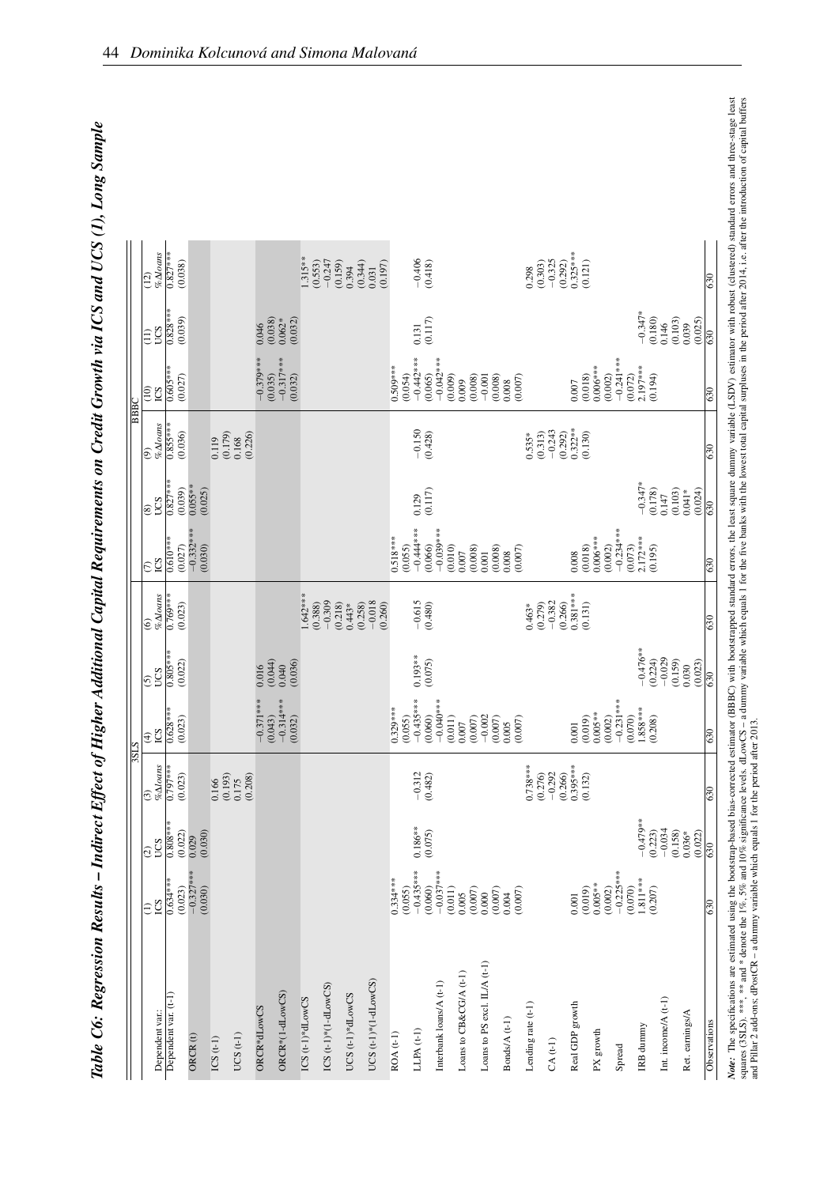## Table C6: Regression Results – Indirect Effect of Higher Additional Capital Requirements on Credit Growth via ICS and UCS (1), Long Sample

| | 3SLS | | | | | | BBBC | | | | | |
|---|---|---|---|---|---|---|---|---|---|---|---|---|
| | (1) | (2) | (3) | (4) | (5) | (6) | (7) | (8) | (9) | (10) | (11) | (12) |
| Dependent var.: | ICS | UCS | %Δ*loans* | ICS | UCS | %Δ*loans* | ICS | UCS | %Δ*loans* | ICS | UCS | %Δ*loans* |
| Dependent var. (t-1) | 0.634*** | 0.808*** | 0.797*** | 0.628*** | 0.805*** | 0.769*** | 0.610*** | 0.827*** | 0.855*** | 0.605*** | 0.828*** | 0.827*** |
| | (0.023) | (0.022) | (0.023) | (0.023) | (0.022) | (0.023) | (0.027) | (0.039) | (0.036) | (0.027) | (0.039) | (0.038) |
| ORCR (t) | −0.327*** | 0.029 | | | | | −0.332*** | 0.055** | | | | |
| | (0.030) | (0.030) | | | | | (0.030) | (0.025) | | | | |
| ICS (t-1) | | | 0.166 | | | | | | 0.119 | | | |
| | | | (0.193) | | | | | | (0.179) | | | |
| UCS (t-1) | | | 0.175 | | | | | | 0.168 | | | |
| | | | (0.208) | | | | | | (0.226) | | | |
| ORCR*dLowCS | | | | −0.371*** | 0.016 | | | | | −0.379*** | 0.046 | |
| | | | | (0.043) | (0.044) | | | | | (0.035) | (0.038) | |
| ORCR*(1-dLowCS) | | | | −0.314*** | 0.040 | | | | | −0.317*** | 0.062* | |
| | | | | (0.032) | (0.036) | | | | | (0.032) | (0.032) | |
| ICS (t-1)*dLowCS | | | | | | 1.642*** | | | | | | 1.315** |
| | | | | | | (0.388) | | | | | | (0.553) |
| ICS (t-1)*(1-dLowCS) | | | | | | −0.309 | | | | | | −0.247 |
| | | | | | | (0.218) | | | | | | (0.159) |
| UCS (t-1)*dLowCS | | | | | | 0.443* | | | | | | 0.394 |
| | | | | | | (0.258) | | | | | | (0.344) |
| UCS (t-1)*(1-dLowCS) | | | | | | −0.018 | | | | | | 0.031 |
| | | | | | | (0.260) | | | | | | (0.197) |
| ROA (t-1) | 0.334*** | | | 0.329*** | | | 0.518*** | | | 0.509*** | | |
| | (0.055) | | | (0.055) | | | (0.055) | | | (0.054) | | |
| LLPA (t-1) | −0.435*** | 0.186** | −0.312 | −0.435*** | 0.193** | −0.615 | −0.444*** | 0.129 | −0.150 | −0.442*** | 0.131 | −0.406 |
| | (0.060) | (0.075) | (0.482) | (0.060) | (0.075) | (0.480) | (0.066) | (0.117) | (0.428) | (0.065) | (0.117) | (0.418) |
| Interbank loans/A (t-1) | −0.037*** | | | −0.040*** | | | −0.039*** | | | −0.042*** | | |
| | (0.011) | | | (0.011) | | | (0.010) | | | (0.009) | | |
| Loans to CB&CG/A (t-1) | 0.005 | | | 0.007 | | | 0.007 | | | 0.009 | | |
| | (0.007) | | | (0.007) | | | (0.008) | | | (0.008) | | |
| Loans to PS excl. IL/A (t-1) | 0.000 | | | −0.002 | | | 0.001 | | | −0.001 | | |
| | (0.007) | | | (0.007) | | | (0.008) | | | (0.008) | | |
| Bonds/A (t-1) | 0.004 | | | 0.005 | | | 0.008 | | | 0.008 | | |
| | (0.007) | | | (0.007) | | | (0.007) | | | (0.007) | | |
| Lending rate (t-1) | | | 0.738*** | | | 0.463* | | | 0.535* | | | 0.298 |
| | | | (0.276) | | | (0.279) | | | (0.313) | | | (0.303) |
| CA (t-1) | | | −0.292 | | | −0.382 | | | −0.243 | | | −0.325 |
| | | | (0.266) | | | (0.266) | | | (0.292) | | | (0.292) |
| Real GDP growth | 0.001 | | 0.395*** | 0.001 | | 0.381*** | 0.008 | | 0.322** | 0.007 | | 0.325*** |
| | (0.019) | | (0.132) | (0.019) | | (0.131) | (0.018) | | (0.130) | (0.018) | | (0.121) |
| PX growth | 0.005** | | | 0.005** | | | 0.006*** | | | 0.006*** | | |
| | (0.002) | | | (0.002) | | | (0.002) | | | (0.002) | | |
| Spread | −0.225*** | | | −0.231*** | | | −0.234*** | | | −0.241*** | | |
| | (0.070) | | | (0.070) | | | (0.073) | | | (0.072) | | |
| IRB dummy | 1.811*** | −0.479** | | 1.858*** | −0.476** | | 2.172*** | −0.347* | | 2.197*** | −0.347* | |
| | (0.207) | (0.223) | | (0.208) | (0.224) | | (0.195) | (0.178) | | (0.194) | (0.180) | |
| Int. income/A (t-1) | | −0.034 | | | −0.029 | | | 0.147 | | | 0.146 | |
| | | (0.158) | | | (0.159) | | | (0.103) | | | (0.103) | |
| Ret. earnings/A | | 0.036* | | | 0.030 | | | 0.041* | | | 0.039 | |
| | | (0.022) | | | (0.023) | | | (0.024) | | | (0.025) | |
| Observations | 630 | 630 | 630 | 630 | 630 | 630 | 630 | 630 | 630 | 630 | 630 | 630 |

***Note:*** The specifications are estimated using the bootstrap-based bias-corrected estimator (BBBC) with bootstrapped standard errors, the least square dummy variable (LSDV) estimator with robust (clustered) standard errors and three-stage least squares (3SLS). ***, ** and * denote the 1%, 5% and 10% significance levels. dLowCS – a dummy variable which equals 1 for the five banks with the lowest total capital surpluses in the period after 2014, i.e. after the introduction of capital buffers and Pillar 2 add-ons; dPostCR – a dummy variable which equals 1 for the period after 2013.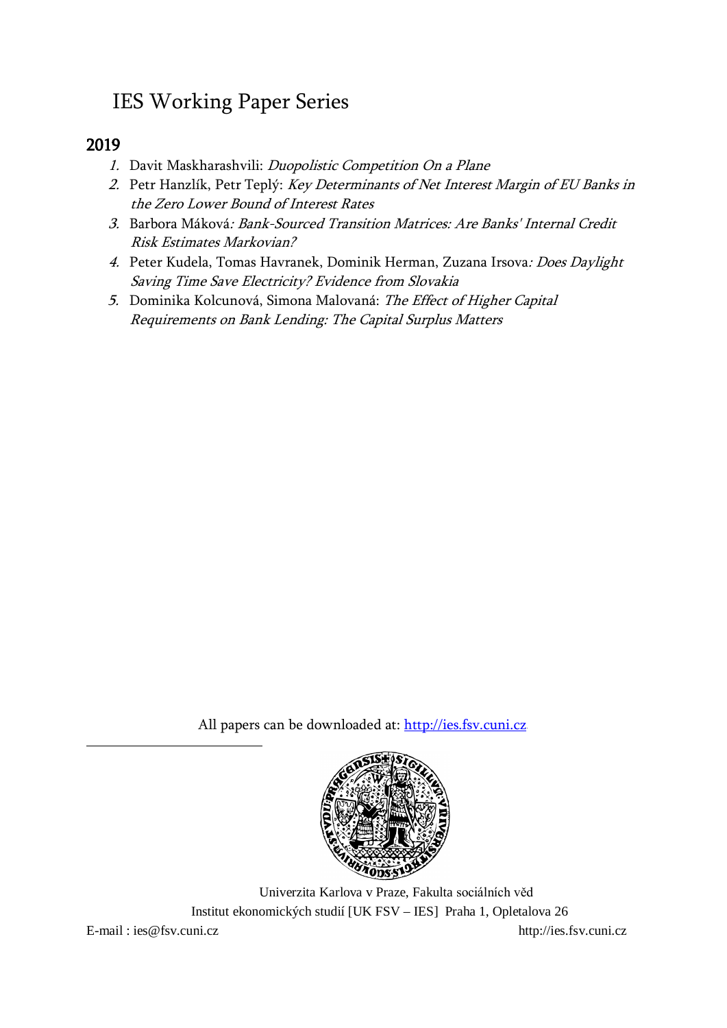# IES Working Paper Series

## 2019

1. Davit Maskharashvili: *Duopolistic Competition On a Plane*
2. Petr Hanzlík, Petr Teplý: *Key Determinants of Net Interest Margin of EU Banks in the Zero Lower Bound of Interest Rates*
3. Barbora Máková*: Bank-Sourced Transition Matrices: Are Banks' Internal Credit Risk Estimates Markovian?*
4. Peter Kudela, Tomas Havranek, Dominik Herman, Zuzana Irsova*: Does Daylight Saving Time Save Electricity? Evidence from Slovakia*
5. Dominika Kolcunová, Simona Malovaná: *The Effect of Higher Capital Requirements on Bank Lending: The Capital Surplus Matters*

All papers can be downloaded at: http://ies.fsv.cuni.cz

Univerzita Karlova v Praze, Fakulta sociálních věd

Institut ekonomických studií [UK FSV – IES] Praha 1, Opletalova 26

E-mail : ies@fsv.cuni.cz http://ies.fsv.cuni.cz